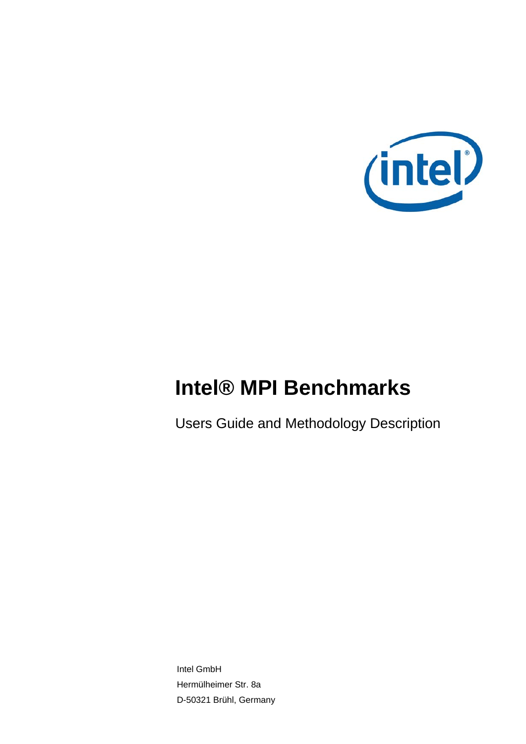# Intel® MPI Benchmarks

Users Guide and Methodology Description

Intel GmbH

Hermülheimer Str. 8a

D-50321 Brühl, Germany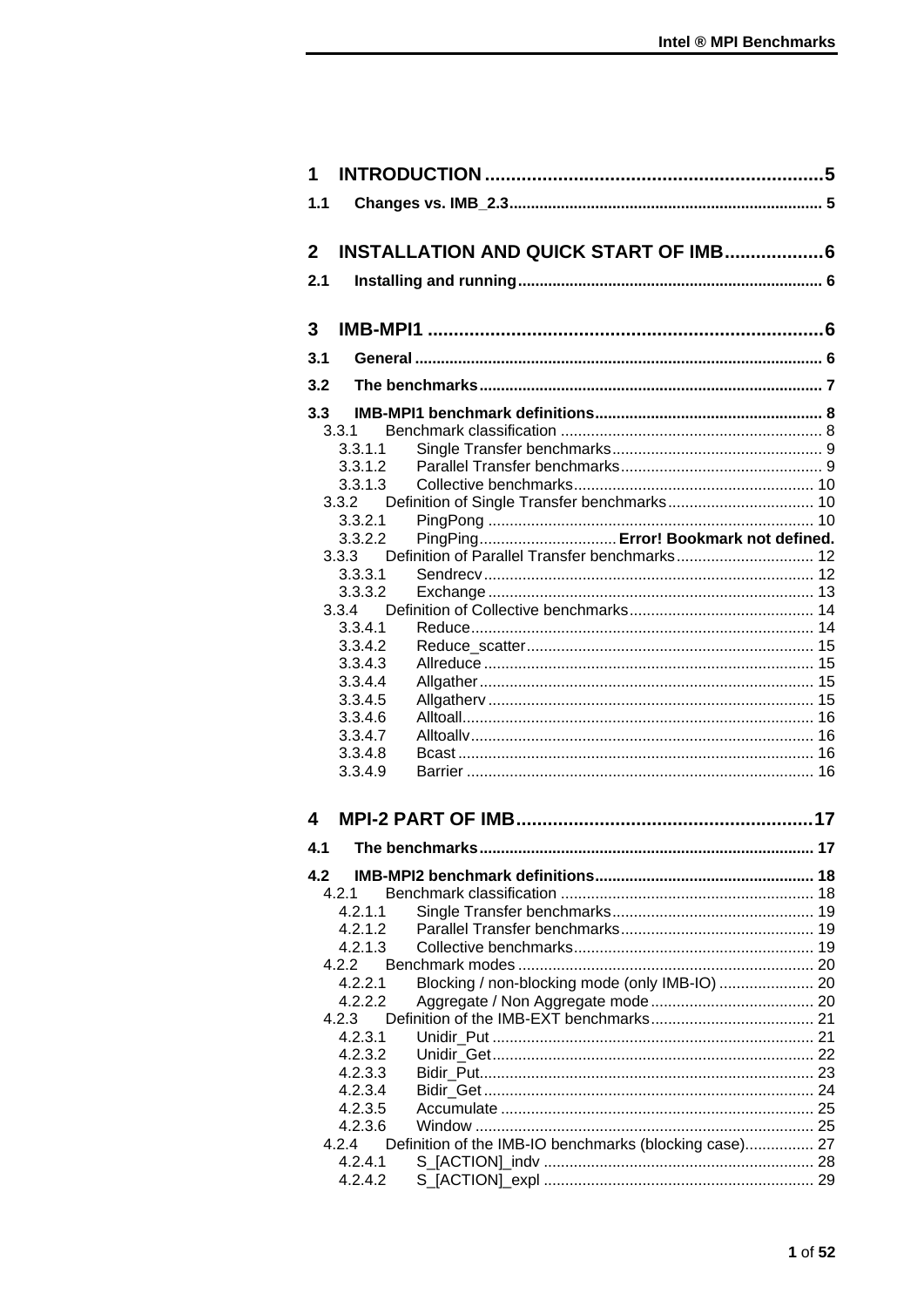1 INTRODUCTION .................................................................5

1.1 Changes vs. IMB_2.3........................................................................ 5

2 INSTALLATION AND QUICK START OF IMB...................6

2.1 Installing and running...................................................................... 6

3 IMB-MPI1 ...........................................................................6

3.1 General ............................................................................................. 6

3.2 The benchmarks............................................................................... 7

3.3 IMB-MPI1 benchmark definitions.................................................... 8
- 3.3.1 Benchmark classification ............................................................ 8
  - 3.3.1.1 Single Transfer benchmarks................................................ 9
  - 3.3.1.2 Parallel Transfer benchmarks.............................................. 9
  - 3.3.1.3 Collective benchmarks....................................................... 10
- 3.3.2 Definition of Single Transfer benchmarks.................................. 10
  - 3.3.2.1 PingPong ........................................................................... 10
  - 3.3.2.2 PingPing................................ **Error! Bookmark not defined.**
- 3.3.3 Definition of Parallel Transfer benchmarks................................ 12
  - 3.3.3.1 Sendrecv............................................................................ 12
  - 3.3.3.2 Exchange ........................................................................... 13
- 3.3.4 Definition of Collective benchmarks.......................................... 14
  - 3.3.4.1 Reduce............................................................................... 14
  - 3.3.4.2 Reduce_scatter.................................................................. 15
  - 3.3.4.3 Allreduce ............................................................................ 15
  - 3.3.4.4 Allgather............................................................................. 15
  - 3.3.4.5 Allgatherv ........................................................................... 15
  - 3.3.4.6 Alltoall................................................................................. 16
  - 3.3.4.7 Alltoallv............................................................................... 16
  - 3.3.4.8 Bcast .................................................................................. 16
  - 3.3.4.9 Barrier ................................................................................ 16

4 MPI-2 PART OF IMB.........................................................17

4.1 The benchmarks............................................................................. 17

4.2 IMB-MPI2 benchmark definitions.................................................. 18
- 4.2.1 Benchmark classification ........................................................... 18
  - 4.2.1.1 Single Transfer benchmarks............................................... 19
  - 4.2.1.2 Parallel Transfer benchmarks............................................. 19
  - 4.2.1.3 Collective benchmarks....................................................... 19
- 4.2.2 Benchmark modes .................................................................... 20
  - 4.2.2.1 Blocking / non-blocking mode (only IMB-IO) ...................... 20
  - 4.2.2.2 Aggregate / Non Aggregate mode...................................... 20
- 4.2.3 Definition of the IMB-EXT benchmarks...................................... 21
  - 4.2.3.1 Unidir_Put .......................................................................... 21
  - 4.2.3.2 Unidir_Get.......................................................................... 22
  - 4.2.3.3 Bidir_Put............................................................................. 23
  - 4.2.3.4 Bidir_Get ............................................................................ 24
  - 4.2.3.5 Accumulate ........................................................................ 25
  - 4.2.3.6 Window .............................................................................. 25
- 4.2.4 Definition of the IMB-IO benchmarks (blocking case)................ 27
  - 4.2.4.1 S_[ACTION]_indv .............................................................. 28
  - 4.2.4.2 S_[ACTION]_expl .............................................................. 29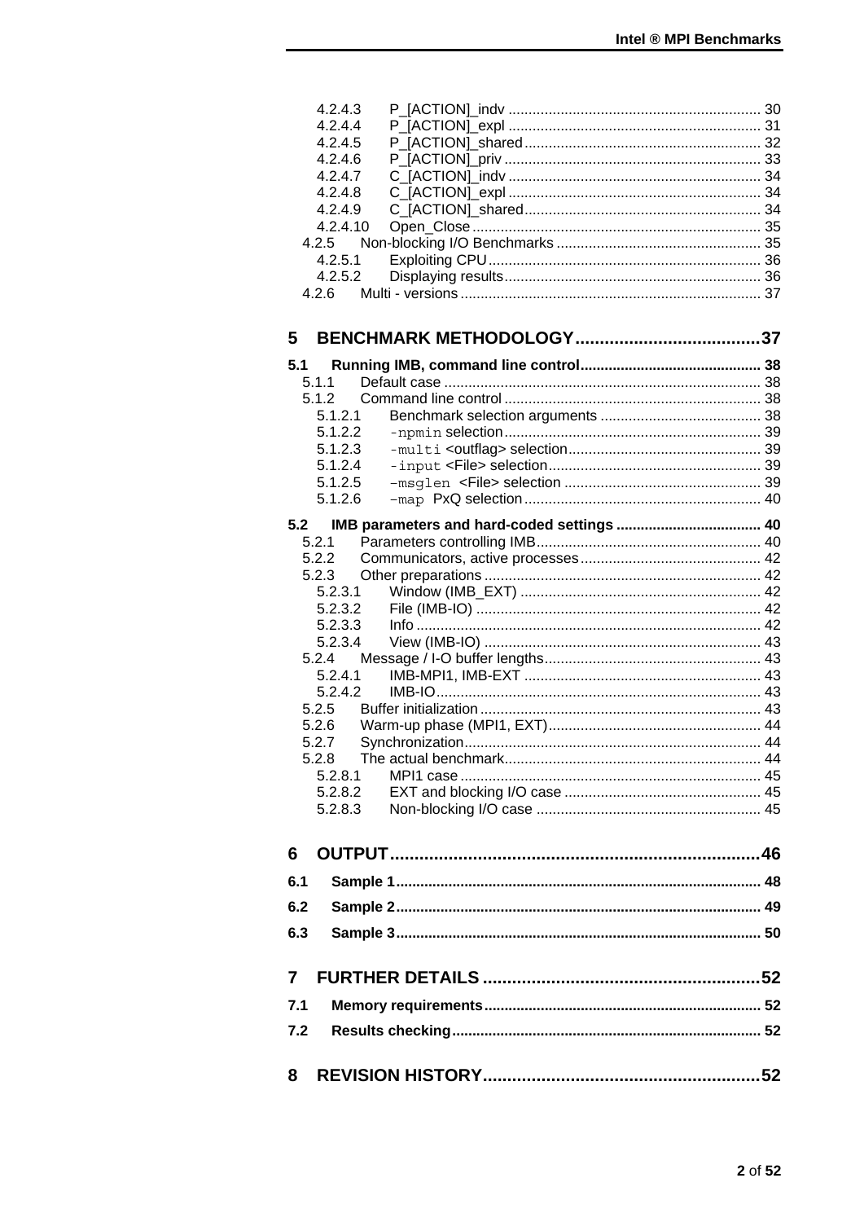4.2.4.3 P_[ACTION]_indv ..... 30
4.2.4.4 P_[ACTION]_expl ..... 31
4.2.4.5 P_[ACTION]_shared ..... 32
4.2.4.6 P_[ACTION]_priv ..... 33
4.2.4.7 C_[ACTION]_indv ..... 34
4.2.4.8 C_[ACTION]_expl ..... 34
4.2.4.9 C_[ACTION]_shared ..... 34
4.2.4.10 Open_Close ..... 35
4.2.5 Non-blocking I/O Benchmarks ..... 35
4.2.5.1 Exploiting CPU ..... 36
4.2.5.2 Displaying results ..... 36
4.2.6 Multi - versions ..... 37

**5 BENCHMARK METHODOLOGY ..... 37**

**5.1 Running IMB, command line control ..... 38**
5.1.1 Default case ..... 38
5.1.2 Command line control ..... 38
5.1.2.1 Benchmark selection arguments ..... 38
5.1.2.2 `-npmin` selection ..... 39
5.1.2.3 `-multi` <outflag> selection ..... 39
5.1.2.4 `-input` <File> selection ..... 39
5.1.2.5 `–msglen` <File> selection ..... 39
5.1.2.6 `–map` PxQ selection ..... 40

**5.2 IMB parameters and hard-coded settings ..... 40**
5.2.1 Parameters controlling IMB ..... 40
5.2.2 Communicators, active processes ..... 42
5.2.3 Other preparations ..... 42
5.2.3.1 Window (IMB_EXT) ..... 42
5.2.3.2 File (IMB-IO) ..... 42
5.2.3.3 Info ..... 42
5.2.3.4 View (IMB-IO) ..... 43
5.2.4 Message / I-O buffer lengths ..... 43
5.2.4.1 IMB-MPI1, IMB-EXT ..... 43
5.2.4.2 IMB-IO ..... 43
5.2.5 Buffer initialization ..... 43
5.2.6 Warm-up phase (MPI1, EXT) ..... 44
5.2.7 Synchronization ..... 44
5.2.8 The actual benchmark ..... 44
5.2.8.1 MPI1 case ..... 45
5.2.8.2 EXT and blocking I/O case ..... 45
5.2.8.3 Non-blocking I/O case ..... 45

**6 OUTPUT ..... 46**

**6.1 Sample 1 ..... 48**

**6.2 Sample 2 ..... 49**

**6.3 Sample 3 ..... 50**

**7 FURTHER DETAILS ..... 52**

**7.1 Memory requirements ..... 52**

**7.2 Results checking ..... 52**

**8 REVISION HISTORY ..... 52**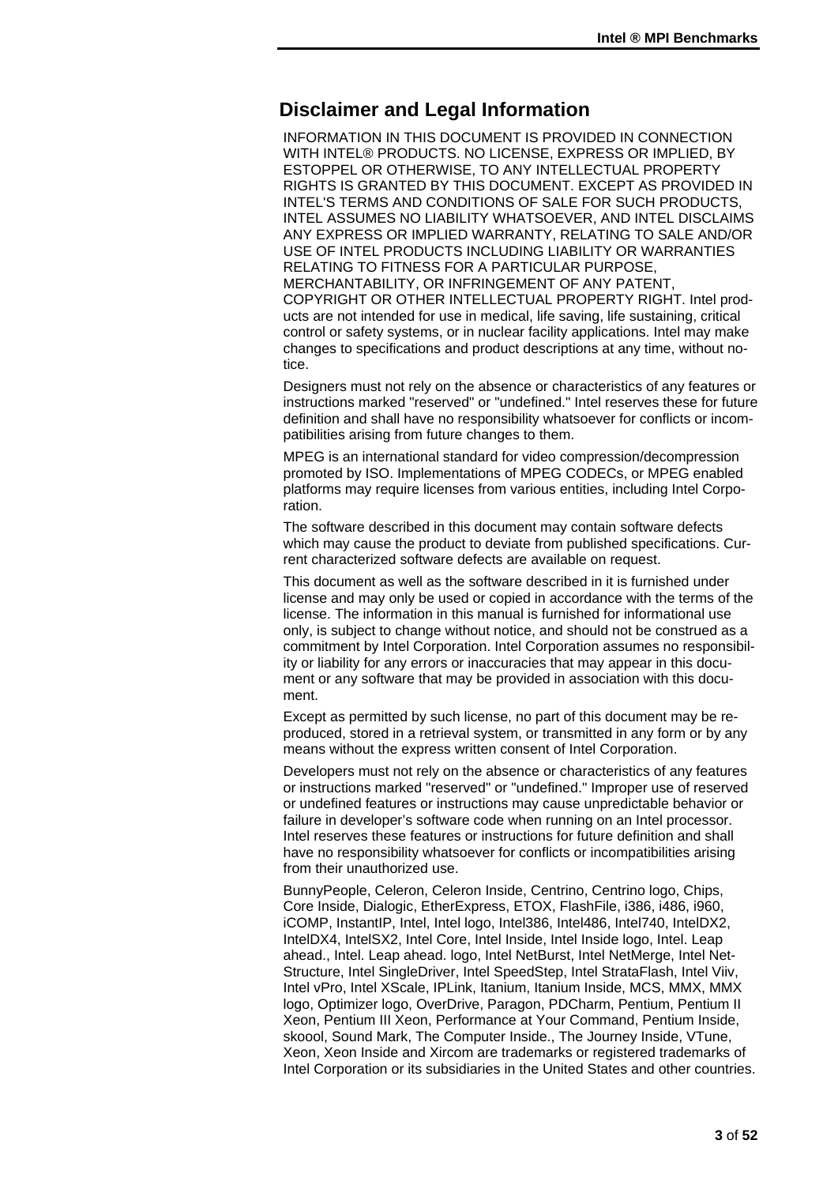## Disclaimer and Legal Information

INFORMATION IN THIS DOCUMENT IS PROVIDED IN CONNECTION WITH INTEL® PRODUCTS. NO LICENSE, EXPRESS OR IMPLIED, BY ESTOPPEL OR OTHERWISE, TO ANY INTELLECTUAL PROPERTY RIGHTS IS GRANTED BY THIS DOCUMENT. EXCEPT AS PROVIDED IN INTEL'S TERMS AND CONDITIONS OF SALE FOR SUCH PRODUCTS, INTEL ASSUMES NO LIABILITY WHATSOEVER, AND INTEL DISCLAIMS ANY EXPRESS OR IMPLIED WARRANTY, RELATING TO SALE AND/OR USE OF INTEL PRODUCTS INCLUDING LIABILITY OR WARRANTIES RELATING TO FITNESS FOR A PARTICULAR PURPOSE, MERCHANTABILITY, OR INFRINGEMENT OF ANY PATENT, COPYRIGHT OR OTHER INTELLECTUAL PROPERTY RIGHT. Intel products are not intended for use in medical, life saving, life sustaining, critical control or safety systems, or in nuclear facility applications. Intel may make changes to specifications and product descriptions at any time, without notice.

Designers must not rely on the absence or characteristics of any features or instructions marked "reserved" or "undefined." Intel reserves these for future definition and shall have no responsibility whatsoever for conflicts or incompatibilities arising from future changes to them.

MPEG is an international standard for video compression/decompression promoted by ISO. Implementations of MPEG CODECs, or MPEG enabled platforms may require licenses from various entities, including Intel Corporation.

The software described in this document may contain software defects which may cause the product to deviate from published specifications. Current characterized software defects are available on request.

This document as well as the software described in it is furnished under license and may only be used or copied in accordance with the terms of the license. The information in this manual is furnished for informational use only, is subject to change without notice, and should not be construed as a commitment by Intel Corporation. Intel Corporation assumes no responsibility or liability for any errors or inaccuracies that may appear in this document or any software that may be provided in association with this document.

Except as permitted by such license, no part of this document may be reproduced, stored in a retrieval system, or transmitted in any form or by any means without the express written consent of Intel Corporation.

Developers must not rely on the absence or characteristics of any features or instructions marked "reserved" or "undefined." Improper use of reserved or undefined features or instructions may cause unpredictable behavior or failure in developer's software code when running on an Intel processor. Intel reserves these features or instructions for future definition and shall have no responsibility whatsoever for conflicts or incompatibilities arising from their unauthorized use.

BunnyPeople, Celeron, Celeron Inside, Centrino, Centrino logo, Chips, Core Inside, Dialogic, EtherExpress, ETOX, FlashFile, i386, i486, i960, iCOMP, InstantIP, Intel, Intel logo, Intel386, Intel486, Intel740, IntelDX2, IntelDX4, IntelSX2, Intel Core, Intel Inside, Intel Inside logo, Intel. Leap ahead., Intel. Leap ahead. logo, Intel NetBurst, Intel NetMerge, Intel NetStructure, Intel SingleDriver, Intel SpeedStep, Intel StrataFlash, Intel Viiv, Intel vPro, Intel XScale, IPLink, Itanium, Itanium Inside, MCS, MMX, MMX logo, Optimizer logo, OverDrive, Paragon, PDCharm, Pentium, Pentium II Xeon, Pentium III Xeon, Performance at Your Command, Pentium Inside, skoool, Sound Mark, The Computer Inside., The Journey Inside, VTune, Xeon, Xeon Inside and Xircom are trademarks or registered trademarks of Intel Corporation or its subsidiaries in the United States and other countries.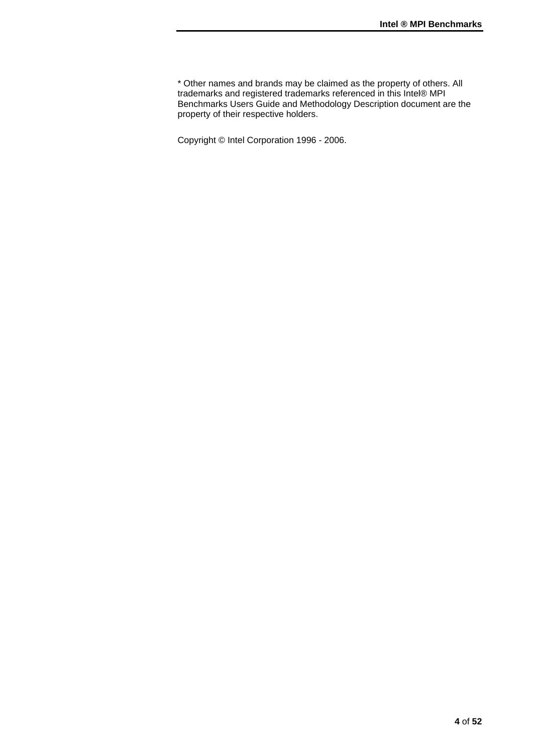* Other names and brands may be claimed as the property of others. All trademarks and registered trademarks referenced in this Intel® MPI Benchmarks Users Guide and Methodology Description document are the property of their respective holders.

Copyright © Intel Corporation 1996 - 2006.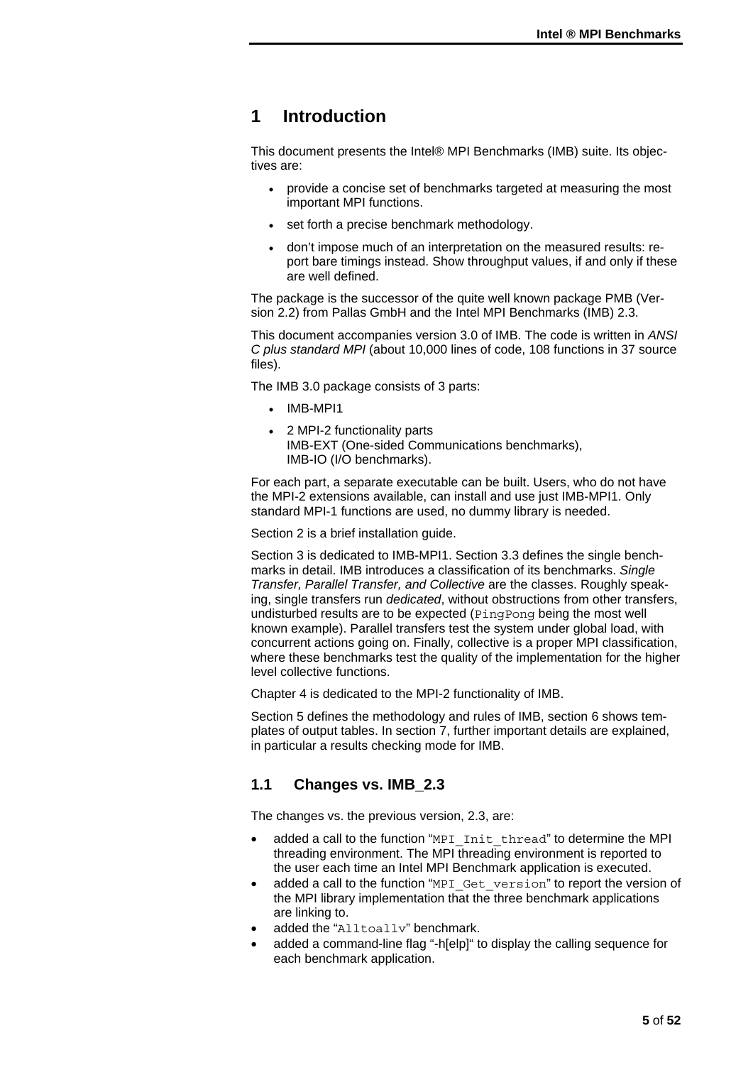# 1 Introduction

This document presents the Intel® MPI Benchmarks (IMB) suite. Its objectives are:

- provide a concise set of benchmarks targeted at measuring the most important MPI functions.
- set forth a precise benchmark methodology.
- don't impose much of an interpretation on the measured results: report bare timings instead. Show throughput values, if and only if these are well defined.

The package is the successor of the quite well known package PMB (Version 2.2) from Pallas GmbH and the Intel MPI Benchmarks (IMB) 2.3.

This document accompanies version 3.0 of IMB. The code is written in *ANSI C plus standard MPI* (about 10,000 lines of code, 108 functions in 37 source files).

The IMB 3.0 package consists of 3 parts:

- IMB-MPI1
- 2 MPI-2 functionality parts
  IMB-EXT (One-sided Communications benchmarks),
  IMB-IO (I/O benchmarks).

For each part, a separate executable can be built. Users, who do not have the MPI-2 extensions available, can install and use just IMB-MPI1. Only standard MPI-1 functions are used, no dummy library is needed.

Section 2 is a brief installation guide.

Section 3 is dedicated to IMB-MPI1. Section 3.3 defines the single benchmarks in detail. IMB introduces a classification of its benchmarks. *Single Transfer, Parallel Transfer, and Collective* are the classes. Roughly speaking, single transfers run *dedicated*, without obstructions from other transfers, undisturbed results are to be expected (`PingPong` being the most well known example). Parallel transfers test the system under global load, with concurrent actions going on. Finally, collective is a proper MPI classification, where these benchmarks test the quality of the implementation for the higher level collective functions.

Chapter 4 is dedicated to the MPI-2 functionality of IMB.

Section 5 defines the methodology and rules of IMB, section 6 shows templates of output tables. In section 7, further important details are explained, in particular a results checking mode for IMB.

## 1.1 Changes vs. IMB_2.3

The changes vs. the previous version, 2.3, are:

- added a call to the function "`MPI_Init_thread`" to determine the MPI threading environment. The MPI threading environment is reported to the user each time an Intel MPI Benchmark application is executed.
- added a call to the function "`MPI_Get_version`" to report the version of the MPI library implementation that the three benchmark applications are linking to.
- added the "`Alltoallv`" benchmark.
- added a command-line flag "-h[elp]" to display the calling sequence for each benchmark application.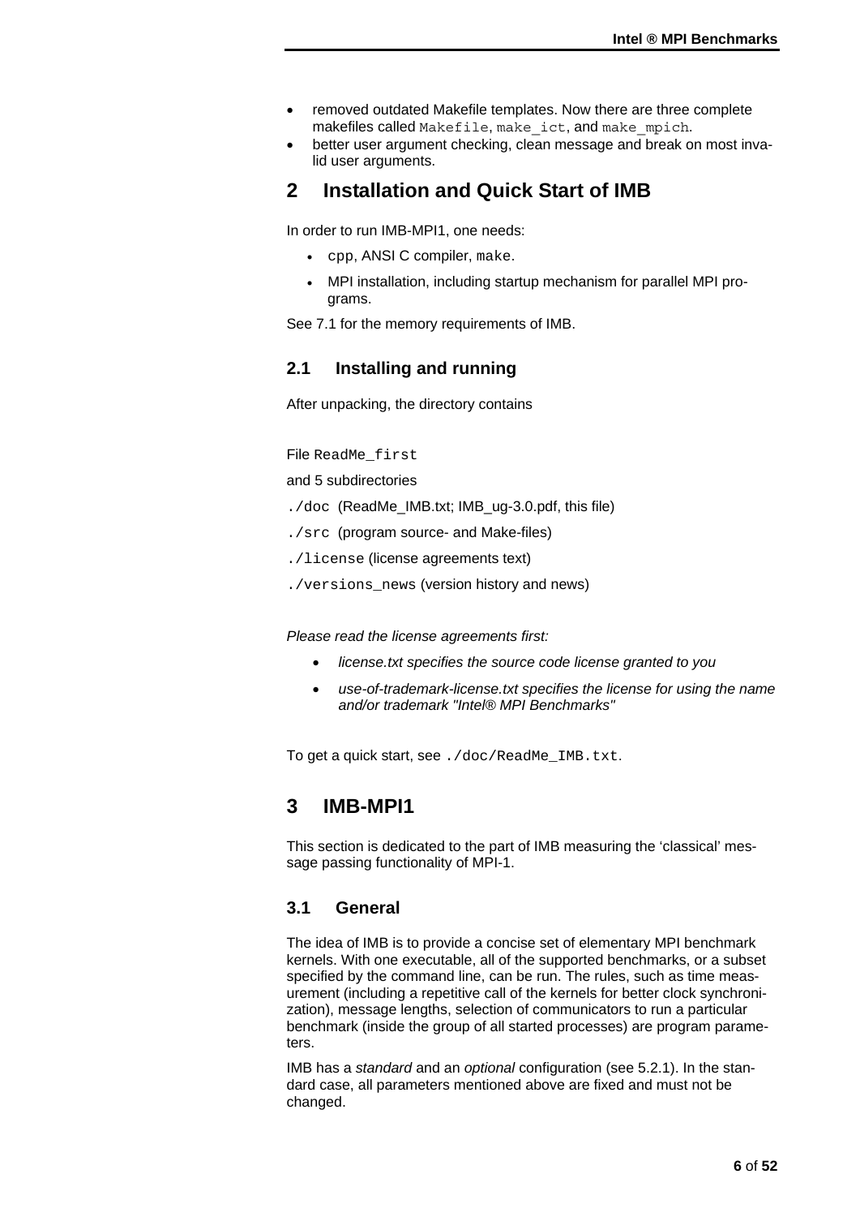- removed outdated Makefile templates. Now there are three complete makefiles called `Makefile`, `make_ict`, and `make_mpich`.
- better user argument checking, clean message and break on most invalid user arguments.

# 2 Installation and Quick Start of IMB

In order to run IMB-MPI1, one needs:

- `cpp`, ANSI C compiler, `make`.
- MPI installation, including startup mechanism for parallel MPI programs.

See 7.1 for the memory requirements of IMB.

## 2.1 Installing and running

After unpacking, the directory contains

File `ReadMe_first`

and 5 subdirectories

`./doc` (ReadMe_IMB.txt; IMB_ug-3.0.pdf, this file)

`./src` (program source- and Make-files)

`./license` (license agreements text)

`./versions_news` (version history and news)

*Please read the license agreements first:*

- *license.txt specifies the source code license granted to you*
- *use-of-trademark-license.txt specifies the license for using the name and/or trademark "Intel® MPI Benchmarks"*

To get a quick start, see `./doc/ReadMe_IMB.txt`.

# 3 IMB-MPI1

This section is dedicated to the part of IMB measuring the 'classical' message passing functionality of MPI-1.

## 3.1 General

The idea of IMB is to provide a concise set of elementary MPI benchmark kernels. With one executable, all of the supported benchmarks, or a subset specified by the command line, can be run. The rules, such as time measurement (including a repetitive call of the kernels for better clock synchronization), message lengths, selection of communicators to run a particular benchmark (inside the group of all started processes) are program parameters.

IMB has a *standard* and an *optional* configuration (see 5.2.1). In the standard case, all parameters mentioned above are fixed and must not be changed.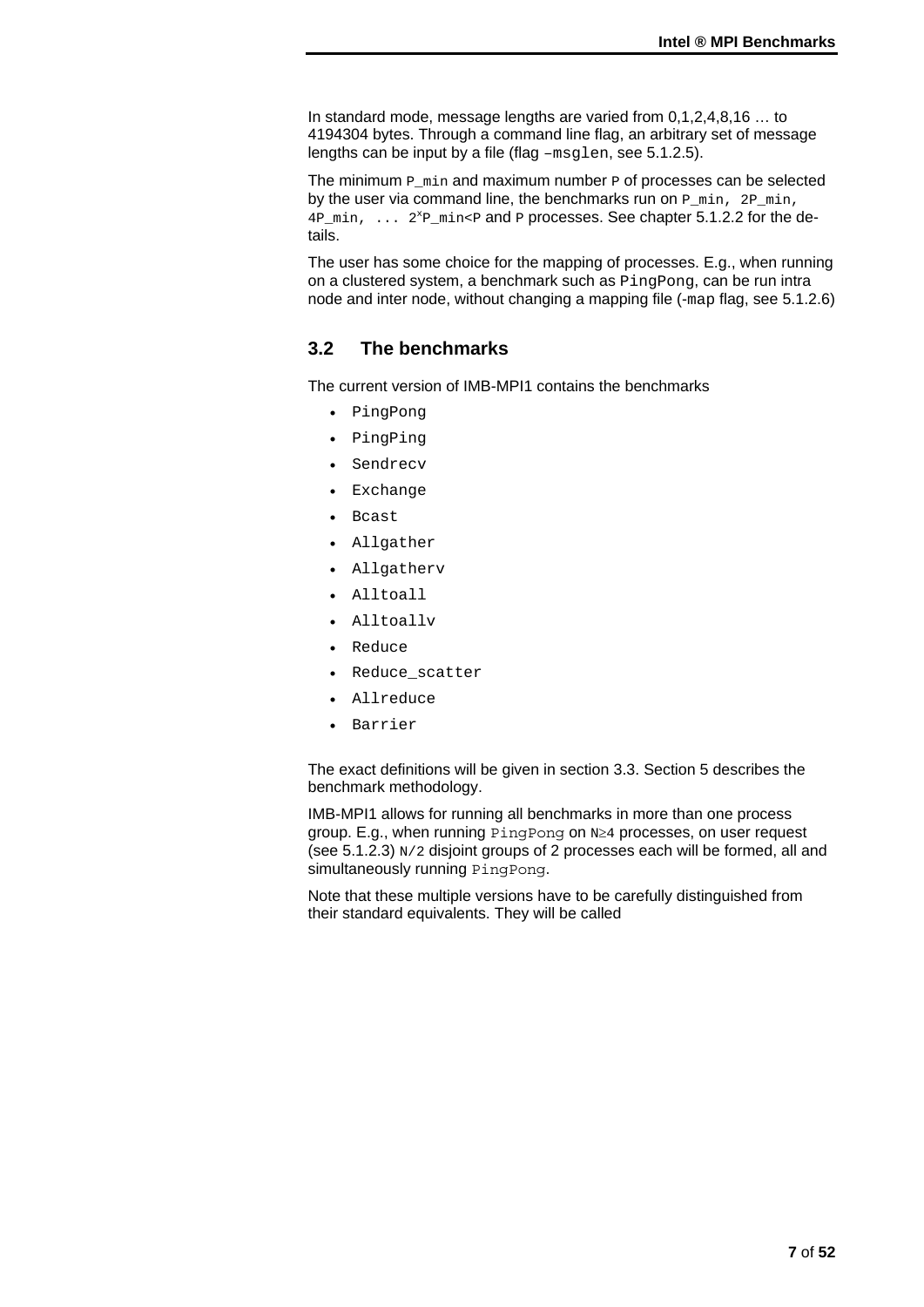In standard mode, message lengths are varied from 0,1,2,4,8,16 … to 4194304 bytes. Through a command line flag, an arbitrary set of message lengths can be input by a file (flag `–msglen`, see 5.1.2.5).

The minimum `P_min` and maximum number `P` of processes can be selected by the user via command line, the benchmarks run on `P_min, 2P_min, 4P_min, ... 2`$^{x}$`P_min<P` and `P` processes. See chapter 5.1.2.2 for the details.

The user has some choice for the mapping of processes. E.g., when running on a clustered system, a benchmark such as `PingPong`, can be run intra node and inter node, without changing a mapping file (`-map` flag, see 5.1.2.6)

## 3.2 The benchmarks

The current version of IMB-MPI1 contains the benchmarks

- `PingPong`
- `PingPing`
- `Sendrecv`
- `Exchange`
- `Bcast`
- `Allgather`
- `Allgatherv`
- `Alltoall`
- `Alltoallv`
- `Reduce`
- `Reduce_scatter`
- `Allreduce`
- `Barrier`

The exact definitions will be given in section 3.3. Section 5 describes the benchmark methodology.

IMB-MPI1 allows for running all benchmarks in more than one process group. E.g., when running `PingPong` on `N`$\geq$`4` processes, on user request (see 5.1.2.3) `N/2` disjoint groups of 2 processes each will be formed, all and simultaneously running `PingPong`.

Note that these multiple versions have to be carefully distinguished from their standard equivalents. They will be called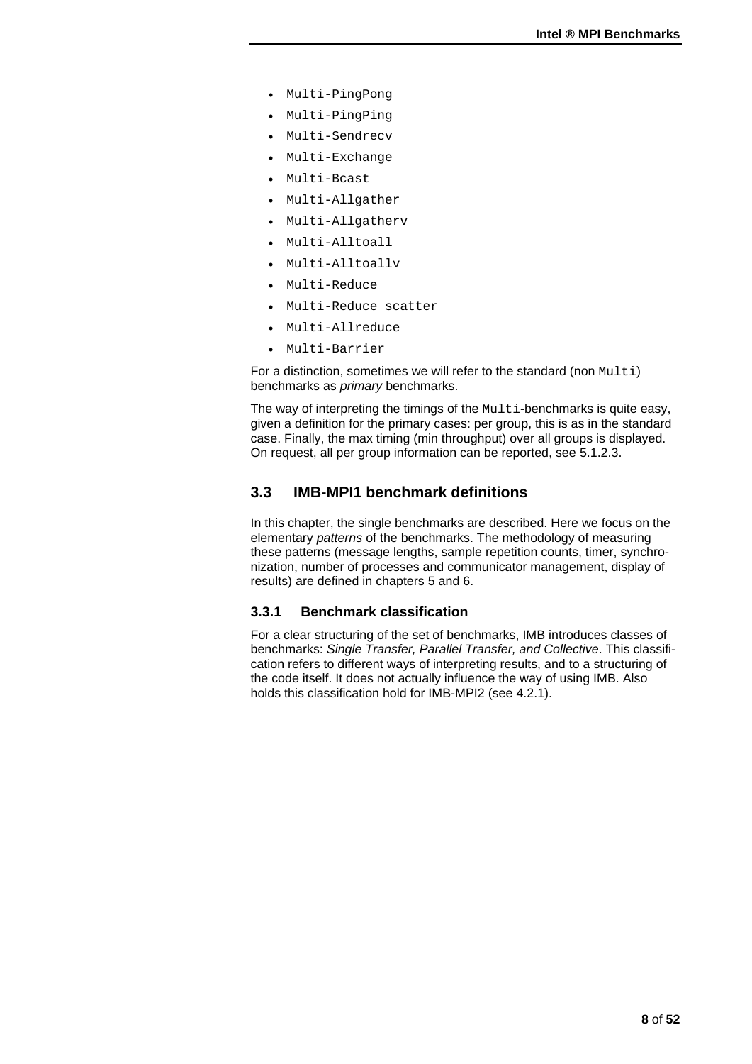- `Multi-PingPong`
- `Multi-PingPing`
- `Multi-Sendrecv`
- `Multi-Exchange`
- `Multi-Bcast`
- `Multi-Allgather`
- `Multi-Allgatherv`
- `Multi-Alltoall`
- `Multi-Alltoallv`
- `Multi-Reduce`
- `Multi-Reduce_scatter`
- `Multi-Allreduce`
- `Multi-Barrier`

For a distinction, sometimes we will refer to the standard (non `Multi`) benchmarks as *primary* benchmarks.

The way of interpreting the timings of the `Multi`-benchmarks is quite easy, given a definition for the primary cases: per group, this is as in the standard case. Finally, the max timing (min throughput) over all groups is displayed. On request, all per group information can be reported, see 5.1.2.3.

## 3.3 IMB-MPI1 benchmark definitions

In this chapter, the single benchmarks are described. Here we focus on the elementary *patterns* of the benchmarks. The methodology of measuring these patterns (message lengths, sample repetition counts, timer, synchronization, number of processes and communicator management, display of results) are defined in chapters 5 and 6.

### 3.3.1 Benchmark classification

For a clear structuring of the set of benchmarks, IMB introduces classes of benchmarks: *Single Transfer, Parallel Transfer, and Collective*. This classification refers to different ways of interpreting results, and to a structuring of the code itself. It does not actually influence the way of using IMB. Also holds this classification hold for IMB-MPI2 (see 4.2.1).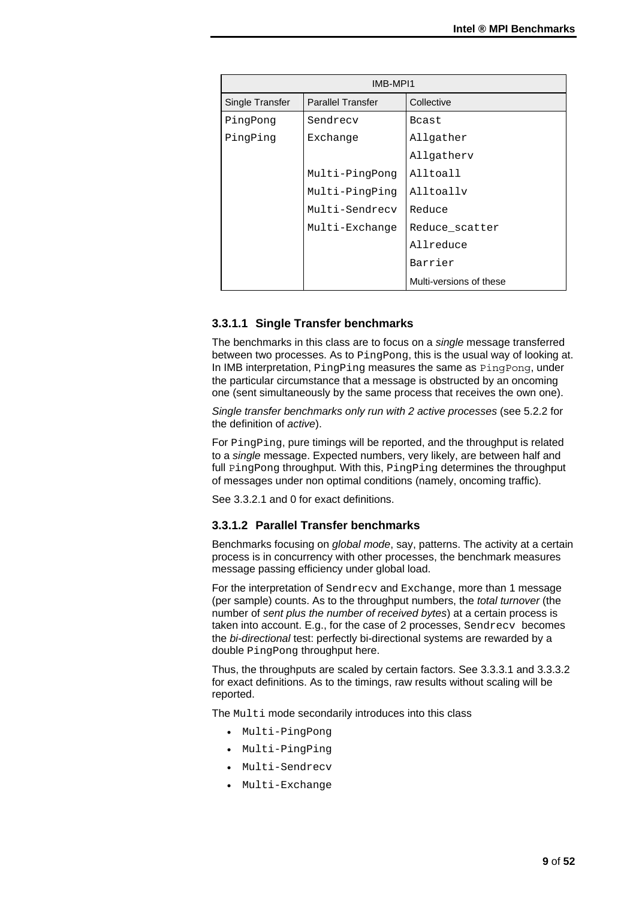| IMB-MPI1 | | |
|---|---|---|
| Single Transfer | Parallel Transfer | Collective |
| PingPong | Sendrecv | Bcast |
| PingPing | Exchange | Allgather |
| | | Allgatherv |
| | Multi-PingPong | Alltoall |
| | Multi-PingPing | Alltoallv |
| | Multi-Sendrecv | Reduce |
| | Multi-Exchange | Reduce_scatter |
| | | Allreduce |
| | | Barrier |
| | | Multi-versions of these |

#### 3.3.1.1 Single Transfer benchmarks

The benchmarks in this class are to focus on a *single* message transferred between two processes. As to PingPong, this is the usual way of looking at. In IMB interpretation, PingPing measures the same as PingPong, under the particular circumstance that a message is obstructed by an oncoming one (sent simultaneously by the same process that receives the own one).

*Single transfer benchmarks only run with 2 active processes* (see 5.2.2 for the definition of *active*).

For PingPing, pure timings will be reported, and the throughput is related to a *single* message. Expected numbers, very likely, are between half and full PingPong throughput. With this, PingPing determines the throughput of messages under non optimal conditions (namely, oncoming traffic).

See 3.3.2.1 and 0 for exact definitions.

#### 3.3.1.2 Parallel Transfer benchmarks

Benchmarks focusing on *global mode*, say, patterns. The activity at a certain process is in concurrency with other processes, the benchmark measures message passing efficiency under global load.

For the interpretation of Sendrecv and Exchange, more than 1 message (per sample) counts. As to the throughput numbers, the *total turnover* (the number of *sent plus the number of received bytes*) at a certain process is taken into account. E.g., for the case of 2 processes, Sendrecv becomes the *bi-directional* test: perfectly bi-directional systems are rewarded by a double PingPong throughput here.

Thus, the throughputs are scaled by certain factors. See 3.3.3.1 and 3.3.3.2 for exact definitions. As to the timings, raw results without scaling will be reported.

The Multi mode secondarily introduces into this class

- Multi-PingPong
- Multi-PingPing
- Multi-Sendrecv
- Multi-Exchange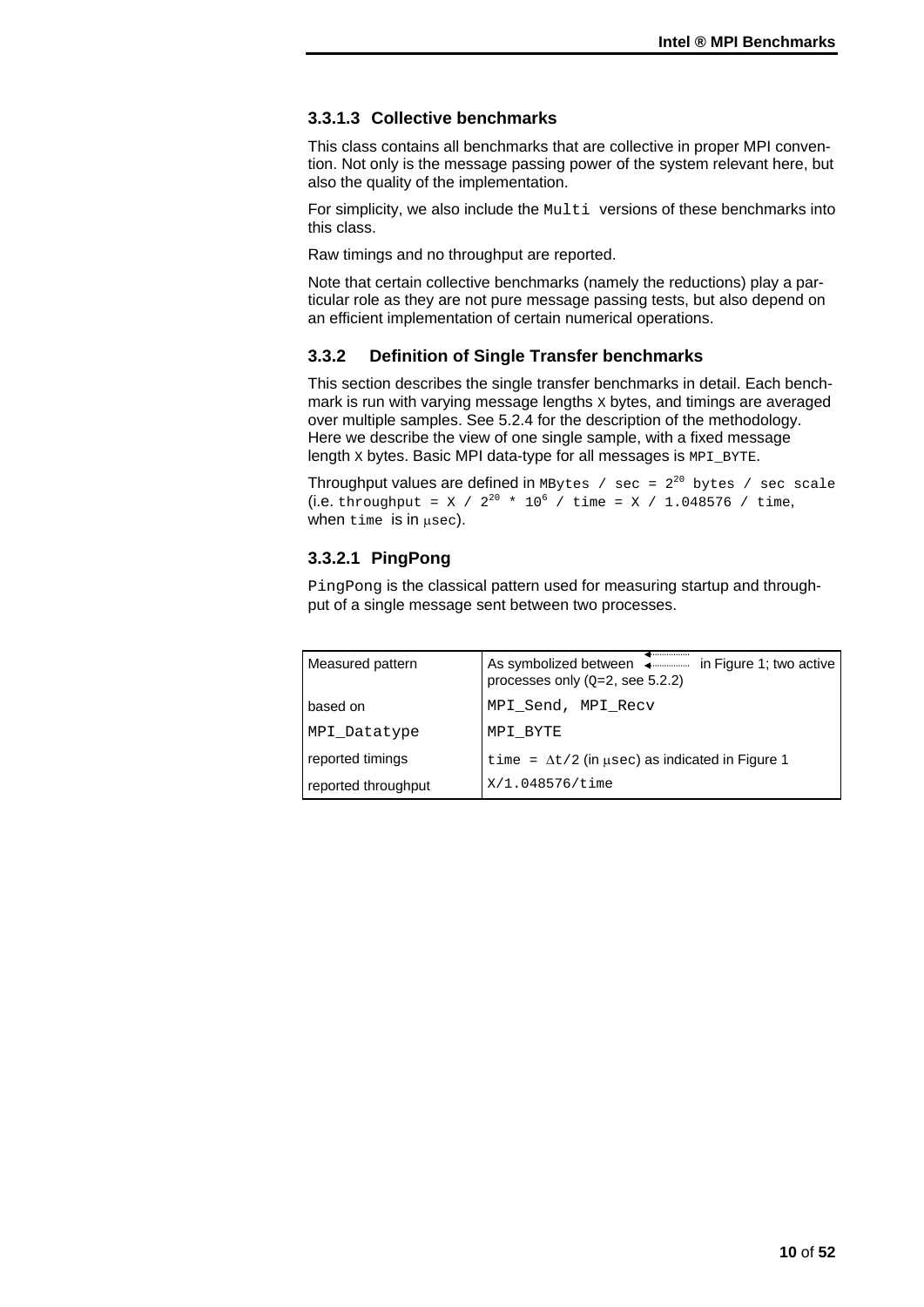#### 3.3.1.3 Collective benchmarks

This class contains all benchmarks that are collective in proper MPI convention. Not only is the message passing power of the system relevant here, but also the quality of the implementation.

For simplicity, we also include the `Multi` versions of these benchmarks into this class.

Raw timings and no throughput are reported.

Note that certain collective benchmarks (namely the reductions) play a particular role as they are not pure message passing tests, but also depend on an efficient implementation of certain numerical operations.

### 3.3.2 Definition of Single Transfer benchmarks

This section describes the single transfer benchmarks in detail. Each benchmark is run with varying message lengths `X` bytes, and timings are averaged over multiple samples. See 5.2.4 for the description of the methodology. Here we describe the view of one single sample, with a fixed message length `X` bytes. Basic MPI data-type for all messages is `MPI_BYTE`.

Throughput values are defined in `MBytes / sec` = $2^{20}$ `bytes / sec scale` (i.e. `throughput = X /` $2^{20}$ `*` $10^6$ `/ time = X / 1.048576 / time`, when `time` is in μsec).

#### 3.3.2.1 PingPong

`PingPong` is the classical pattern used for measuring startup and throughput of a single message sent between two processes.

| | |
|---|---|
| Measured pattern | As symbolized between ⇄ in Figure 1; two active processes only (Q=2, see 5.2.2) |
| based on | `MPI_Send, MPI_Recv` |
| `MPI_Datatype` | `MPI_BYTE` |
| reported timings | `time =` $\Delta$`t/2` (in μsec) as indicated in Figure 1 |
| reported throughput | `X/1.048576/time` |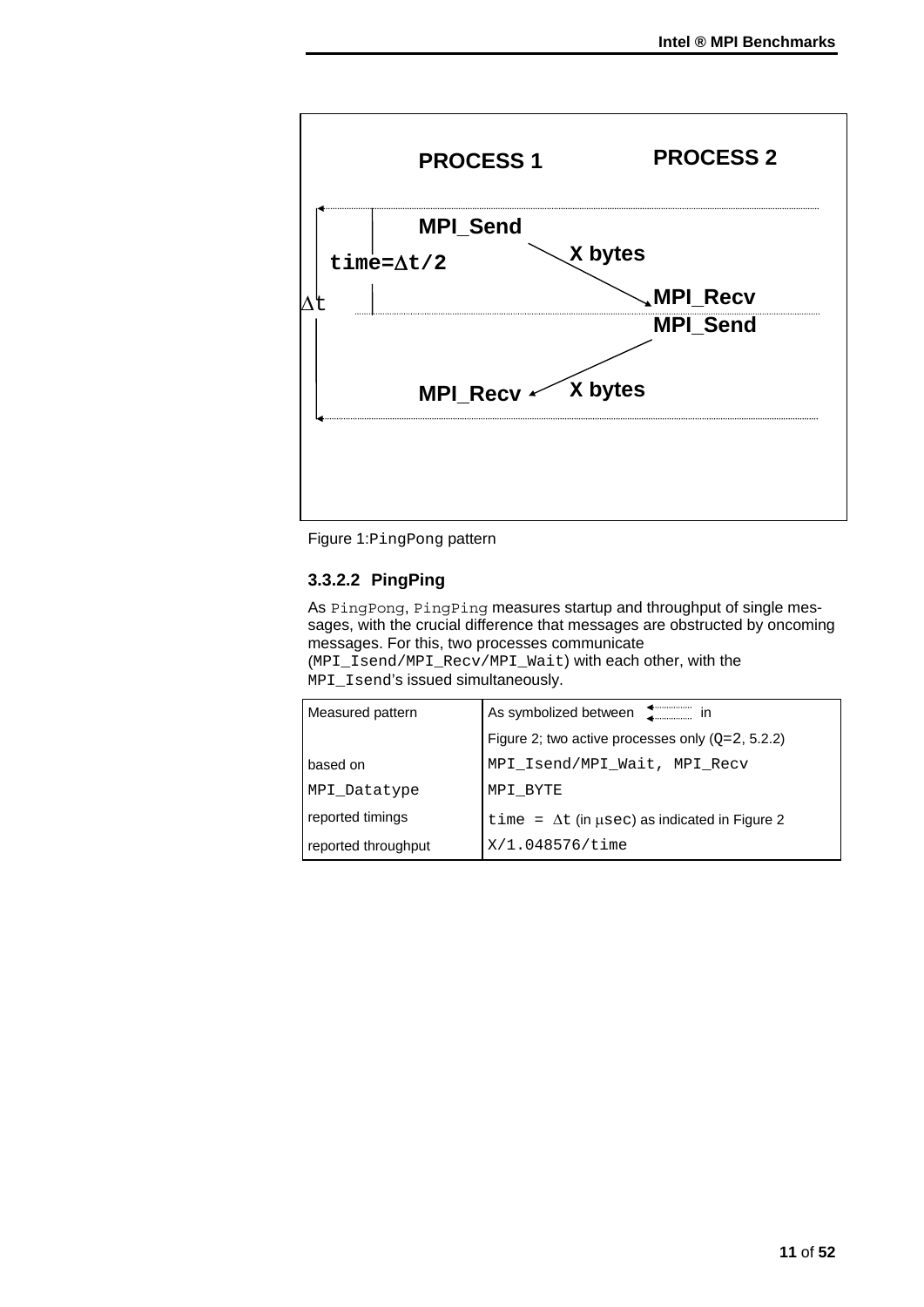PROCESS 1 PROCESS 2

MPI_Send → X bytes → MPI_Recv

time=Δt/2

Δt

MPI_Send → X bytes → MPI_Recv

Figure 1:PingPong pattern

#### 3.3.2.2 PingPing

As PingPong, PingPing measures startup and throughput of single messages, with the crucial difference that messages are obstructed by oncoming messages. For this, two processes communicate (MPI_Isend/MPI_Recv/MPI_Wait) with each other, with the MPI_Isend's issued simultaneously.

| Measured pattern | As symbolized between ⇇ in Figure 2; two active processes only (Q=2, 5.2.2) |
|---|---|
| based on | MPI_Isend/MPI_Wait, MPI_Recv |
| MPI_Datatype | MPI_BYTE |
| reported timings | time = Δt (in μsec) as indicated in Figure 2 |
| reported throughput | X/1.048576/time |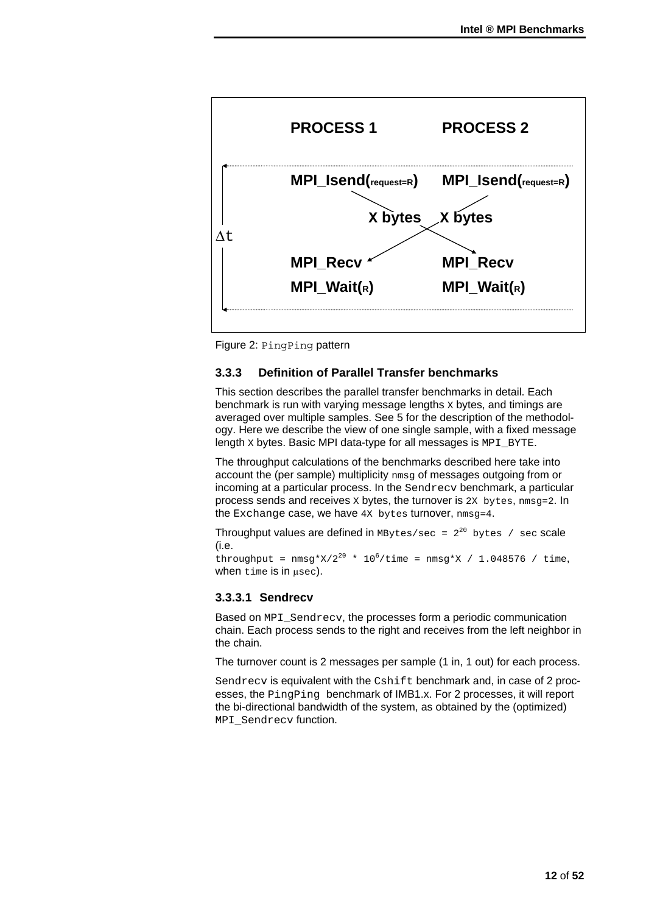PROCESS 1 PROCESS 2

MPI_Isend(request=R) MPI_Isend(request=R)

X bytes X bytes

Δt

MPI_Recv MPI_Recv

MPI_Wait(R) MPI_Wait(R)

Figure 2: PingPing pattern

### 3.3.3 Definition of Parallel Transfer benchmarks

This section describes the parallel transfer benchmarks in detail. Each benchmark is run with varying message lengths X bytes, and timings are averaged over multiple samples. See 5 for the description of the methodology. Here we describe the view of one single sample, with a fixed message length X bytes. Basic MPI data-type for all messages is MPI_BYTE.

The throughput calculations of the benchmarks described here take into account the (per sample) multiplicity nmsg of messages outgoing from or incoming at a particular process. In the Sendrecv benchmark, a particular process sends and receives X bytes, the turnover is 2X bytes, nmsg=2. In the Exchange case, we have 4X bytes turnover, nmsg=4.

Throughput values are defined in MBytes/sec = $2^{20}$ bytes / sec scale (i.e.
throughput = nmsg*X/$2^{20}$ * $10^6$/time = nmsg*X / 1.048576 / time, when time is in μsec).

#### 3.3.3.1 Sendrecv

Based on MPI_Sendrecv, the processes form a periodic communication chain. Each process sends to the right and receives from the left neighbor in the chain.

The turnover count is 2 messages per sample (1 in, 1 out) for each process.

Sendrecv is equivalent with the Cshift benchmark and, in case of 2 processes, the PingPing benchmark of IMB1.x. For 2 processes, it will report the bi-directional bandwidth of the system, as obtained by the (optimized) MPI_Sendrecv function.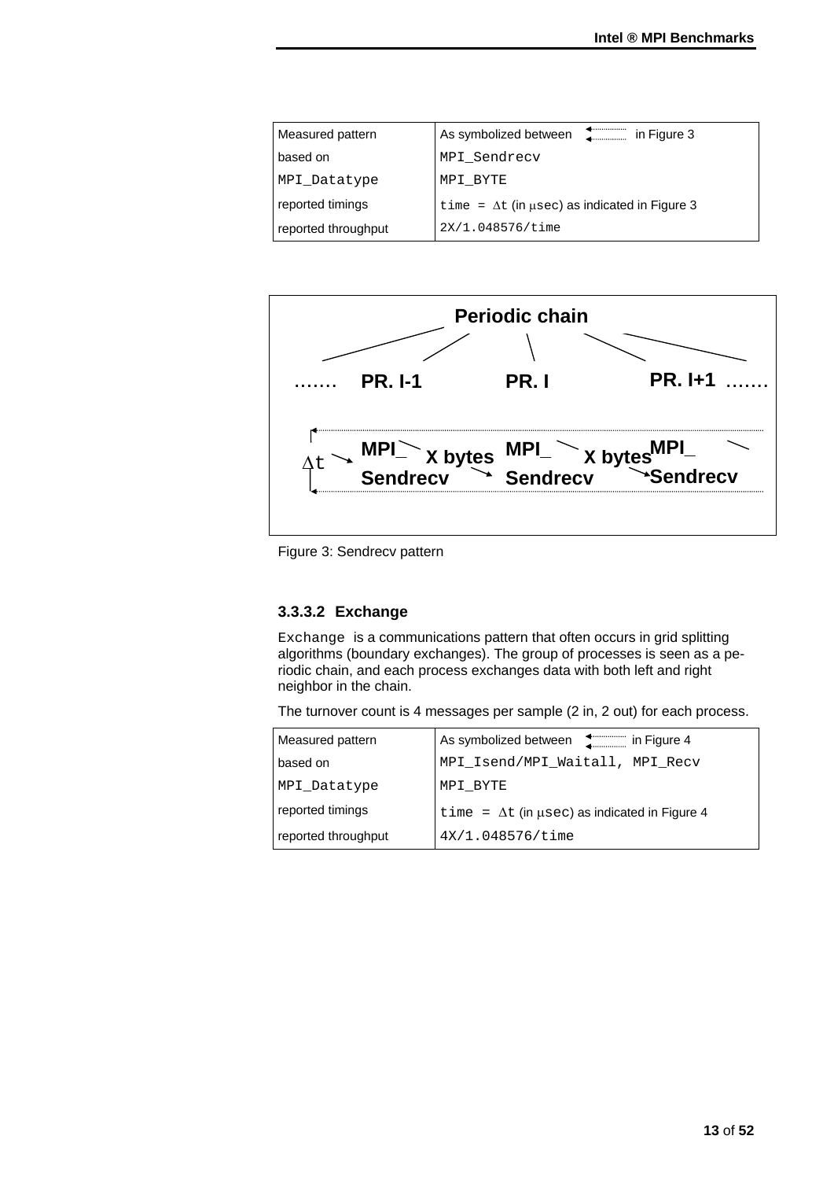| Measured pattern | As symbolized between ⇇ in Figure 3 |
| --- | --- |
| based on | MPI_Sendrecv |
| MPI_Datatype | MPI_BYTE |
| reported timings | time = Δt (in μsec) as indicated in Figure 3 |
| reported throughput | 2X/1.048576/time |

Periodic chain

……. PR. I-1 PR. I PR. I+1 …….

Δt MPI_Sendrecv X bytes MPI_Sendrecv X bytes MPI_Sendrecv

Figure 3: Sendrecv pattern

#### 3.3.3.2 Exchange

Exchange is a communications pattern that often occurs in grid splitting algorithms (boundary exchanges). The group of processes is seen as a periodic chain, and each process exchanges data with both left and right neighbor in the chain.

The turnover count is 4 messages per sample (2 in, 2 out) for each process.

| Measured pattern | As symbolized between ⇇ in Figure 4 |
| --- | --- |
| based on | MPI_Isend/MPI_Waitall, MPI_Recv |
| MPI_Datatype | MPI_BYTE |
| reported timings | time = Δt (in μsec) as indicated in Figure 4 |
| reported throughput | 4X/1.048576/time |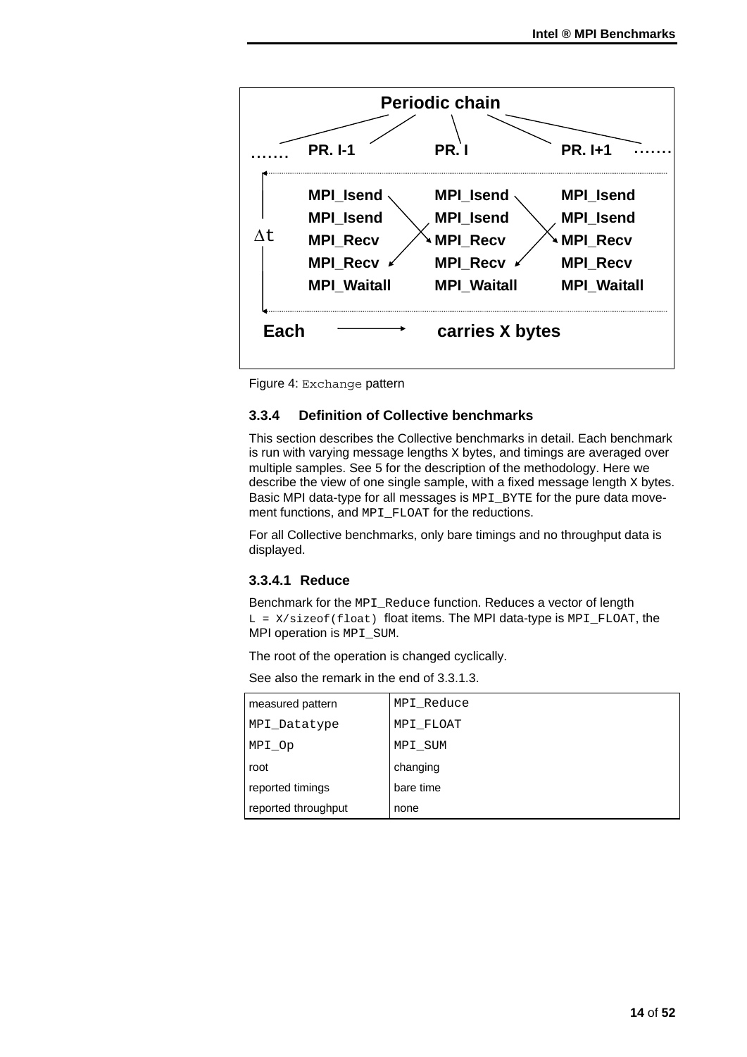Periodic chain

| ……. | PR. I-1 | PR. I | PR. I+1 | ……. |
|---|---|---|---|---|
| $\Delta t$ | MPI_Isend | MPI_Isend | MPI_Isend | |
| | MPI_Isend | MPI_Isend | MPI_Isend | |
| | MPI_Recv | MPI_Recv | MPI_Recv | |
| | MPI_Recv | MPI_Recv | MPI_Recv | |
| | MPI_Waitall | MPI_Waitall | MPI_Waitall | |

**Each** ⟶ **carries X bytes**

Figure 4: `Exchange` pattern

### 3.3.4 Definition of Collective benchmarks

This section describes the Collective benchmarks in detail. Each benchmark is run with varying message lengths X bytes, and timings are averaged over multiple samples. See 5 for the description of the methodology. Here we describe the view of one single sample, with a fixed message length X bytes. Basic MPI data-type for all messages is `MPI_BYTE` for the pure data movement functions, and `MPI_FLOAT` for the reductions.

For all Collective benchmarks, only bare timings and no throughput data is displayed.

#### 3.3.4.1 Reduce

Benchmark for the `MPI_Reduce` function. Reduces a vector of length `L = X/sizeof(float)` float items. The MPI data-type is `MPI_FLOAT`, the MPI operation is `MPI_SUM`.

The root of the operation is changed cyclically.

See also the remark in the end of 3.3.1.3.

| measured pattern | MPI_Reduce |
|---|---|
| MPI_Datatype | MPI_FLOAT |
| MPI_Op | MPI_SUM |
| root | changing |
| reported timings | bare time |
| reported throughput | none |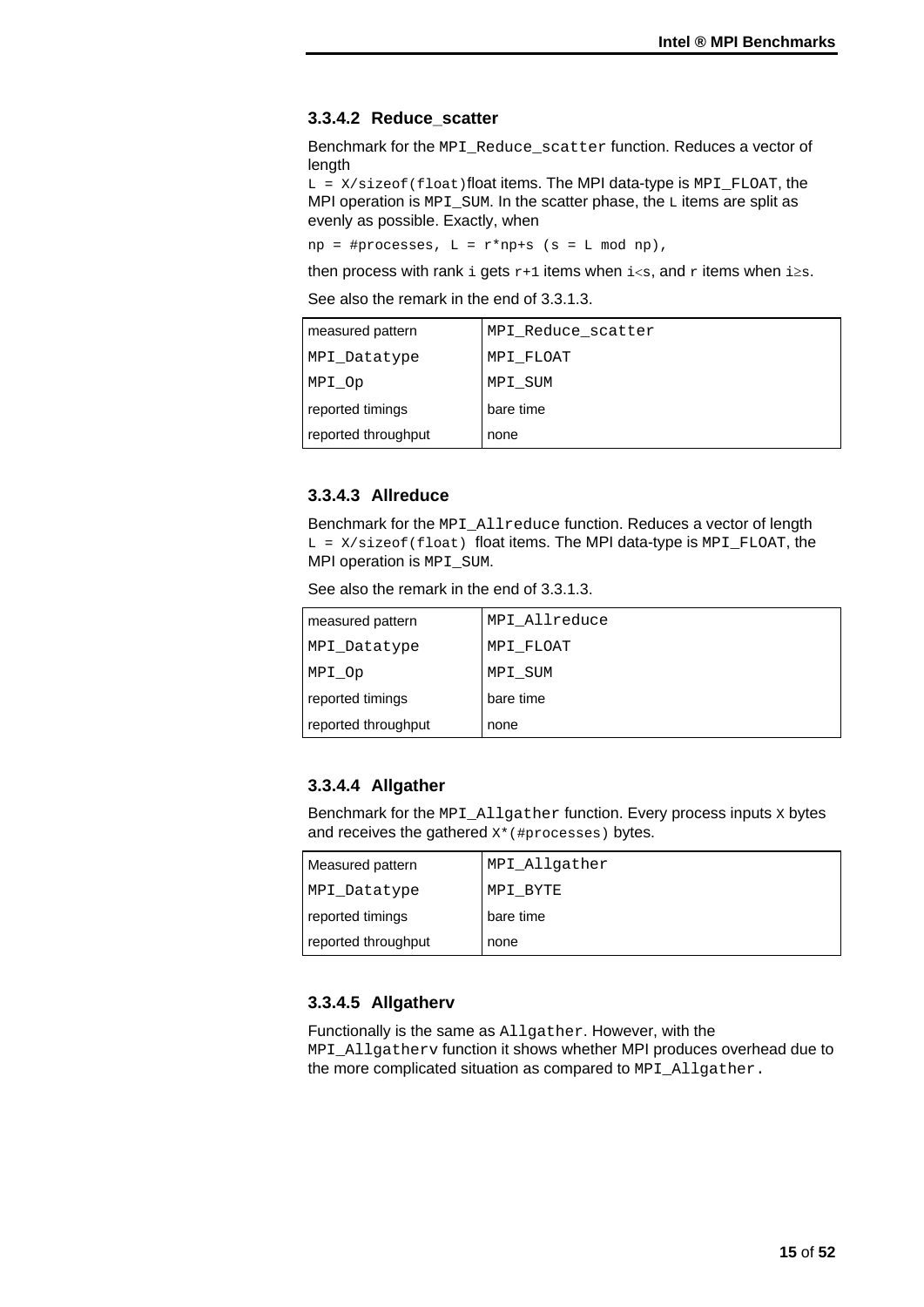### 3.3.4.2 Reduce_scatter

Benchmark for the `MPI_Reduce_scatter` function. Reduces a vector of length

`L = X/sizeof(float)`float items. The MPI data-type is `MPI_FLOAT`, the MPI operation is `MPI_SUM`. In the scatter phase, the `L` items are split as evenly as possible. Exactly, when

`np = #processes, L = r*np+s (s = L mod np),`

then process with rank `i` gets `r+1` items when `i<s`, and `r` items when `i≥s`.

See also the remark in the end of 3.3.1.3.

| measured pattern | `MPI_Reduce_scatter` |
|---|---|
| `MPI_Datatype` | `MPI_FLOAT` |
| `MPI_Op` | `MPI_SUM` |
| reported timings | bare time |
| reported throughput | none |

### 3.3.4.3 Allreduce

Benchmark for the `MPI_Allreduce` function. Reduces a vector of length `L = X/sizeof(float)` float items. The MPI data-type is `MPI_FLOAT`, the MPI operation is `MPI_SUM`.

See also the remark in the end of 3.3.1.3.

| measured pattern | `MPI_Allreduce` |
|---|---|
| `MPI_Datatype` | `MPI_FLOAT` |
| `MPI_Op` | `MPI_SUM` |
| reported timings | bare time |
| reported throughput | none |

### 3.3.4.4 Allgather

Benchmark for the `MPI_Allgather` function. Every process inputs `X` bytes and receives the gathered `X*(#processes)` bytes.

| Measured pattern | `MPI_Allgather` |
|---|---|
| `MPI_Datatype` | `MPI_BYTE` |
| reported timings | bare time |
| reported throughput | none |

### 3.3.4.5 Allgatherv

Functionally is the same as `Allgather`. However, with the `MPI_Allgatherv` function it shows whether MPI produces overhead due to the more complicated situation as compared to `MPI_Allgather.`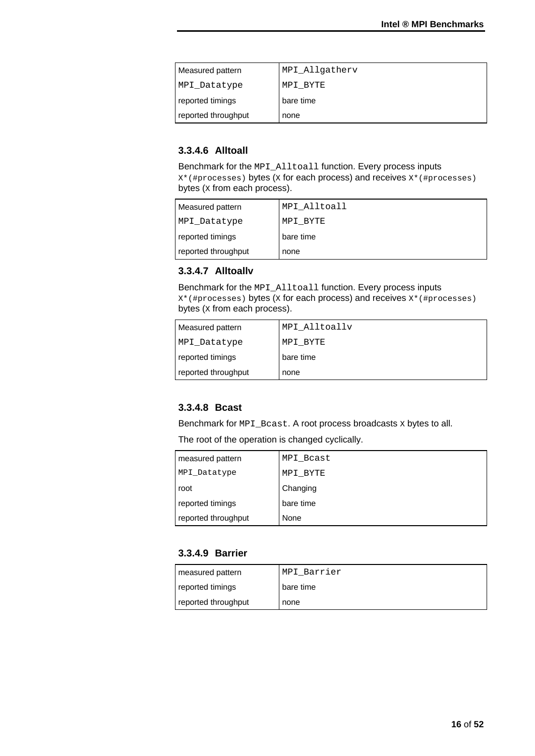| Measured pattern | MPI_Allgatherv |
|---|---|
| MPI_Datatype | MPI_BYTE |
| reported timings | bare time |
| reported throughput | none |

### 3.3.4.6 Alltoall

Benchmark for the MPI_Alltoall function. Every process inputs X*(#processes) bytes (X for each process) and receives X*(#processes) bytes (X from each process).

| Measured pattern | MPI_Alltoall |
|---|---|
| MPI_Datatype | MPI_BYTE |
| reported timings | bare time |
| reported throughput | none |

### 3.3.4.7 Alltoallv

Benchmark for the MPI_Alltoall function. Every process inputs X*(#processes) bytes (X for each process) and receives X*(#processes) bytes (X from each process).

| Measured pattern | MPI_Alltoallv |
|---|---|
| MPI_Datatype | MPI_BYTE |
| reported timings | bare time |
| reported throughput | none |

### 3.3.4.8 Bcast

Benchmark for MPI_Bcast. A root process broadcasts X bytes to all.

The root of the operation is changed cyclically.

| measured pattern | MPI_Bcast |
|---|---|
| MPI_Datatype | MPI_BYTE |
| root | Changing |
| reported timings | bare time |
| reported throughput | None |

### 3.3.4.9 Barrier

| measured pattern | MPI_Barrier |
|---|---|
| reported timings | bare time |
| reported throughput | none |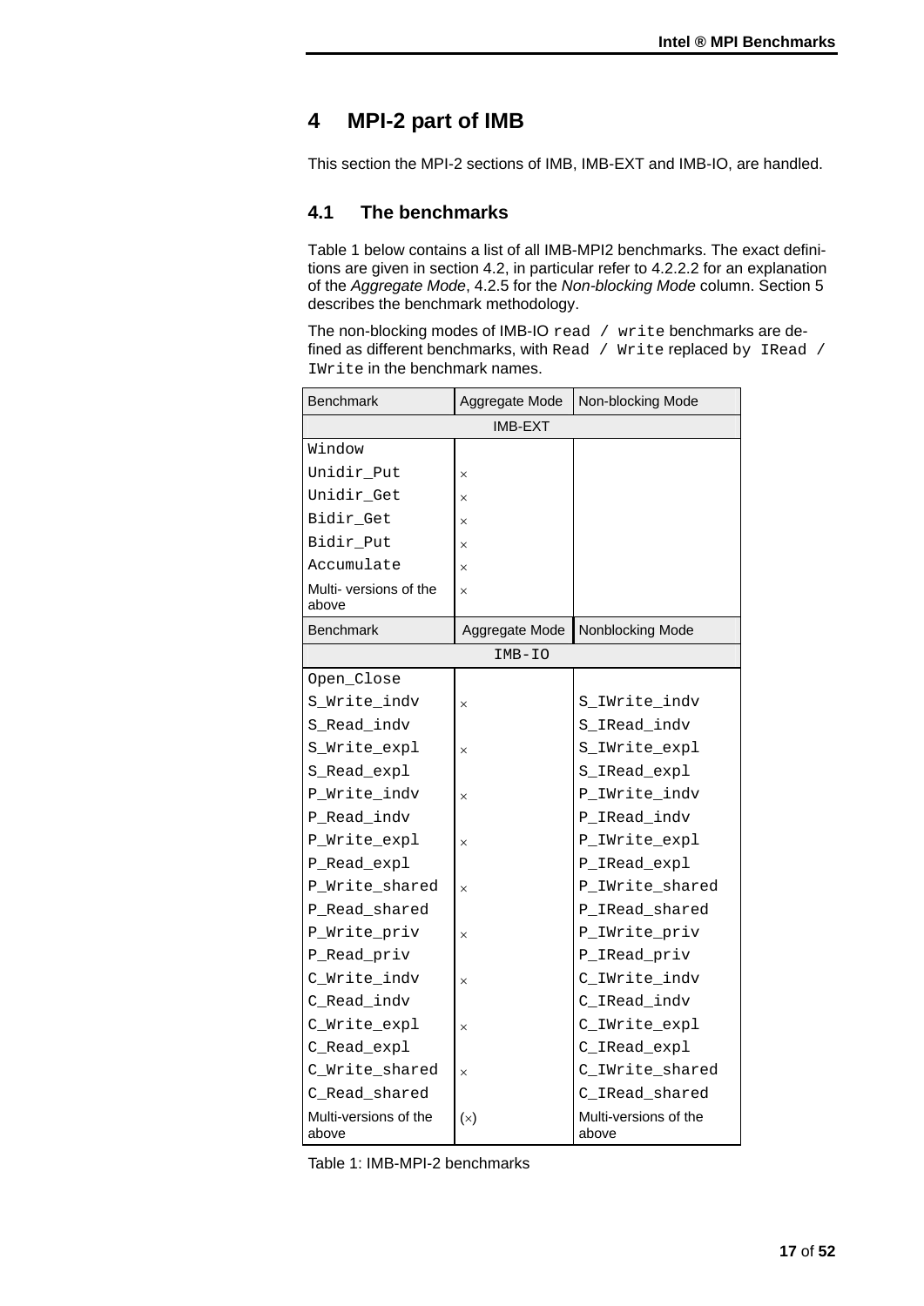# 4 MPI-2 part of IMB

This section the MPI-2 sections of IMB, IMB-EXT and IMB-IO, are handled.

## 4.1 The benchmarks

Table 1 below contains a list of all IMB-MPI2 benchmarks. The exact definitions are given in section 4.2, in particular refer to 4.2.2.2 for an explanation of the *Aggregate Mode*, 4.2.5 for the *Non-blocking Mode* column. Section 5 describes the benchmark methodology.

The non-blocking modes of IMB-IO `read / write` benchmarks are defined as different benchmarks, with `Read / Write` replaced by `IRead / IWrite` in the benchmark names.

| Benchmark | Aggregate Mode | Non-blocking Mode |
|---|---|---|
| | IMB-EXT | |
| `Window` | | |
| `Unidir_Put` | × | |
| `Unidir_Get` | × | |
| `Bidir_Get` | × | |
| `Bidir_Put` | × | |
| `Accumulate` | × | |
| Multi- versions of the above | × | |
| **Benchmark** | **Aggregate Mode** | **Nonblocking Mode** |
| | `IMB-IO` | |
| `Open_Close` | | |
| `S_Write_indv` | × | `S_IWrite_indv` |
| `S_Read_indv` | | `S_IRead_indv` |
| `S_Write_expl` | × | `S_IWrite_expl` |
| `S_Read_expl` | | `S_IRead_expl` |
| `P_Write_indv` | × | `P_IWrite_indv` |
| `P_Read_indv` | | `P_IRead_indv` |
| `P_Write_expl` | × | `P_IWrite_expl` |
| `P_Read_expl` | | `P_IRead_expl` |
| `P_Write_shared` | × | `P_IWrite_shared` |
| `P_Read_shared` | | `P_IRead_shared` |
| `P_Write_priv` | × | `P_IWrite_priv` |
| `P_Read_priv` | | `P_IRead_priv` |
| `C_Write_indv` | × | `C_IWrite_indv` |
| `C_Read_indv` | | `C_IRead_indv` |
| `C_Write_expl` | × | `C_IWrite_expl` |
| `C_Read_expl` | | `C_IRead_expl` |
| `C_Write_shared` | × | `C_IWrite_shared` |
| `C_Read_shared` | | `C_IRead_shared` |
| Multi-versions of the above | (×) | Multi-versions of the above |

Table 1: IMB-MPI-2 benchmarks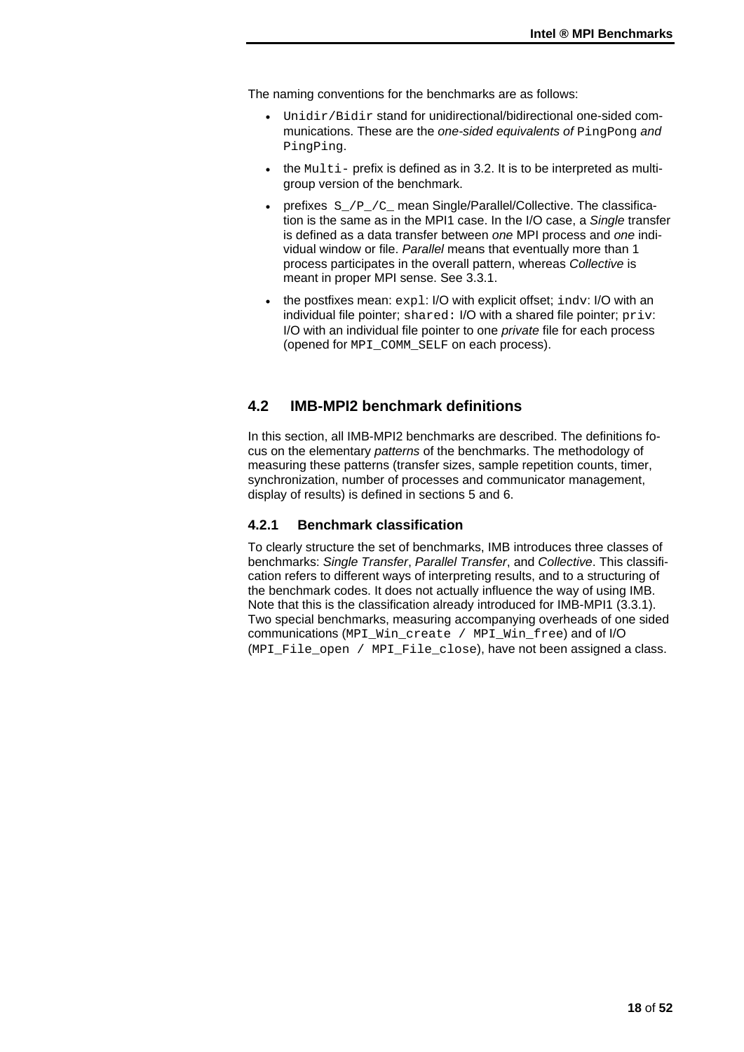The naming conventions for the benchmarks are as follows:

- `Unidir/Bidir` stand for unidirectional/bidirectional one-sided communications. These are the *one-sided equivalents of* `PingPong` *and* `PingPing`.
- the `Multi-` prefix is defined as in 3.2. It is to be interpreted as multi-group version of the benchmark.
- prefixes `S_/P_/C_` mean Single/Parallel/Collective. The classification is the same as in the MPI1 case. In the I/O case, a *Single* transfer is defined as a data transfer between *one* MPI process and *one* individual window or file. *Parallel* means that eventually more than 1 process participates in the overall pattern, whereas *Collective* is meant in proper MPI sense. See 3.3.1.
- the postfixes mean: `expl`: I/O with explicit offset; `indv`: I/O with an individual file pointer; `shared:` I/O with a shared file pointer; `priv`: I/O with an individual file pointer to one *private* file for each process (opened for `MPI_COMM_SELF` on each process).

## 4.2 IMB-MPI2 benchmark definitions

In this section, all IMB-MPI2 benchmarks are described. The definitions focus on the elementary *patterns* of the benchmarks. The methodology of measuring these patterns (transfer sizes, sample repetition counts, timer, synchronization, number of processes and communicator management, display of results) is defined in sections 5 and 6.

### 4.2.1 Benchmark classification

To clearly structure the set of benchmarks, IMB introduces three classes of benchmarks: *Single Transfer*, *Parallel Transfer*, and *Collective*. This classification refers to different ways of interpreting results, and to a structuring of the benchmark codes. It does not actually influence the way of using IMB. Note that this is the classification already introduced for IMB-MPI1 (3.3.1). Two special benchmarks, measuring accompanying overheads of one sided communications (`MPI_Win_create / MPI_Win_free`) and of I/O (`MPI_File_open / MPI_File_close`), have not been assigned a class.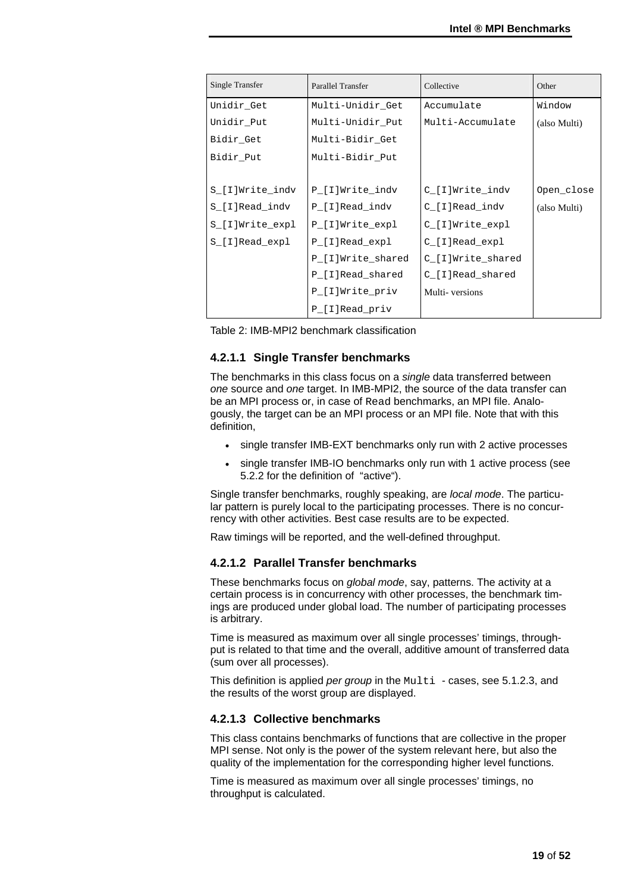| Single Transfer | Parallel Transfer | Collective | Other |
|---|---|---|---|
| Unidir_Get | Multi-Unidir_Get | Accumulate | Window |
| Unidir_Put | Multi-Unidir_Put | Multi-Accumulate | (also Multi) |
| Bidir_Get | Multi-Bidir_Get | | |
| Bidir_Put | Multi-Bidir_Put | | |
| | | | |
| S_[I]Write_indv | P_[I]Write_indv | C_[I]Write_indv | Open_close |
| S_[I]Read_indv | P_[I]Read_indv | C_[I]Read_indv | (also Multi) |
| S_[I]Write_expl | P_[I]Write_expl | C_[I]Write_expl | |
| S_[I]Read_expl | P_[I]Read_expl | C_[I]Read_expl | |
| | P_[I]Write_shared | C_[I]Write_shared | |
| | P_[I]Read_shared | C_[I]Read_shared | |
| | P_[I]Write_priv | Multi- versions | |
| | P_[I]Read_priv | | |

Table 2: IMB-MPI2 benchmark classification

#### 4.2.1.1 Single Transfer benchmarks

The benchmarks in this class focus on a *single* data transferred between *one* source and *one* target. In IMB-MPI2, the source of the data transfer can be an MPI process or, in case of `Read` benchmarks, an MPI file. Analogously, the target can be an MPI process or an MPI file. Note that with this definition,

- single transfer IMB-EXT benchmarks only run with 2 active processes
- single transfer IMB-IO benchmarks only run with 1 active process (see 5.2.2 for the definition of "active").

Single transfer benchmarks, roughly speaking, are *local mode*. The particular pattern is purely local to the participating processes. There is no concurrency with other activities. Best case results are to be expected.

Raw timings will be reported, and the well-defined throughput.

#### 4.2.1.2 Parallel Transfer benchmarks

These benchmarks focus on *global mode*, say, patterns. The activity at a certain process is in concurrency with other processes, the benchmark timings are produced under global load. The number of participating processes is arbitrary.

Time is measured as maximum over all single processes' timings, throughput is related to that time and the overall, additive amount of transferred data (sum over all processes).

This definition is applied *per group* in the `Multi` - cases, see 5.1.2.3, and the results of the worst group are displayed.

#### 4.2.1.3 Collective benchmarks

This class contains benchmarks of functions that are collective in the proper MPI sense. Not only is the power of the system relevant here, but also the quality of the implementation for the corresponding higher level functions.

Time is measured as maximum over all single processes' timings, no throughput is calculated.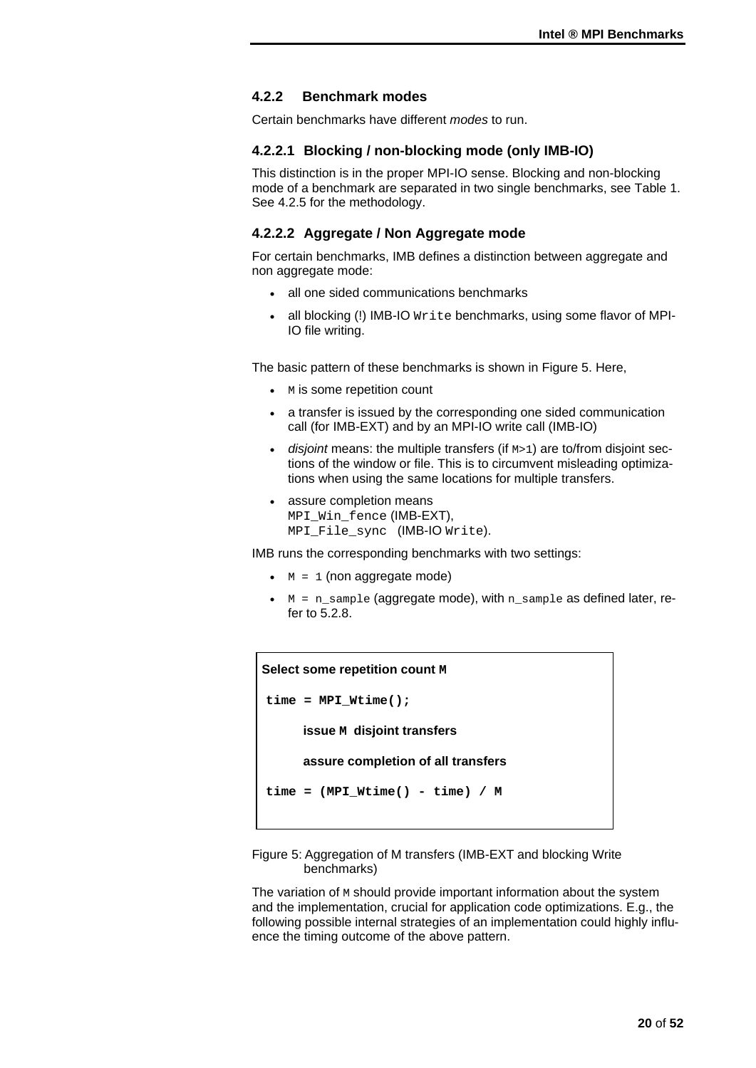### 4.2.2 Benchmark modes

Certain benchmarks have different *modes* to run.

#### 4.2.2.1 Blocking / non-blocking mode (only IMB-IO)

This distinction is in the proper MPI-IO sense. Blocking and non-blocking mode of a benchmark are separated in two single benchmarks, see Table 1. See 4.2.5 for the methodology.

#### 4.2.2.2 Aggregate / Non Aggregate mode

For certain benchmarks, IMB defines a distinction between aggregate and non aggregate mode:

- all one sided communications benchmarks
- all blocking (!) IMB-IO `Write` benchmarks, using some flavor of MPI-IO file writing.

The basic pattern of these benchmarks is shown in Figure 5. Here,

- `M` is some repetition count
- a transfer is issued by the corresponding one sided communication call (for IMB-EXT) and by an MPI-IO write call (IMB-IO)
- *disjoint* means: the multiple transfers (if `M>1`) are to/from disjoint sections of the window or file. This is to circumvent misleading optimizations when using the same locations for multiple transfers.
- assure completion means
  `MPI_Win_fence` (IMB-EXT),
  `MPI_File_sync` (IMB-IO `Write`).

IMB runs the corresponding benchmarks with two settings:

- `M = 1` (non aggregate mode)
- `M = n_sample` (aggregate mode), with `n_sample` as defined later, refer to 5.2.8.

```
Select some repetition count M

time = MPI_Wtime();

      issue M disjoint transfers

      assure completion of all transfers

time = (MPI_Wtime() - time) / M
```

Figure 5: Aggregation of M transfers (IMB-EXT and blocking Write benchmarks)

The variation of `M` should provide important information about the system and the implementation, crucial for application code optimizations. E.g., the following possible internal strategies of an implementation could highly influence the timing outcome of the above pattern.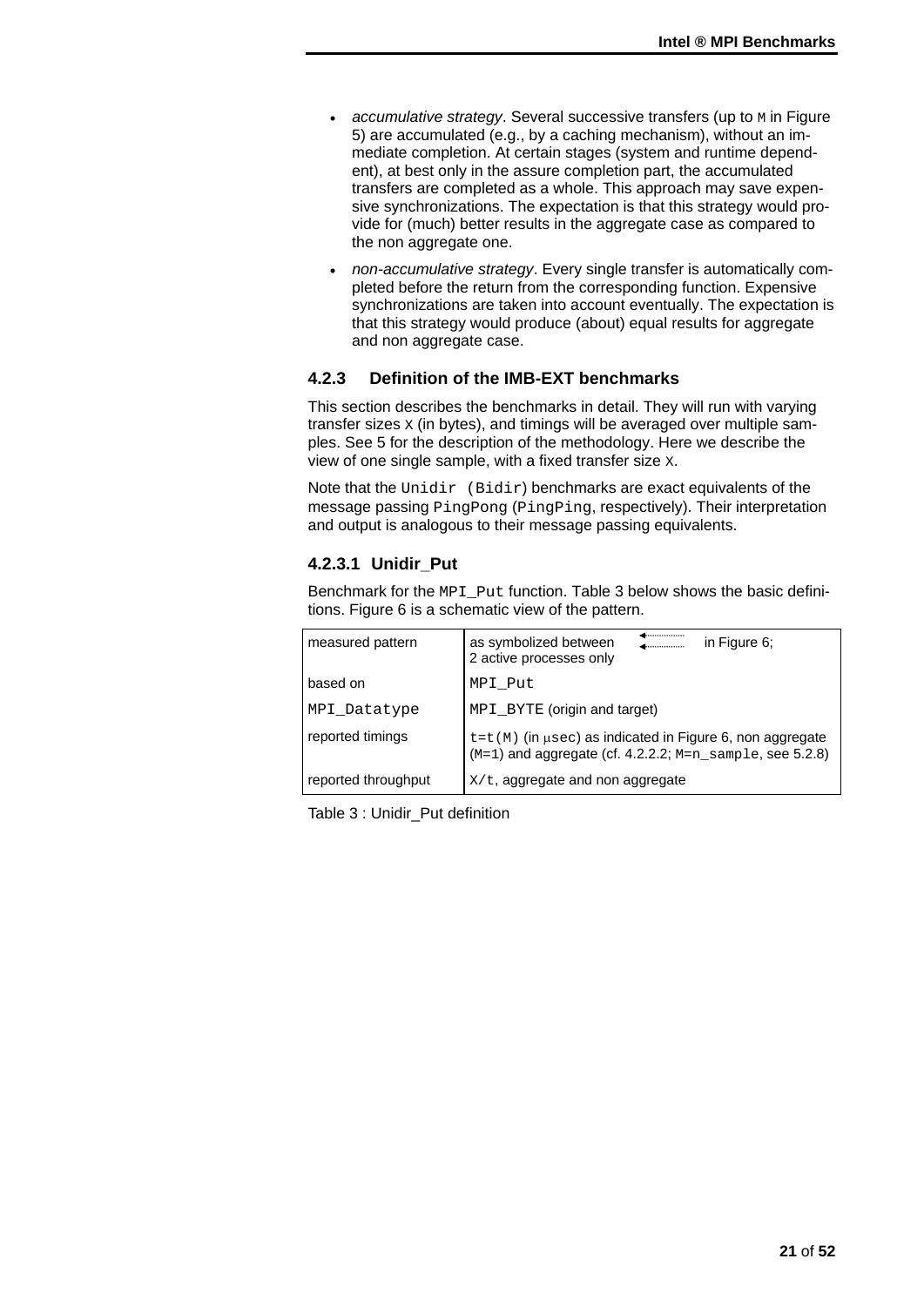- *accumulative strategy*. Several successive transfers (up to M in Figure 5) are accumulated (e.g., by a caching mechanism), without an immediate completion. At certain stages (system and runtime dependent), at best only in the assure completion part, the accumulated transfers are completed as a whole. This approach may save expensive synchronizations. The expectation is that this strategy would provide for (much) better results in the aggregate case as compared to the non aggregate one.
- *non-accumulative strategy*. Every single transfer is automatically completed before the return from the corresponding function. Expensive synchronizations are taken into account eventually. The expectation is that this strategy would produce (about) equal results for aggregate and non aggregate case.

### 4.2.3 Definition of the IMB-EXT benchmarks

This section describes the benchmarks in detail. They will run with varying transfer sizes X (in bytes), and timings will be averaged over multiple samples. See 5 for the description of the methodology. Here we describe the view of one single sample, with a fixed transfer size X.

Note that the Unidir (Bidir) benchmarks are exact equivalents of the message passing PingPong (PingPing, respectively). Their interpretation and output is analogous to their message passing equivalents.

#### 4.2.3.1 Unidir_Put

Benchmark for the MPI_Put function. Table 3 below shows the basic definitions. Figure 6 is a schematic view of the pattern.

| | |
|---|---|
| measured pattern | as symbolized between ← ← in Figure 6; 2 active processes only |
| based on | MPI_Put |
| MPI_Datatype | MPI_BYTE (origin and target) |
| reported timings | t=t(M) (in μsec) as indicated in Figure 6, non aggregate (M=1) and aggregate (cf. 4.2.2.2; M=n_sample, see 5.2.8) |
| reported throughput | X/t, aggregate and non aggregate |

Table 3 : Unidir_Put definition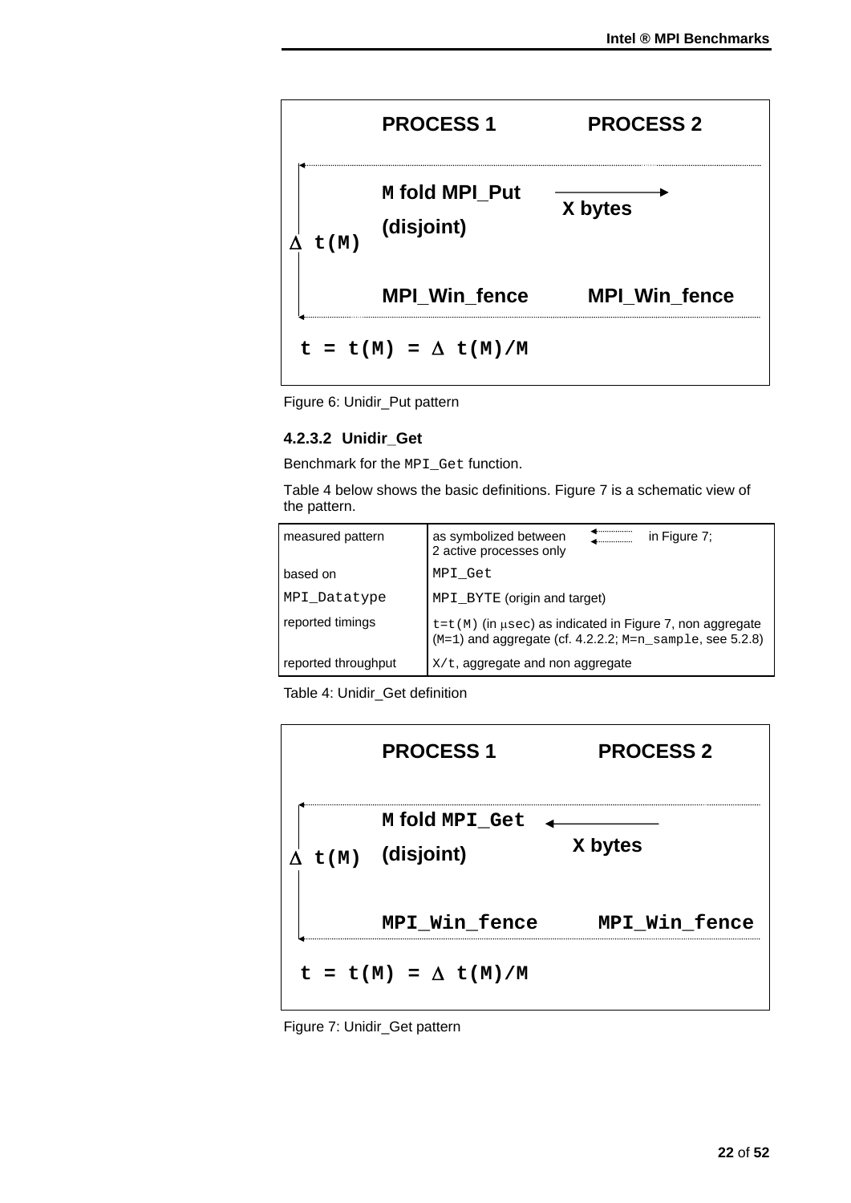| | PROCESS 1 | PROCESS 2 |
|---|---|---|
| $\Delta$ t(M) | M fold MPI_Put (disjoint) | → X bytes |
| | MPI_Win_fence | MPI_Win_fence |

t = t(M) = $\Delta$ t(M)/M

Figure 6: Unidir_Put pattern

#### 4.2.3.2 Unidir_Get

Benchmark for the `MPI_Get` function.

Table 4 below shows the basic definitions. Figure 7 is a schematic view of the pattern.

| | |
|---|---|
| measured pattern | as symbolized between ◄······ ◄······ in Figure 7; 2 active processes only |
| based on | `MPI_Get` |
| `MPI_Datatype` | `MPI_BYTE` (origin and target) |
| reported timings | `t=t(M)` (in μsec) as indicated in Figure 7, non aggregate (`M=1`) and aggregate (cf. 4.2.2.2; `M=n_sample`, see 5.2.8) |
| reported throughput | `X/t`, aggregate and non aggregate |

Table 4: Unidir_Get definition

| | PROCESS 1 | PROCESS 2 |
|---|---|---|
| $\Delta$ t(M) | M fold `MPI_Get` (disjoint) | ← X bytes |
| | `MPI_Win_fence` | `MPI_Win_fence` |

t = t(M) = $\Delta$ t(M)/M

Figure 7: Unidir_Get pattern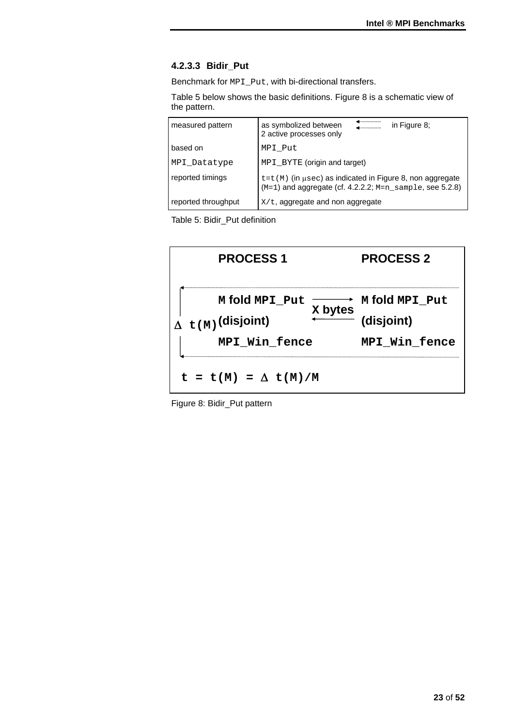#### 4.2.3.3 Bidir_Put

Benchmark for `MPI_Put`, with bi-directional transfers.

Table 5 below shows the basic definitions. Figure 8 is a schematic view of the pattern.

| | |
|---|---|
| measured pattern | as symbolized between ⟵⋯ ⟵⋯ in Figure 8; 2 active processes only |
| based on | `MPI_Put` |
| `MPI_Datatype` | `MPI_BYTE` (origin and target) |
| reported timings | `t=t(M)` (in μsec) as indicated in Figure 8, non aggregate (`M=1`) and aggregate (cf. 4.2.2.2; `M=n_sample`, see 5.2.8) |
| reported throughput | `X/t`, aggregate and non aggregate |

Table 5: Bidir_Put definition

| | PROCESS 1 | | PROCESS 2 |
|---|---|---|---|
| | M fold `MPI_Put` | ⟶ X bytes ⟵ | M fold `MPI_Put` |
| Δ t(M) | (disjoint) | | (disjoint) |
| | `MPI_Win_fence` | | `MPI_Win_fence` |

$t = t(M) = \Delta t(M)/M$

Figure 8: Bidir_Put pattern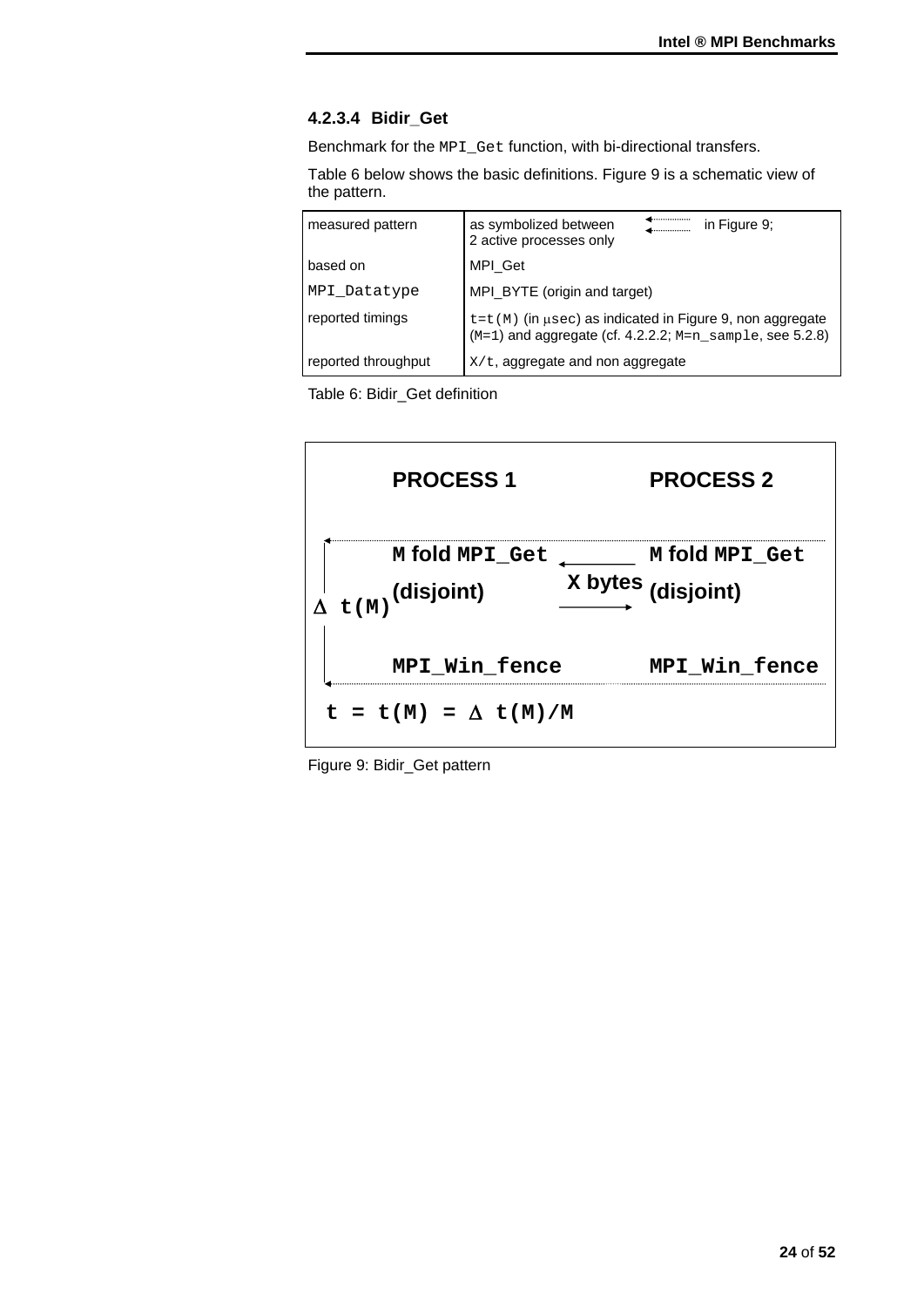#### 4.2.3.4 Bidir_Get

Benchmark for the `MPI_Get` function, with bi-directional transfers.

Table 6 below shows the basic definitions. Figure 9 is a schematic view of the pattern.

| | |
|---|---|
| measured pattern | as symbolized between ⟵⟵ in Figure 9; 2 active processes only |
| based on | MPI_Get |
| `MPI_Datatype` | MPI_BYTE (origin and target) |
| reported timings | `t=t(M)` (in μsec) as indicated in Figure 9, non aggregate (`M=1`) and aggregate (cf. 4.2.2.2; `M=n_sample`, see 5.2.8) |
| reported throughput | `X/t`, aggregate and non aggregate |

Table 6: Bidir_Get definition

```
        PROCESS 1                    PROCESS 2

        M fold MPI_Get   <------    M fold MPI_Get
                          X bytes
 Δ t(M) (disjoint)       ------>    (disjoint)

        MPI_Win_fence                MPI_Win_fence

  t = t(M) = Δ t(M)/M
```

Figure 9: Bidir_Get pattern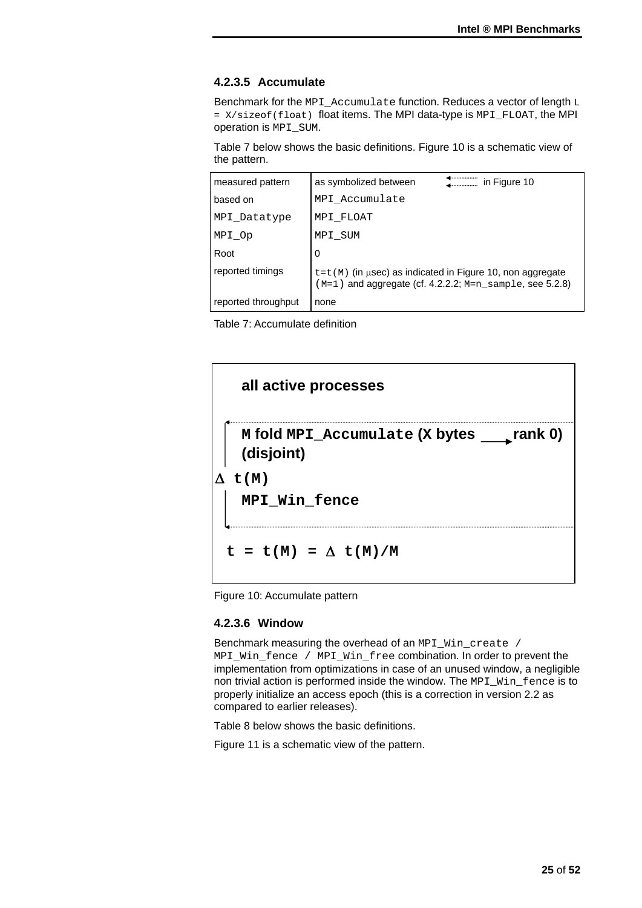#### 4.2.3.5 Accumulate

Benchmark for the `MPI_Accumulate` function. Reduces a vector of length `L = X/sizeof(float)` float items. The MPI data-type is `MPI_FLOAT`, the MPI operation is `MPI_SUM`.

Table 7 below shows the basic definitions. Figure 10 is a schematic view of the pattern.

| | |
|---|---|
| measured pattern | as symbolized between ⟵⟵ in Figure 10 |
| based on | `MPI_Accumulate` |
| `MPI_Datatype` | `MPI_FLOAT` |
| `MPI_Op` | `MPI_SUM` |
| Root | 0 |
| reported timings | `t=t(M)` (in μsec) as indicated in Figure 10, non aggregate (`M=1`) and aggregate (cf. 4.2.2.2; `M=n_sample`, see 5.2.8) |
| reported throughput | none |

Table 7: Accumulate definition

**all active processes**

**M fold `MPI_Accumulate` (X bytes ⟶ rank 0) (disjoint)**

**Δ t(M)**

**`MPI_Win_fence`**

**t = t(M) = Δ t(M)/M**

Figure 10: Accumulate pattern

#### 4.2.3.6 Window

Benchmark measuring the overhead of an `MPI_Win_create / MPI_Win_fence / MPI_Win_free` combination. In order to prevent the implementation from optimizations in case of an unused window, a negligible non trivial action is performed inside the window. The `MPI_Win_fence` is to properly initialize an access epoch (this is a correction in version 2.2 as compared to earlier releases).

Table 8 below shows the basic definitions.

Figure 11 is a schematic view of the pattern.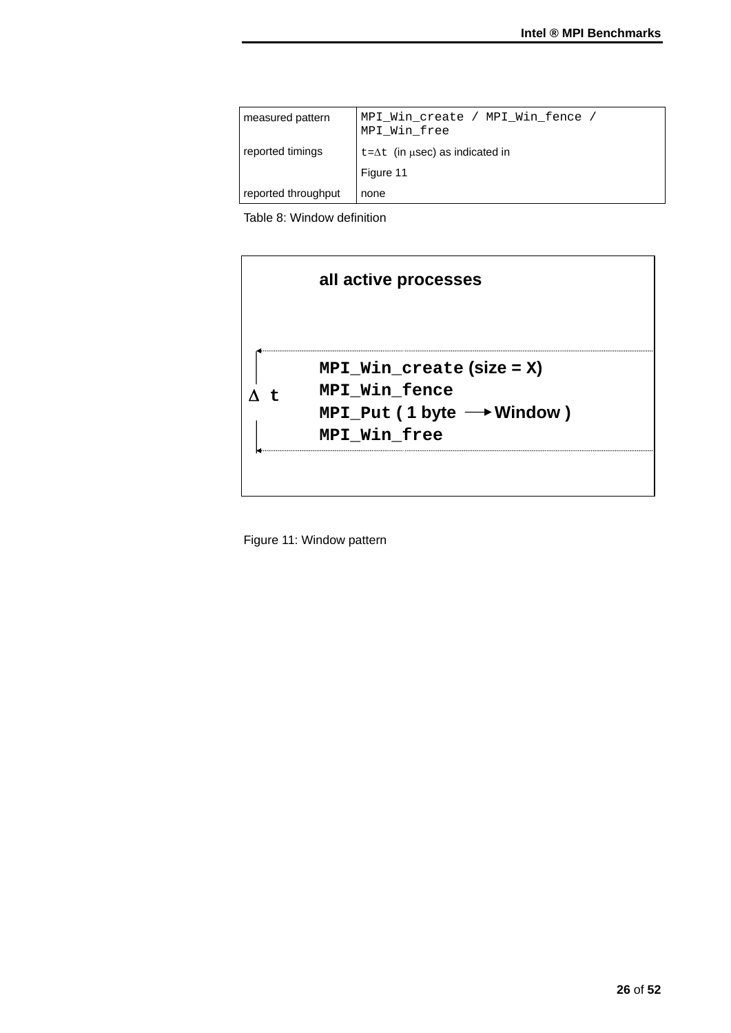| | |
|---|---|
| measured pattern | `MPI_Win_create / MPI_Win_fence / MPI_Win_free` |
| reported timings | `t=Δt` (in μsec) as indicated in Figure 11 |
| reported throughput | none |

Table 8: Window definition

```
         all active processes

 ┌       MPI_Win_create (size = X)
 Δ t     MPI_Win_fence
         MPI_Put ( 1 byte ──► Window )
 └       MPI_Win_free
```

Figure 11: Window pattern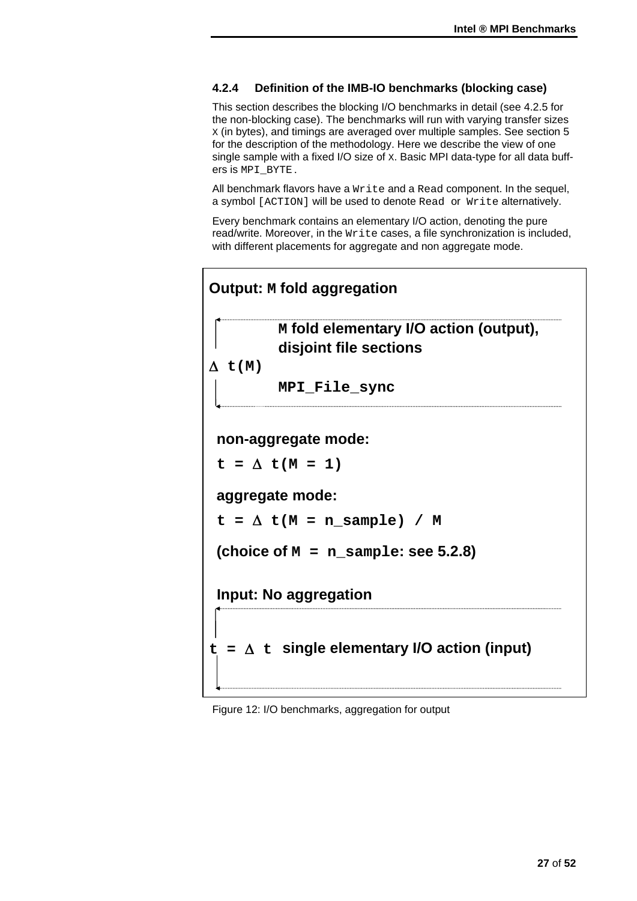### 4.2.4 Definition of the IMB-IO benchmarks (blocking case)

This section describes the blocking I/O benchmarks in detail (see 4.2.5 for the non-blocking case). The benchmarks will run with varying transfer sizes X (in bytes), and timings are averaged over multiple samples. See section 5 for the description of the methodology. Here we describe the view of one single sample with a fixed I/O size of X. Basic MPI data-type for all data buffers is `MPI_BYTE`.

All benchmark flavors have a `Write` and a `Read` component. In the sequel, a symbol `[ACTION]` will be used to denote `Read` or `Write` alternatively.

Every benchmark contains an elementary I/O action, denoting the pure read/write. Moreover, in the `Write` cases, a file synchronization is included, with different placements for aggregate and non aggregate mode.

**Output: `M` fold aggregation**

$\Delta$ `t(M)`:
- **`M` fold elementary I/O action (output), disjoint file sections**
- **`MPI_File_sync`**

**non-aggregate mode:**

`t =` $\Delta$ `t(M = 1)`

**aggregate mode:**

`t =` $\Delta$ `t(M = n_sample) / M`

**(choice of `M = n_sample`: see 5.2.8)**

**Input: No aggregation**

`t =` $\Delta$ `t` **single elementary I/O action (input)**

Figure 12: I/O benchmarks, aggregation for output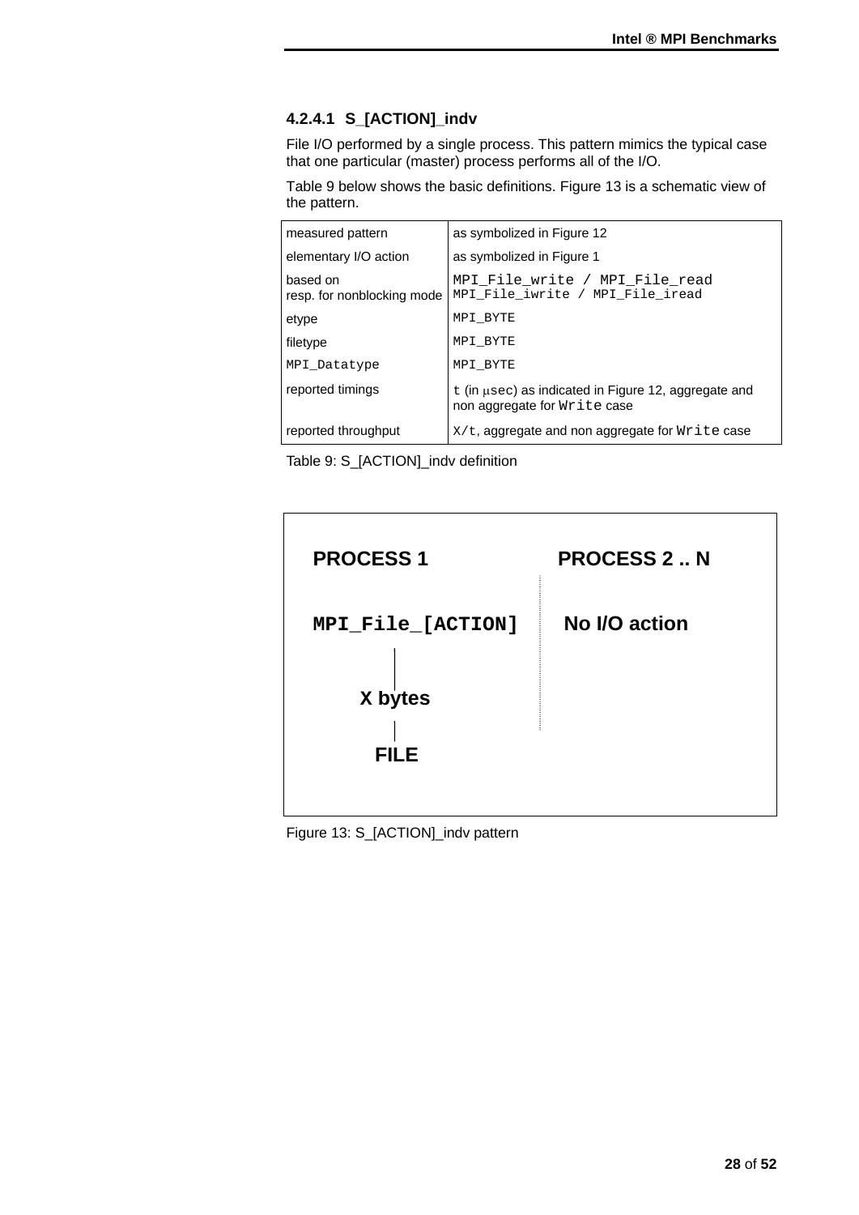#### 4.2.4.1 S_[ACTION]_indv

File I/O performed by a single process. This pattern mimics the typical case that one particular (master) process performs all of the I/O.

Table 9 below shows the basic definitions. Figure 13 is a schematic view of the pattern.

| | |
|---|---|
| measured pattern | as symbolized in Figure 12 |
| elementary I/O action | as symbolized in Figure 1 |
| based on<br>resp. for nonblocking mode | `MPI_File_write / MPI_File_read`<br>`MPI_File_iwrite / MPI_File_iread` |
| etype | `MPI_BYTE` |
| filetype | `MPI_BYTE` |
| `MPI_Datatype` | `MPI_BYTE` |
| reported timings | `t` (in μsec) as indicated in Figure 12, aggregate and non aggregate for `Write` case |
| reported throughput | `X/t`, aggregate and non aggregate for `Write` case |

Table 9: S_[ACTION]_indv definition

| PROCESS 1 | PROCESS 2 .. N |
|---|---|
| `MPI_File_[ACTION]` | No I/O action |
| X bytes | |
| FILE | |

Figure 13: S_[ACTION]_indv pattern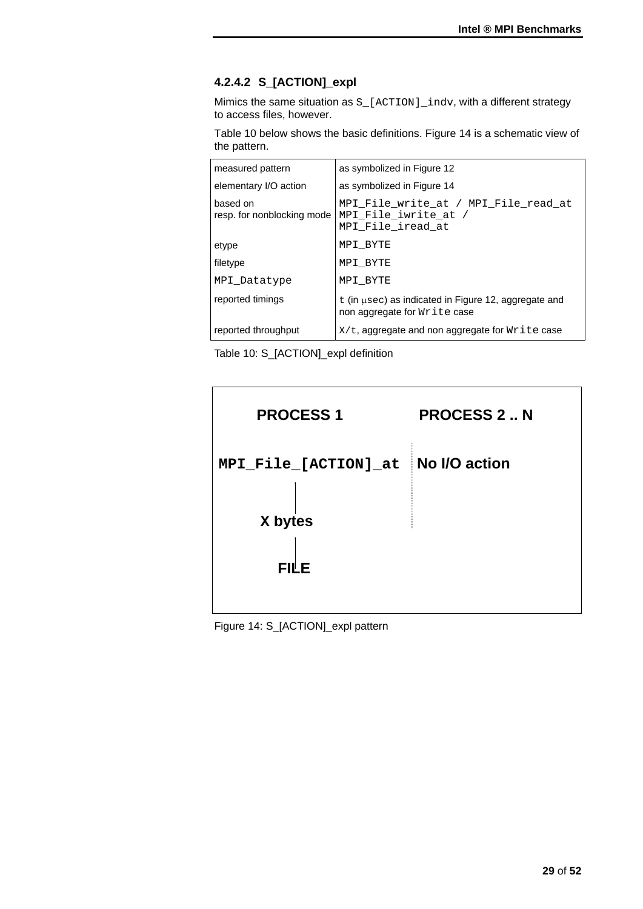### 4.2.4.2 S_[ACTION]_expl

Mimics the same situation as `S_[ACTION]_indv`, with a different strategy to access files, however.

Table 10 below shows the basic definitions. Figure 14 is a schematic view of the pattern.

| | |
|---|---|
| measured pattern | as symbolized in Figure 12 |
| elementary I/O action | as symbolized in Figure 14 |
| based on<br>resp. for nonblocking mode | `MPI_File_write_at / MPI_File_read_at`<br>`MPI_File_iwrite_at / MPI_File_iread_at` |
| etype | `MPI_BYTE` |
| filetype | `MPI_BYTE` |
| `MPI_Datatype` | `MPI_BYTE` |
| reported timings | `t` (in μ`sec`) as indicated in Figure 12, aggregate and non aggregate for `Write` case |
| reported throughput | `X/t`, aggregate and non aggregate for `Write` case |

Table 10: S_[ACTION]_expl definition

| PROCESS 1 | PROCESS 2 .. N |
|---|---|
| `MPI_File_[ACTION]_at` | No I/O action |
| X bytes | |
| FILE | |

Figure 14: S_[ACTION]_expl pattern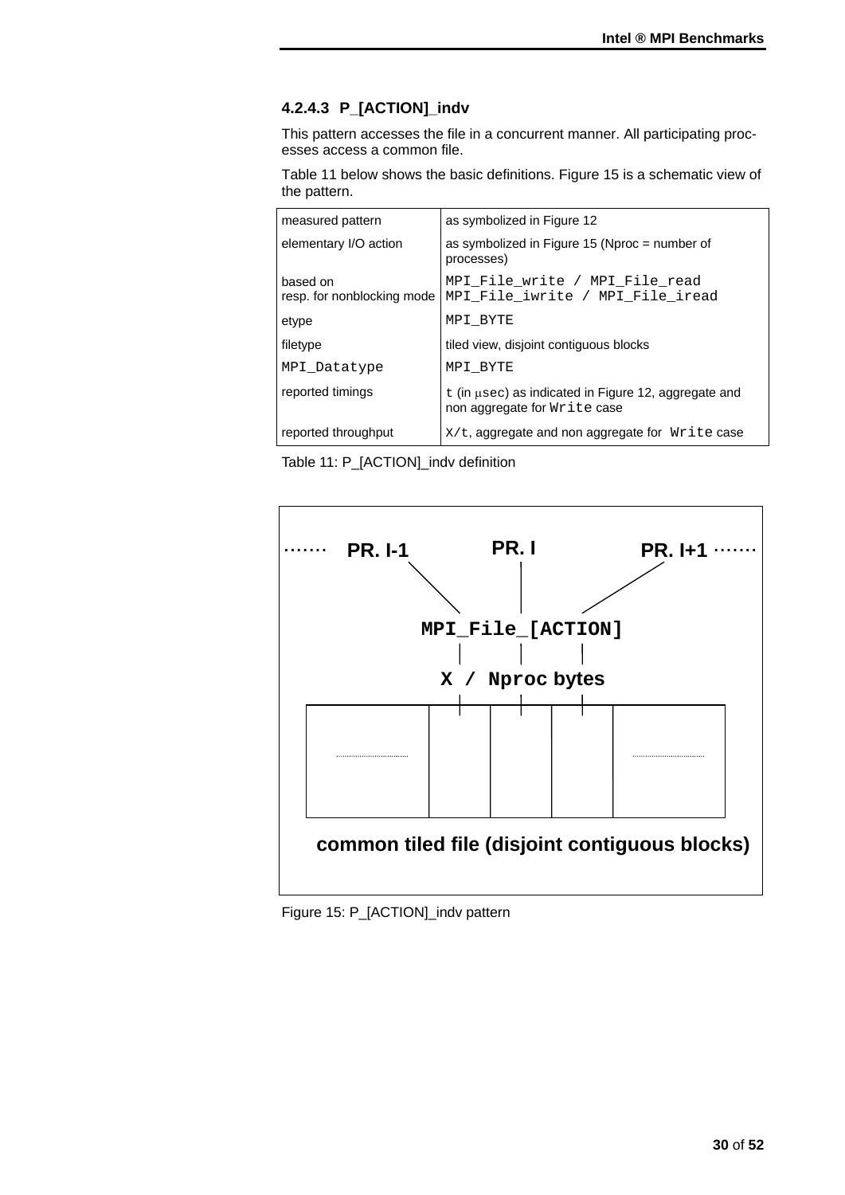#### 4.2.4.3 P_[ACTION]_indv

This pattern accesses the file in a concurrent manner. All participating processes access a common file.

Table 11 below shows the basic definitions. Figure 15 is a schematic view of the pattern.

| | |
|---|---|
| measured pattern | as symbolized in Figure 12 |
| elementary I/O action | as symbolized in Figure 15 (Nproc = number of processes) |
| based on<br>resp. for nonblocking mode | `MPI_File_write / MPI_File_read`<br>`MPI_File_iwrite / MPI_File_iread` |
| etype | `MPI_BYTE` |
| filetype | tiled view, disjoint contiguous blocks |
| `MPI_Datatype` | `MPI_BYTE` |
| reported timings | `t` (in μ`sec`) as indicated in Figure 12, aggregate and non aggregate for `Write` case |
| reported throughput | `X/t`, aggregate and non aggregate for `Write` case |

Table 11: P_[ACTION]_indv definition

```
....... PR. I-1          PR. I          PR. I+1 .......

              MPI_File_[ACTION]

              X / Nproc bytes

common tiled file (disjoint contiguous blocks)
```

Figure 15: P_[ACTION]_indv pattern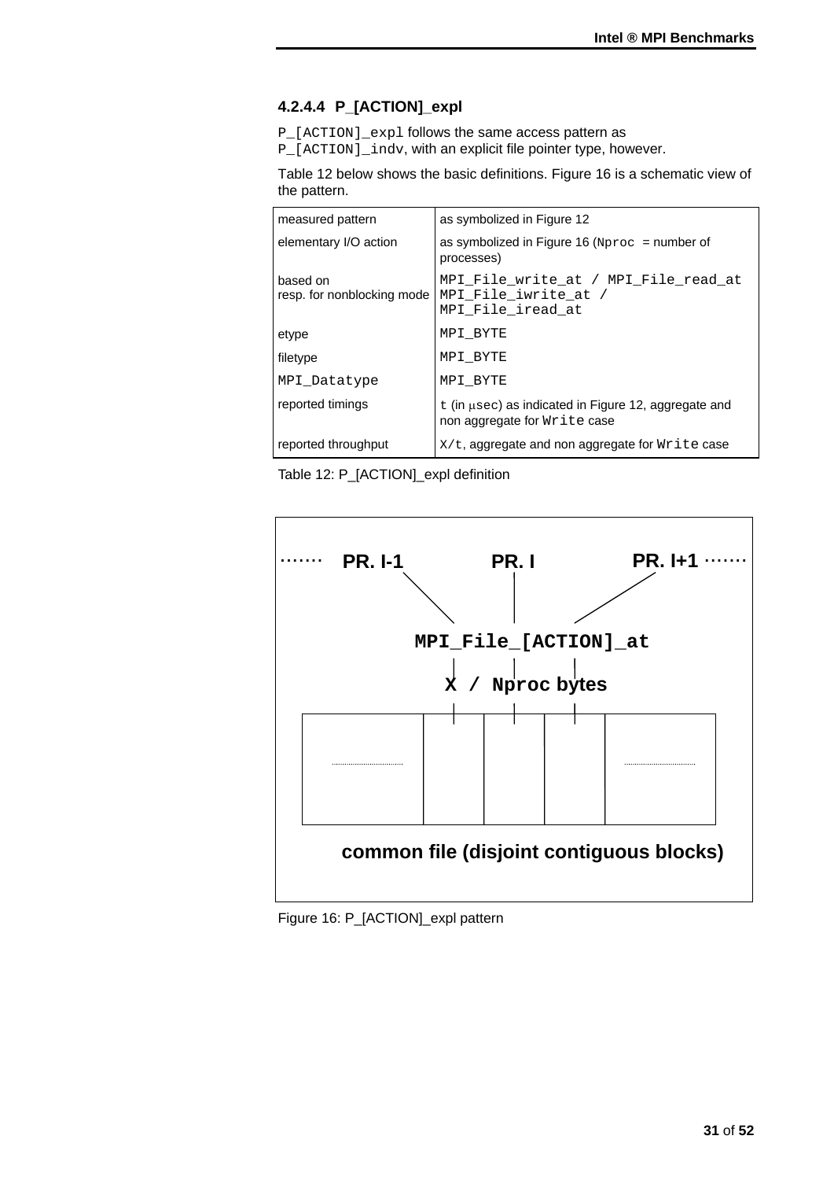#### 4.2.4.4 P_[ACTION]_expl

`P_[ACTION]_expl` follows the same access pattern as `P_[ACTION]_indv`, with an explicit file pointer type, however.

Table 12 below shows the basic definitions. Figure 16 is a schematic view of the pattern.

| | |
|---|---|
| measured pattern | as symbolized in Figure 12 |
| elementary I/O action | as symbolized in Figure 16 (`Nproc` = number of processes) |
| based on<br>resp. for nonblocking mode | `MPI_File_write_at / MPI_File_read_at`<br>`MPI_File_iwrite_at / MPI_File_iread_at` |
| etype | `MPI_BYTE` |
| filetype | `MPI_BYTE` |
| `MPI_Datatype` | `MPI_BYTE` |
| reported timings | `t` (in μ`sec`) as indicated in Figure 12, aggregate and non aggregate for `Write` case |
| reported throughput | `X/t`, aggregate and non aggregate for `Write` case |

Table 12: P_[ACTION]_expl definition

……  PR. I-1  PR. I  PR. I+1 ……

MPI_File_[ACTION]_at

X / Nproc bytes

common file (disjoint contiguous blocks)

Figure 16: P_[ACTION]_expl pattern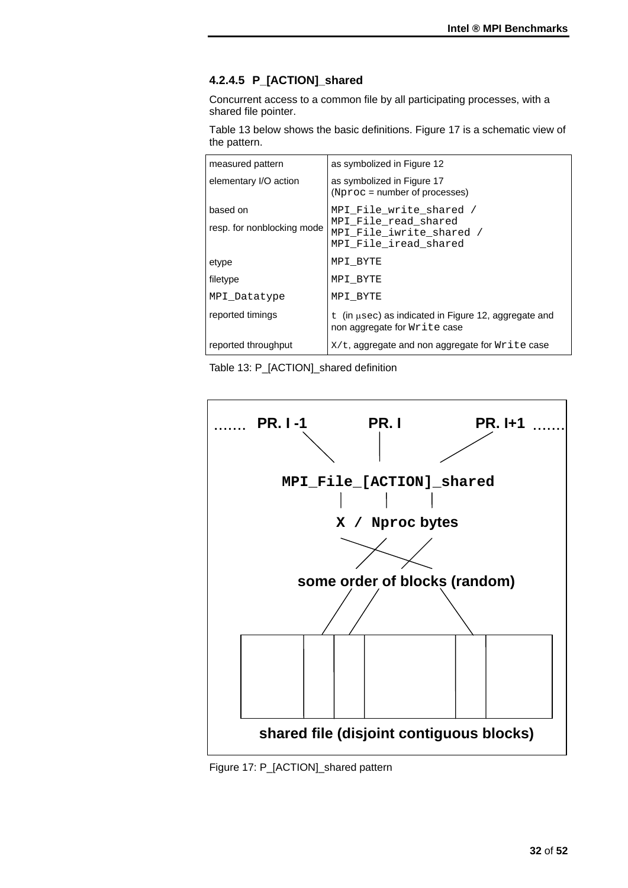#### 4.2.4.5 P_[ACTION]_shared

Concurrent access to a common file by all participating processes, with a shared file pointer.

Table 13 below shows the basic definitions. Figure 17 is a schematic view of the pattern.

| | |
|---|---|
| measured pattern | as symbolized in Figure 12 |
| elementary I/O action | as symbolized in Figure 17 (`Nproc` = number of processes) |
| based on<br>resp. for nonblocking mode | `MPI_File_write_shared` / `MPI_File_read_shared`<br>`MPI_File_iwrite_shared` / `MPI_File_iread_shared` |
| etype | `MPI_BYTE` |
| filetype | `MPI_BYTE` |
| `MPI_Datatype` | `MPI_BYTE` |
| reported timings | `t` (in μ`sec`) as indicated in Figure 12, aggregate and non aggregate for `Write` case |
| reported throughput | `X/t`, aggregate and non aggregate for `Write` case |

Table 13: P_[ACTION]_shared definition

……. PR. I -1 PR. I PR. I+1 …….

**MPI_File_[ACTION]_shared**

**X / Nproc bytes**

**some order of blocks (random)**

**shared file (disjoint contiguous blocks)**

Figure 17: P_[ACTION]_shared pattern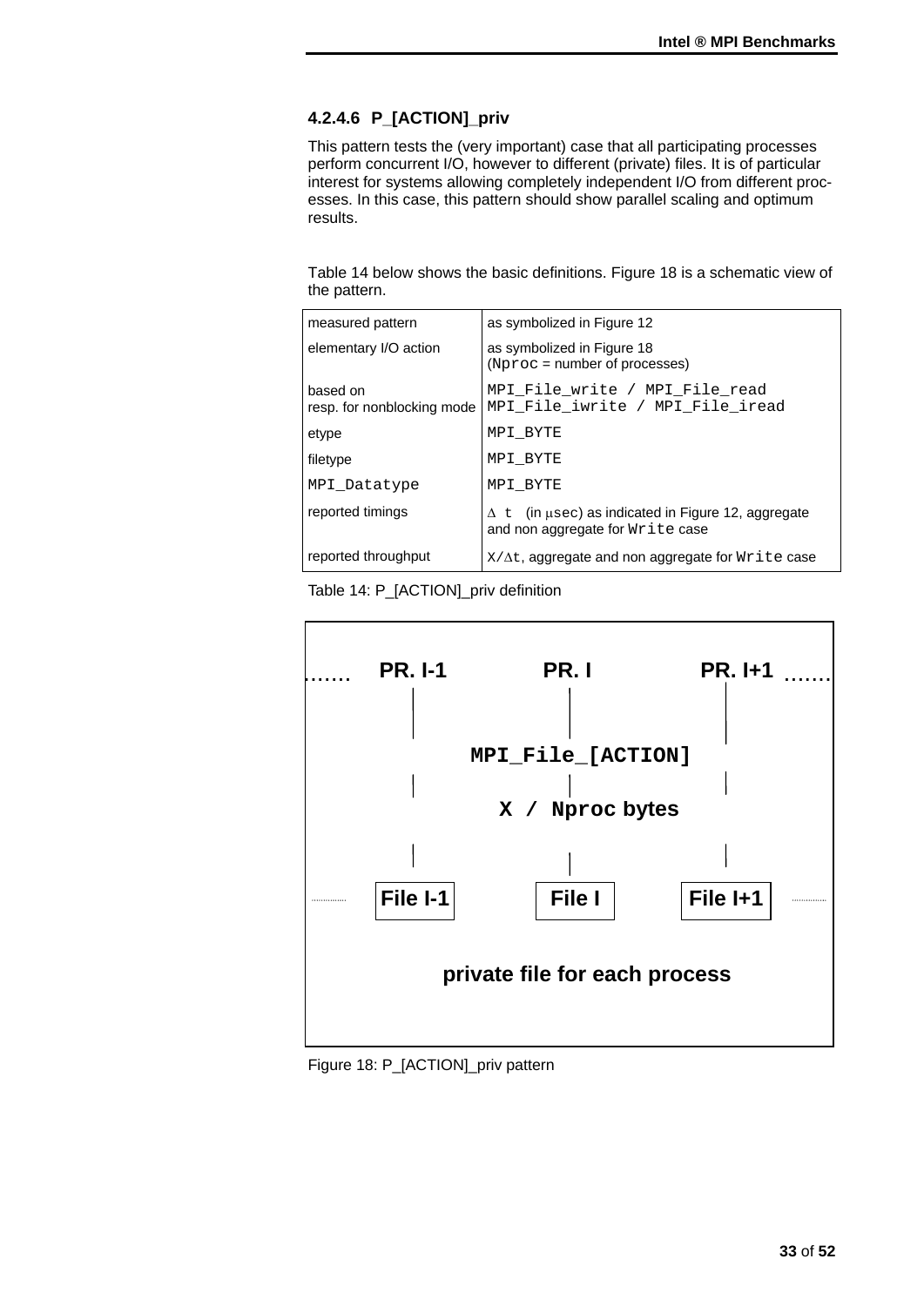#### 4.2.4.6 P_[ACTION]_priv

This pattern tests the (very important) case that all participating processes perform concurrent I/O, however to different (private) files. It is of particular interest for systems allowing completely independent I/O from different processes. In this case, this pattern should show parallel scaling and optimum results.

Table 14 below shows the basic definitions. Figure 18 is a schematic view of the pattern.

| | |
|---|---|
| measured pattern | as symbolized in Figure 12 |
| elementary I/O action | as symbolized in Figure 18 (`Nproc` = number of processes) |
| based on<br>resp. for nonblocking mode | `MPI_File_write / MPI_File_read`<br>`MPI_File_iwrite / MPI_File_iread` |
| etype | `MPI_BYTE` |
| filetype | `MPI_BYTE` |
| `MPI_Datatype` | `MPI_BYTE` |
| reported timings | $\Delta$ t (in μsec) as indicated in Figure 12, aggregate and non aggregate for `Write` case |
| reported throughput | X/$\Delta$t, aggregate and non aggregate for `Write` case |

Table 14: P_[ACTION]_priv definition

```
...... PR. I-1          PR. I          PR. I+1 ......
          |               |               |
              MPI_File_[ACTION]
          |               |               |
                X / Nproc bytes
          |               |               |
...... File I-1        File I         File I+1 ......

          private file for each process
```

Figure 18: P_[ACTION]_priv pattern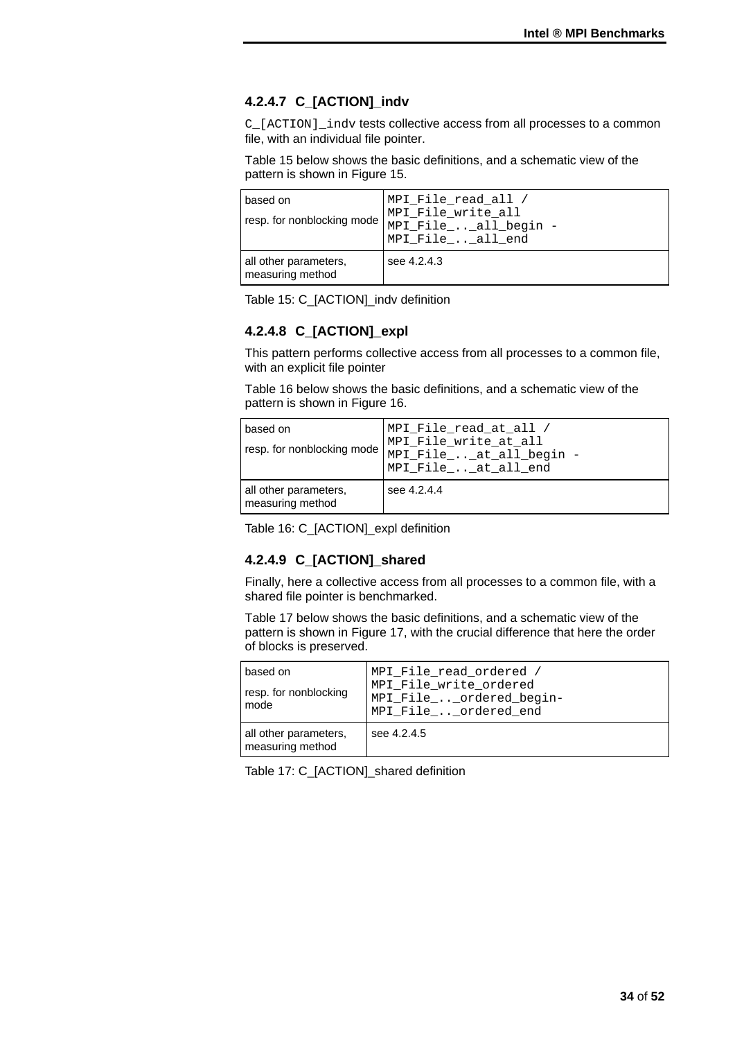#### 4.2.4.7 C_[ACTION]_indv

`C_[ACTION]_indv` tests collective access from all processes to a common file, with an individual file pointer.

Table 15 below shows the basic definitions, and a schematic view of the pattern is shown in Figure 15.

| based on<br>resp. for nonblocking mode | `MPI_File_read_all /`<br>`MPI_File_write_all`<br>`MPI_File_..._all_begin -`<br>`MPI_File_..._all_end` |
|---|---|
| all other parameters, measuring method | see 4.2.4.3 |

Table 15: C_[ACTION]_indv definition

#### 4.2.4.8 C_[ACTION]_expl

This pattern performs collective access from all processes to a common file, with an explicit file pointer

Table 16 below shows the basic definitions, and a schematic view of the pattern is shown in Figure 16.

| based on<br>resp. for nonblocking mode | `MPI_File_read_at_all /`<br>`MPI_File_write_at_all`<br>`MPI_File_..._at_all_begin -`<br>`MPI_File_..._at_all_end` |
|---|---|
| all other parameters, measuring method | see 4.2.4.4 |

Table 16: C_[ACTION]_expl definition

#### 4.2.4.9 C_[ACTION]_shared

Finally, here a collective access from all processes to a common file, with a shared file pointer is benchmarked.

Table 17 below shows the basic definitions, and a schematic view of the pattern is shown in Figure 17, with the crucial difference that here the order of blocks is preserved.

| based on<br>resp. for nonblocking mode | `MPI_File_read_ordered /`<br>`MPI_File_write_ordered`<br>`MPI_File_..._ordered_begin-`<br>`MPI_File_..._ordered_end` |
|---|---|
| all other parameters, measuring method | see 4.2.4.5 |

Table 17: C_[ACTION]_shared definition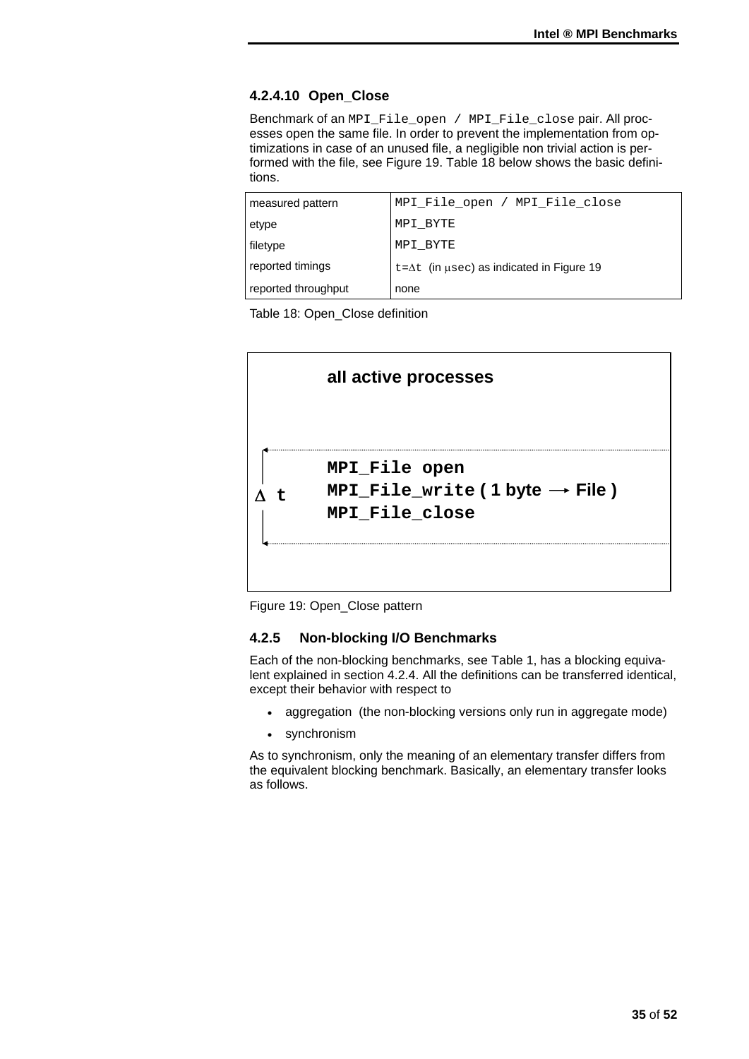#### 4.2.4.10 Open_Close

Benchmark of an `MPI_File_open / MPI_File_close` pair. All processes open the same file. In order to prevent the implementation from optimizations in case of an unused file, a negligible non trivial action is performed with the file, see Figure 19. Table 18 below shows the basic definitions.

| measured pattern | `MPI_File_open / MPI_File_close` |
|---|---|
| etype | `MPI_BYTE` |
| filetype | `MPI_BYTE` |
| reported timings | $t=\Delta t$ (in $\mu$sec) as indicated in Figure 19 |
| reported throughput | none |

Table 18: Open_Close definition

**all active processes**

$\Delta$ t

```
MPI_File open
MPI_File_write ( 1 byte → File )
MPI_File_close
```

Figure 19: Open_Close pattern

### 4.2.5 Non-blocking I/O Benchmarks

Each of the non-blocking benchmarks, see Table 1, has a blocking equivalent explained in section 4.2.4. All the definitions can be transferred identical, except their behavior with respect to

- aggregation (the non-blocking versions only run in aggregate mode)
- synchronism

As to synchronism, only the meaning of an elementary transfer differs from the equivalent blocking benchmark. Basically, an elementary transfer looks as follows.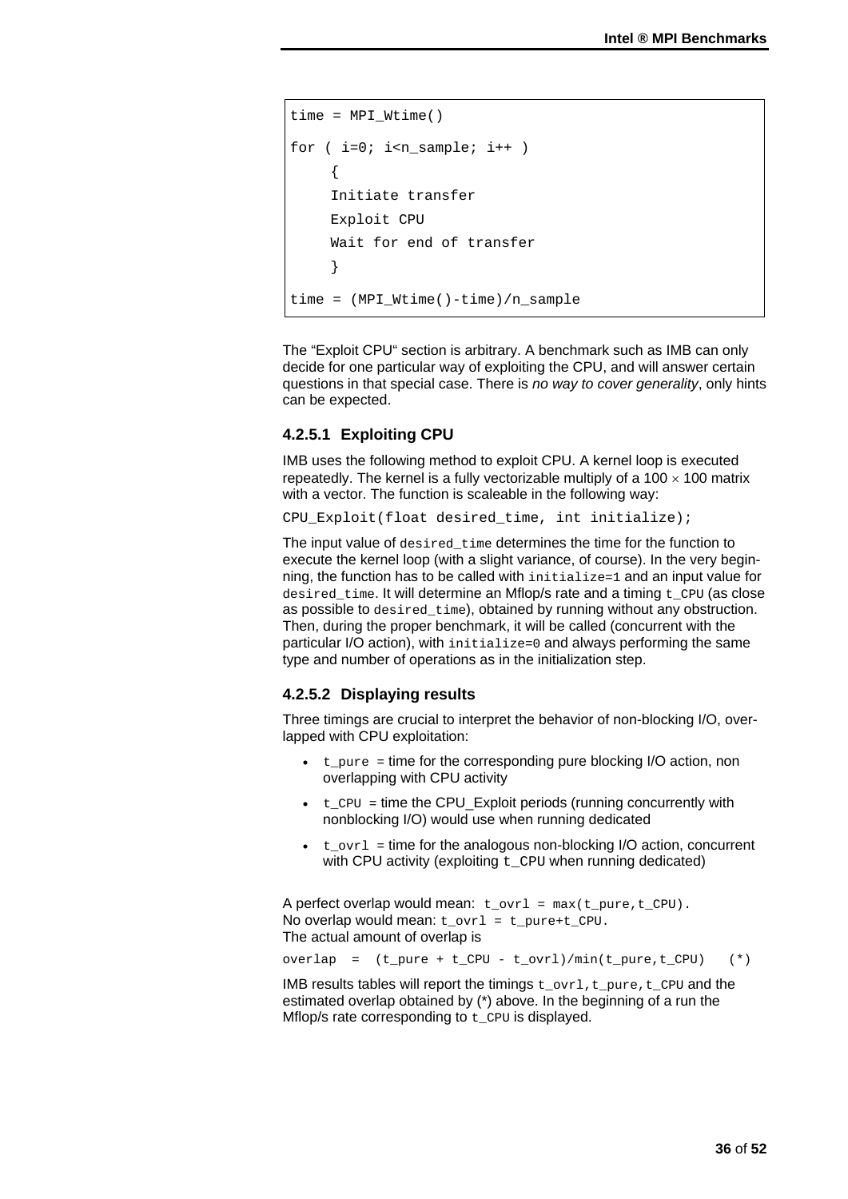```
time = MPI_Wtime()
for ( i=0; i<n_sample; i++ )
     {
     Initiate transfer
     Exploit CPU
     Wait for end of transfer
     }
time = (MPI_Wtime()-time)/n_sample
```

The "Exploit CPU" section is arbitrary. A benchmark such as IMB can only decide for one particular way of exploiting the CPU, and will answer certain questions in that special case. There is *no way to cover generality*, only hints can be expected.

#### 4.2.5.1 Exploiting CPU

IMB uses the following method to exploit CPU. A kernel loop is executed repeatedly. The kernel is a fully vectorizable multiply of a 100 × 100 matrix with a vector. The function is scaleable in the following way:

`CPU_Exploit(float desired_time, int initialize);`

The input value of `desired_time` determines the time for the function to execute the kernel loop (with a slight variance, of course). In the very beginning, the function has to be called with `initialize=1` and an input value for `desired_time`. It will determine an Mflop/s rate and a timing `t_CPU` (as close as possible to `desired_time`), obtained by running without any obstruction. Then, during the proper benchmark, it will be called (concurrent with the particular I/O action), with `initialize=0` and always performing the same type and number of operations as in the initialization step.

#### 4.2.5.2 Displaying results

Three timings are crucial to interpret the behavior of non-blocking I/O, overlapped with CPU exploitation:

- `t_pure` = time for the corresponding pure blocking I/O action, non overlapping with CPU activity
- `t_CPU` = time the CPU_Exploit periods (running concurrently with nonblocking I/O) would use when running dedicated
- `t_ovrl` = time for the analogous non-blocking I/O action, concurrent with CPU activity (exploiting `t_CPU` when running dedicated)

A perfect overlap would mean: `t_ovrl = max(t_pure,t_CPU)`.
No overlap would mean: `t_ovrl = t_pure+t_CPU`.
The actual amount of overlap is

`overlap  =  (t_pure + t_CPU - t_ovrl)/min(t_pure,t_CPU)   (*)`

IMB results tables will report the timings `t_ovrl,t_pure,t_CPU` and the estimated overlap obtained by (*) above. In the beginning of a run the Mflop/s rate corresponding to `t_CPU` is displayed.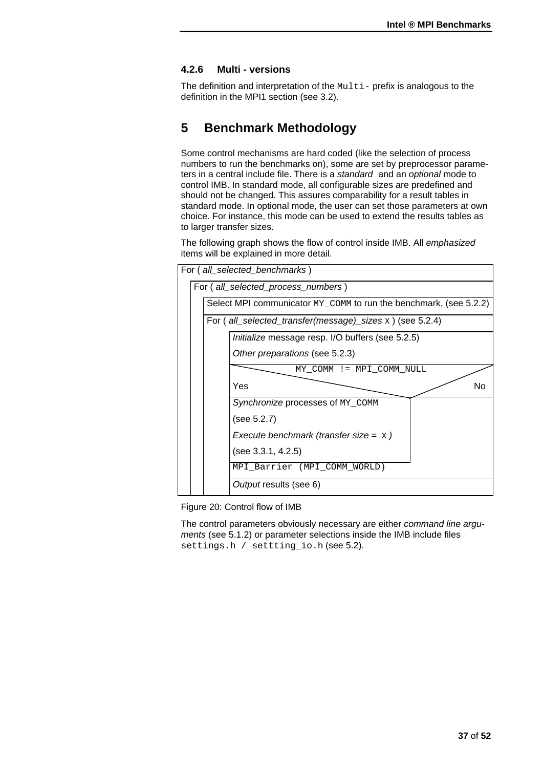### 4.2.6 Multi - versions

The definition and interpretation of the `Multi-` prefix is analogous to the definition in the MPI1 section (see 3.2).

# 5 Benchmark Methodology

Some control mechanisms are hard coded (like the selection of process numbers to run the benchmarks on), some are set by preprocessor parameters in a central include file. There is a *standard* and an *optional* mode to control IMB. In standard mode, all configurable sizes are predefined and should not be changed. This assures comparability for a result tables in standard mode. In optional mode, the user can set those parameters at own choice. For instance, this mode can be used to extend the results tables as to larger transfer sizes.

The following graph shows the flow of control inside IMB. All *emphasized* items will be explained in more detail.

```
For ( all_selected_benchmarks )
    For ( all_selected_process_numbers )
        Select MPI communicator MY_COMM to run the benchmark, (see 5.2.2)
        For ( all_selected_transfer(message)_sizes X ) (see 5.2.4)
            Initialize message resp. I/O buffers (see 5.2.5)
            Other preparations (see 5.2.3)
            MY_COMM != MPI_COMM_NULL
            Yes                                              No
                Synchronize processes of MY_COMM
                (see 5.2.7)
                Execute benchmark (transfer size = X )
                (see 3.3.1, 4.2.5)
            MPI_Barrier (MPI_COMM_WORLD)
            Output results (see 6)
```

Figure 20: Control flow of IMB

The control parameters obviously necessary are either *command line arguments* (see 5.1.2) or parameter selections inside the IMB include files `settings.h / settting_io.h` (see 5.2).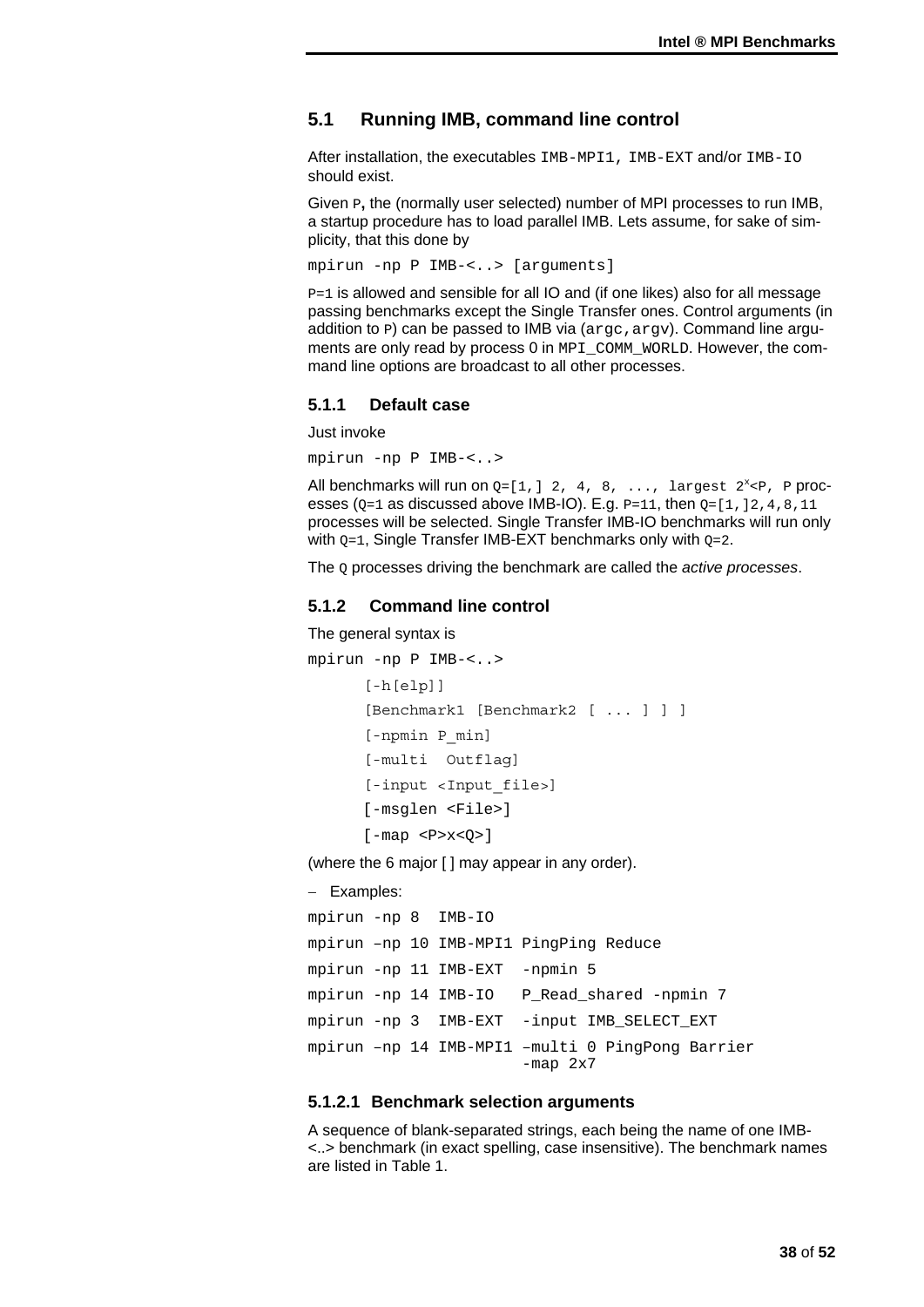## 5.1 Running IMB, command line control

After installation, the executables `IMB-MPI1, IMB-EXT` and/or `IMB-IO` should exist.

Given `P`**,** the (normally user selected) number of MPI processes to run IMB, a startup procedure has to load parallel IMB. Lets assume, for sake of simplicity, that this done by

```
mpirun -np P IMB-<..> [arguments]
```

`P=1` is allowed and sensible for all IO and (if one likes) also for all message passing benchmarks except the Single Transfer ones. Control arguments (in addition to `P`) can be passed to IMB via (`argc,argv`). Command line arguments are only read by process 0 in `MPI_COMM_WORLD`. However, the command line options are broadcast to all other processes.

### 5.1.1 Default case

Just invoke

```
mpirun -np P IMB-<..>
```

All benchmarks will run on `Q=[1,] 2, 4, 8, ..., largest` $2^x$`<P, P` processes (`Q=1` as discussed above IMB-IO). E.g. `P=11`, then `Q=[1,]2,4,8,11` processes will be selected. Single Transfer IMB-IO benchmarks will run only with `Q=1`, Single Transfer IMB-EXT benchmarks only with `Q=2`.

The `Q` processes driving the benchmark are called the *active processes*.

### 5.1.2 Command line control

The general syntax is

```
mpirun -np P IMB-<..>
      [-h[elp]]
      [Benchmark1 [Benchmark2 [ ... ] ] ]
      [-npmin P_min]
      [-multi  Outflag]
      [-input <Input_file>]
      [-msglen <File>]
      [-map <P>x<Q>]
```

(where the 6 major [ ] may appear in any order).

– Examples:

```
mpirun -np 8  IMB-IO
mpirun –np 10 IMB-MPI1 PingPing Reduce
mpirun -np 11 IMB-EXT  -npmin 5
mpirun -np 14 IMB-IO   P_Read_shared -npmin 7
mpirun -np 3  IMB-EXT  -input IMB_SELECT_EXT
mpirun –np 14 IMB-MPI1 –multi 0 PingPong Barrier
                       -map 2x7
```

#### 5.1.2.1 Benchmark selection arguments

A sequence of blank-separated strings, each being the name of one IMB-<..> benchmark (in exact spelling, case insensitive). The benchmark names are listed in Table 1.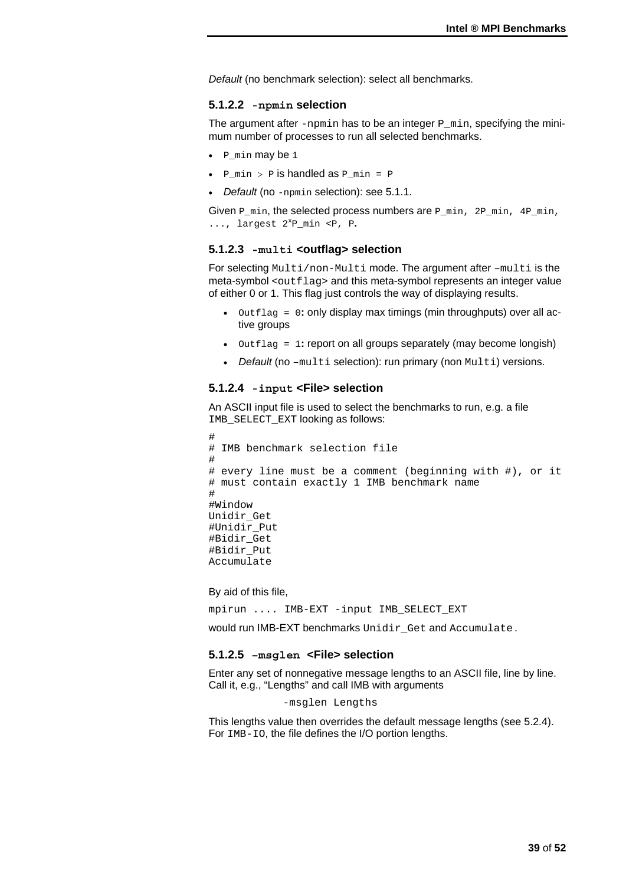*Default* (no benchmark selection): select all benchmarks.

#### 5.1.2.2 `-npmin` selection

The argument after `-npmin` has to be an integer `P_min`, specifying the minimum number of processes to run all selected benchmarks.

- `P_min` may be `1`
- `P_min > P` is handled as `P_min = P`
- *Default* (no `-npmin` selection): see 5.1.1.

Given `P_min`, the selected process numbers are `P_min, 2P_min, 4P_min, ..., largest` $2^x$`P_min <P, P`.

#### 5.1.2.3 `-multi` <outflag> selection

For selecting `Multi/non-Multi` mode. The argument after `–multi` is the meta-symbol <`outflag`> and this meta-symbol represents an integer value of either 0 or 1. This flag just controls the way of displaying results.

- `Outflag = 0`: only display max timings (min throughputs) over all active groups
- `Outflag = 1`: report on all groups separately (may become longish)
- *Default* (no `–multi` selection): run primary (non `Multi`) versions.

#### 5.1.2.4 `-input` <File> selection

An ASCII input file is used to select the benchmarks to run, e.g. a file `IMB_SELECT_EXT` looking as follows:

```
#
# IMB benchmark selection file
#
# every line must be a comment (beginning with #), or it
# must contain exactly 1 IMB benchmark name
#
#Window
Unidir_Get
#Unidir_Put
#Bidir_Get
#Bidir_Put
Accumulate
```

By aid of this file,

`mpirun .... IMB-EXT -input IMB_SELECT_EXT`

would run IMB-EXT benchmarks `Unidir_Get` and `Accumulate`.

#### 5.1.2.5 `–msglen` <File> selection

Enter any set of nonnegative message lengths to an ASCII file, line by line. Call it, e.g., “Lengths” and call IMB with arguments

```
-msglen Lengths
```

This lengths value then overrides the default message lengths (see 5.2.4). For `IMB-IO`, the file defines the I/O portion lengths.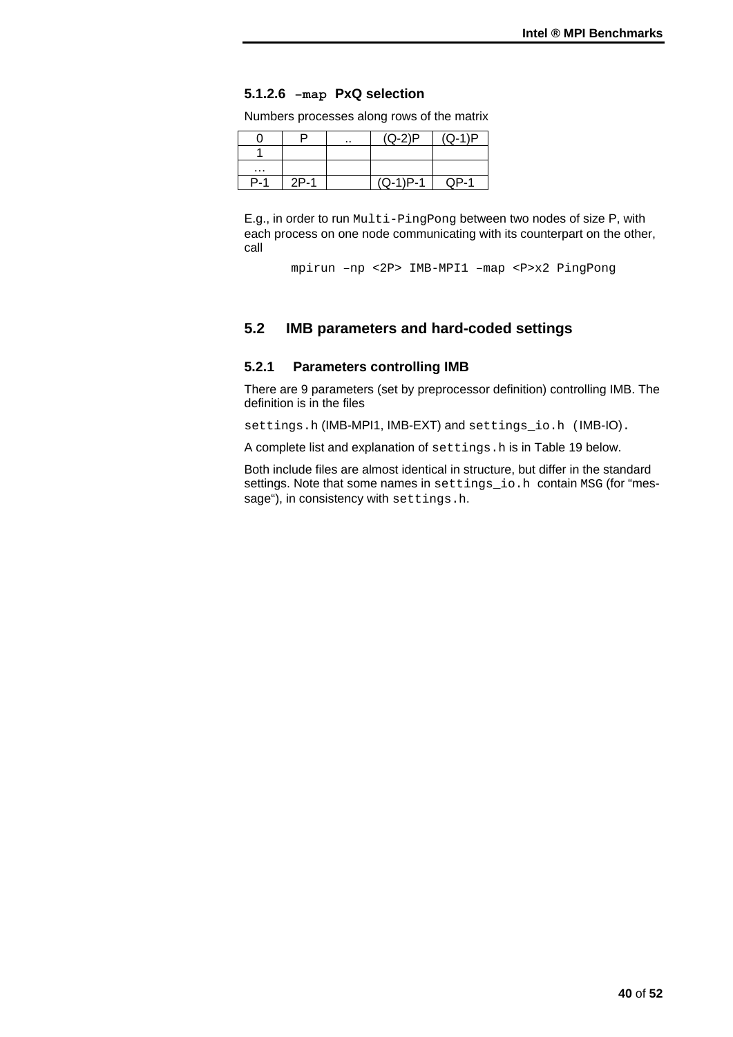#### 5.1.2.6 `–map` PxQ selection

Numbers processes along rows of the matrix

| 0 | P | .. | (Q-2)P | (Q-1)P |
|---|---|---|---|---|
| 1 | | | | |
| … | | | | |
| P-1 | 2P-1 | | (Q-1)P-1 | QP-1 |

E.g., in order to run `Multi-PingPong` between two nodes of size P, with each process on one node communicating with its counterpart on the other, call

```
mpirun –np <2P> IMB-MPI1 –map <P>x2 PingPong
```

## 5.2 IMB parameters and hard-coded settings

### 5.2.1 Parameters controlling IMB

There are 9 parameters (set by preprocessor definition) controlling IMB. The definition is in the files

`settings.h` (IMB-MPI1, IMB-EXT) and `settings_io.h` (IMB-IO).

A complete list and explanation of `settings.h` is in Table 19 below.

Both include files are almost identical in structure, but differ in the standard settings. Note that some names in `settings_io.h` contain `MSG` (for "message"), in consistency with `settings.h`.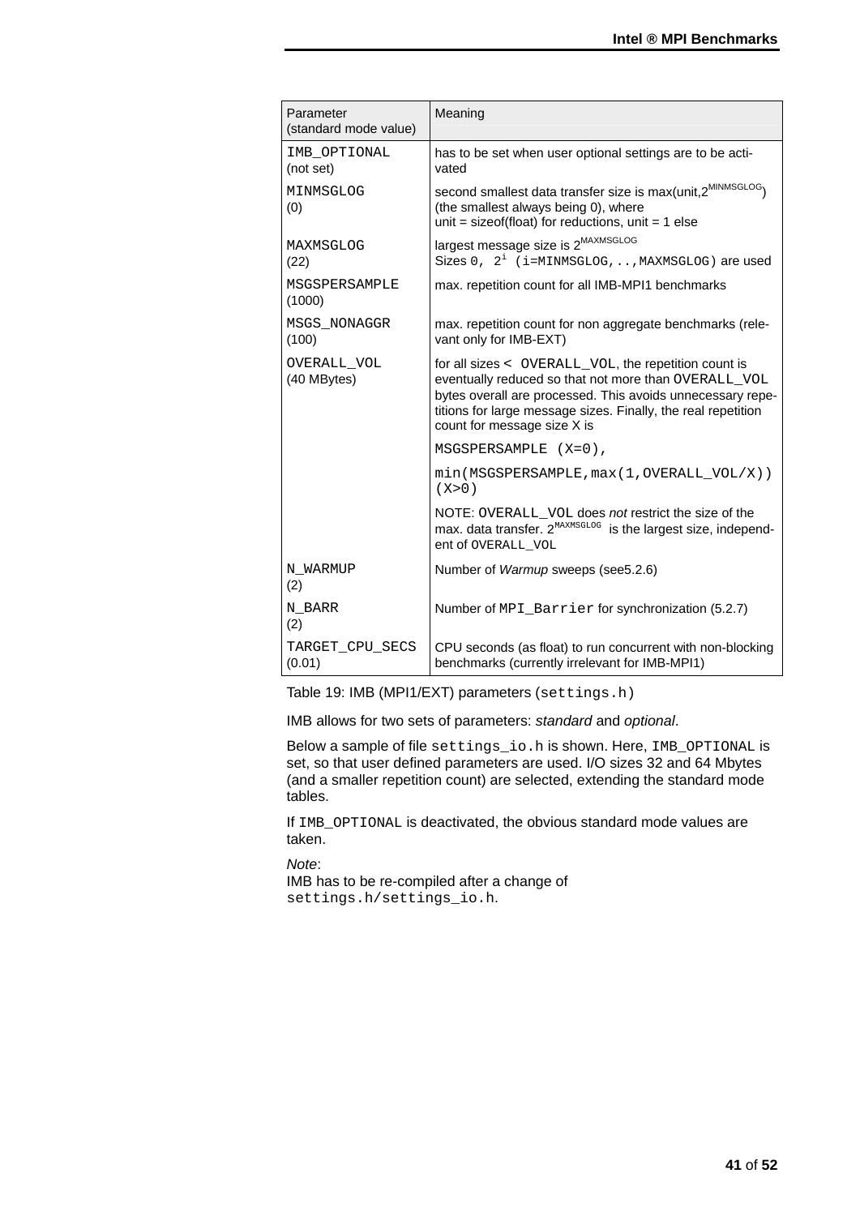| Parameter (standard mode value) | Meaning |
|---|---|
| `IMB_OPTIONAL` (not set) | has to be set when user optional settings are to be activated |
| `MINMSGLOG` (0) | second smallest data transfer size is max(unit,$2^{MINMSGLOG}$) (the smallest always being 0), where unit = sizeof(float) for reductions, unit = 1 else |
| `MAXMSGLOG` (22) | largest message size is $2^{MAXMSGLOG}$ Sizes `0, 2`$^i$ `(i=MINMSGLOG,..,MAXMSGLOG)` are used |
| `MSGSPERSAMPLE` (1000) | max. repetition count for all IMB-MPI1 benchmarks |
| `MSGS_NONAGGR` (100) | max. repetition count for non aggregate benchmarks (relevant only for IMB-EXT) |
| `OVERALL_VOL` (40 MBytes) | for all sizes < `OVERALL_VOL`, the repetition count is eventually reduced so that not more than `OVERALL_VOL` bytes overall are processed. This avoids unnecessary repetitions for large message sizes. Finally, the real repetition count for message size X is<br>`MSGSPERSAMPLE (X=0),`<br>`min(MSGSPERSAMPLE,max(1,OVERALL_VOL/X)) (X>0)`<br>NOTE: `OVERALL_VOL` does *not* restrict the size of the max. data transfer. $2^{MAXMSGLOG}$ is the largest size, independent of `OVERALL_VOL` |
| `N_WARMUP` (2) | Number of *Warmup* sweeps (see5.2.6) |
| `N_BARR` (2) | Number of `MPI_Barrier` for synchronization (5.2.7) |
| `TARGET_CPU_SECS` (0.01) | CPU seconds (as float) to run concurrent with non-blocking benchmarks (currently irrelevant for IMB-MPI1) |

Table 19: IMB (MPI1/EXT) parameters (`settings.h`)

IMB allows for two sets of parameters: *standard* and *optional*.

Below a sample of file `settings_io.h` is shown. Here, `IMB_OPTIONAL` is set, so that user defined parameters are used. I/O sizes 32 and 64 Mbytes (and a smaller repetition count) are selected, extending the standard mode tables.

If `IMB_OPTIONAL` is deactivated, the obvious standard mode values are taken.

*Note*:
IMB has to be re-compiled after a change of `settings.h/settings_io.h`.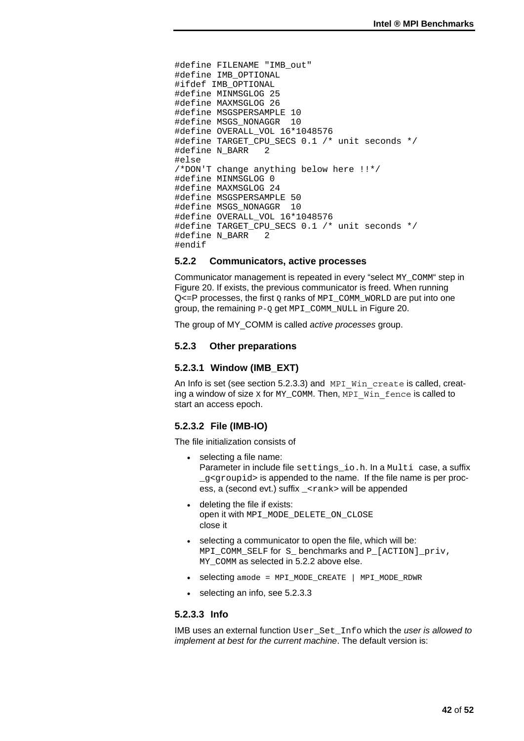```
#define FILENAME "IMB_out"
#define IMB_OPTIONAL
#ifdef IMB_OPTIONAL
#define MINMSGLOG 25
#define MAXMSGLOG 26
#define MSGSPERSAMPLE 10
#define MSGS_NONAGGR  10
#define OVERALL_VOL 16*1048576
#define TARGET_CPU_SECS 0.1 /* unit seconds */
#define N_BARR   2
#else
/*DON'T change anything below here !!*/
#define MINMSGLOG 0
#define MAXMSGLOG 24
#define MSGSPERSAMPLE 50
#define MSGS_NONAGGR  10
#define OVERALL_VOL 16*1048576
#define TARGET_CPU_SECS 0.1 /* unit seconds */
#define N_BARR   2
#endif
```

### 5.2.2 Communicators, active processes

Communicator management is repeated in every "select `MY_COMM`" step in Figure 20. If exists, the previous communicator is freed. When running Q<=P processes, the first `Q` ranks of `MPI_COMM_WORLD` are put into one group, the remaining `P-Q` get `MPI_COMM_NULL` in Figure 20.

The group of MY_COMM is called *active processes* group.

### 5.2.3 Other preparations

#### 5.2.3.1 Window (IMB_EXT)

An Info is set (see section 5.2.3.3) and `MPI_Win_create` is called, creating a window of size `X` for `MY_COMM`. Then, `MPI_Win_fence` is called to start an access epoch.

#### 5.2.3.2 File (IMB-IO)

The file initialization consists of

- selecting a file name:
  Parameter in include file `settings_io.h`. In a `Multi` case, a suffix `_g<groupid>` is appended to the name. If the file name is per process, a (second evt.) suffix `_<rank>` will be appended
- deleting the file if exists:
  open it with `MPI_MODE_DELETE_ON_CLOSE`
  close it
- selecting a communicator to open the file, which will be:
  `MPI_COMM_SELF` for `S_` benchmarks and `P_[ACTION]_priv`,
  `MY_COMM` as selected in 5.2.2 above else.
- selecting `amode = MPI_MODE_CREATE | MPI_MODE_RDWR`
- selecting an info, see 5.2.3.3

#### 5.2.3.3 Info

IMB uses an external function `User_Set_Info` which the *user is allowed to implement at best for the current machine*. The default version is: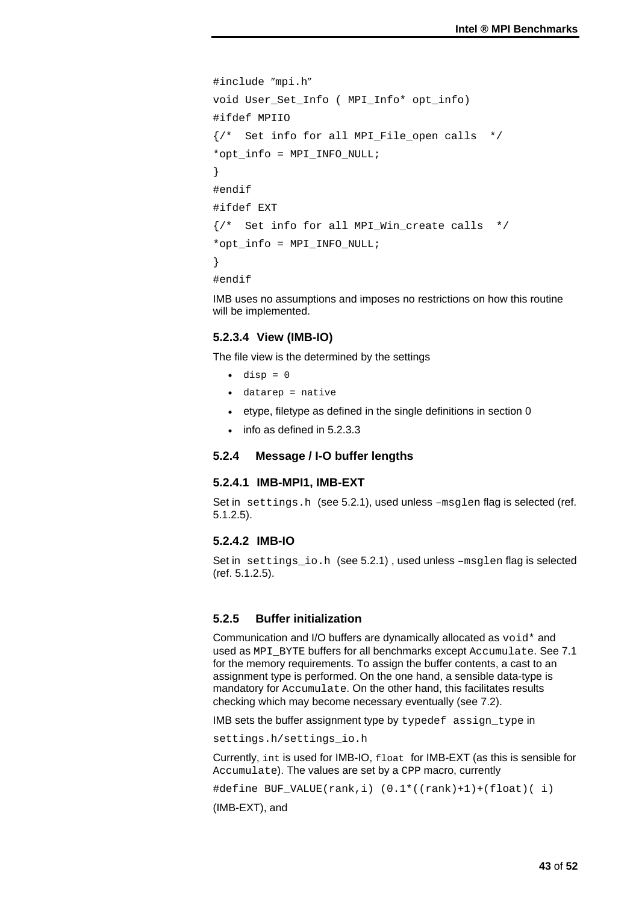```
#include "mpi.h"
void User_Set_Info ( MPI_Info* opt_info)
#ifdef MPIIO
{/*  Set info for all MPI_File_open calls  */
*opt_info = MPI_INFO_NULL;
}
#endif
#ifdef EXT
{/*  Set info for all MPI_Win_create calls  */
*opt_info = MPI_INFO_NULL;
}
#endif
```

IMB uses no assumptions and imposes no restrictions on how this routine will be implemented.

#### 5.2.3.4 View (IMB-IO)

The file view is the determined by the settings

- `disp = 0`
- `datarep = native`
- etype, filetype as defined in the single definitions in section 0
- info as defined in 5.2.3.3

### 5.2.4 Message / I-O buffer lengths

#### 5.2.4.1 IMB-MPI1, IMB-EXT

Set in `settings.h` (see 5.2.1), used unless `–msglen` flag is selected (ref. 5.1.2.5).

#### 5.2.4.2 IMB-IO

Set in `settings_io.h` (see 5.2.1) , used unless `–msglen` flag is selected (ref. 5.1.2.5).

### 5.2.5 Buffer initialization

Communication and I/O buffers are dynamically allocated as `void*` and used as `MPI_BYTE` buffers for all benchmarks except `Accumulate`. See 7.1 for the memory requirements. To assign the buffer contents, a cast to an assignment type is performed. On the one hand, a sensible data-type is mandatory for `Accumulate`. On the other hand, this facilitates results checking which may become necessary eventually (see 7.2).

IMB sets the buffer assignment type by `typedef assign_type` in

`settings.h/settings_io.h`

Currently, `int` is used for IMB-IO, `float` for IMB-EXT (as this is sensible for `Accumulate`). The values are set by a `CPP` macro, currently

```
#define BUF_VALUE(rank,i) (0.1*((rank)+1)+(float)( i)
```

(IMB-EXT), and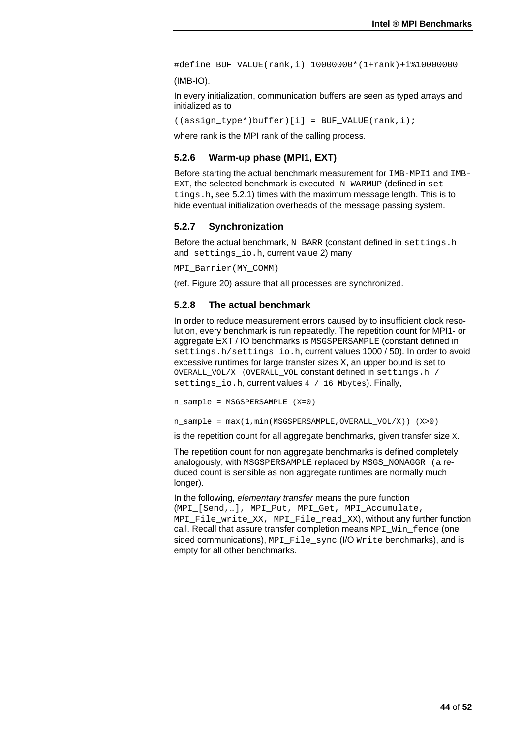```
#define BUF_VALUE(rank,i) 10000000*(1+rank)+i%10000000
```

(IMB-IO).

In every initialization, communication buffers are seen as typed arrays and initialized as to

```
((assign_type*)buffer)[i] = BUF_VALUE(rank,i);
```

where rank is the MPI rank of the calling process.

### 5.2.6 Warm-up phase (MPI1, EXT)

Before starting the actual benchmark measurement for `IMB-MPI1` and `IMB-EXT`, the selected benchmark is executed `N_WARMUP` (defined in `settings.h`**,** see 5.2.1) times with the maximum message length. This is to hide eventual initialization overheads of the message passing system.

### 5.2.7 Synchronization

Before the actual benchmark, `N_BARR` (constant defined in `settings.h` and `settings_io.h`, current value 2) many

```
MPI_Barrier(MY_COMM)
```

(ref. Figure 20) assure that all processes are synchronized.

### 5.2.8 The actual benchmark

In order to reduce measurement errors caused by to insufficient clock resolution, every benchmark is run repeatedly. The repetition count for MPI1- or aggregate EXT / IO benchmarks is `MSGSPERSAMPLE` (constant defined in `settings.h/settings_io.h`, current values 1000 / 50). In order to avoid excessive runtimes for large transfer sizes X, an upper bound is set to `OVERALL_VOL/X` (`OVERALL_VOL` constant defined in `settings.h / settings_io.h`, current values `4 / 16 Mbytes`). Finally,

```
n_sample = MSGSPERSAMPLE (X=0)

n_sample = max(1,min(MSGSPERSAMPLE,OVERALL_VOL/X)) (X>0)
```

is the repetition count for all aggregate benchmarks, given transfer size `X`.

The repetition count for non aggregate benchmarks is defined completely analogously, with `MSGSPERSAMPLE` replaced by `MSGS_NONAGGR` (a reduced count is sensible as non aggregate runtimes are normally much longer).

In the following, *elementary transfer* means the pure function (`MPI_[Send,…], MPI_Put, MPI_Get, MPI_Accumulate, MPI_File_write_XX, MPI_File_read_XX`), without any further function call. Recall that assure transfer completion means `MPI_Win_fence` (one sided communications), `MPI_File_sync` (I/O `Write` benchmarks), and is empty for all other benchmarks.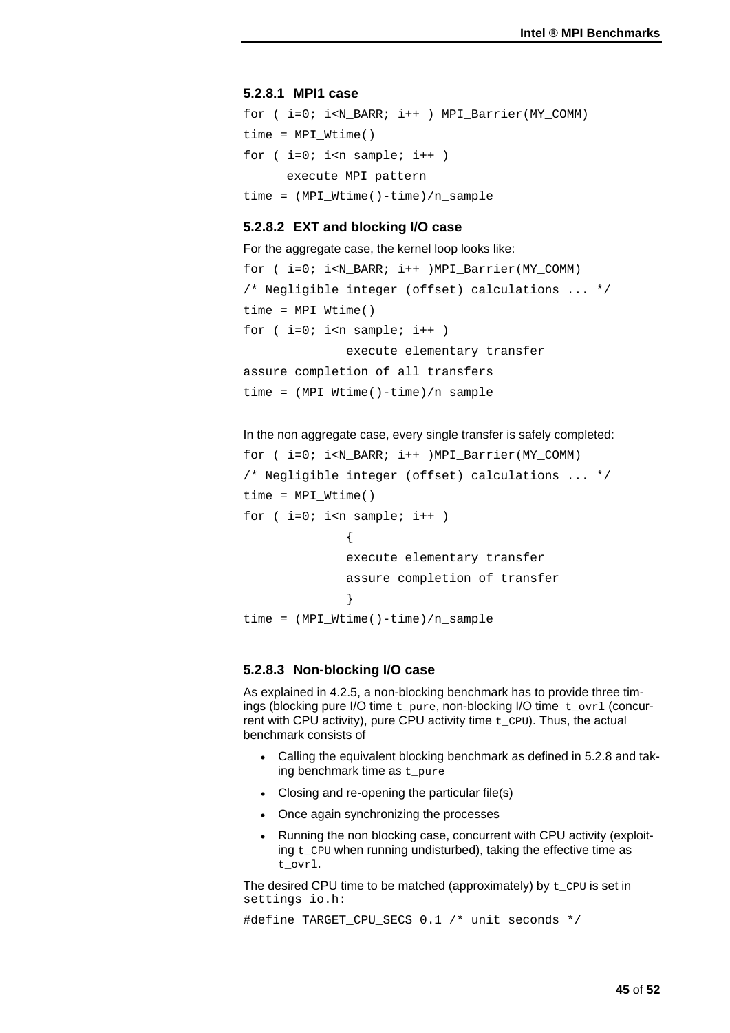#### 5.2.8.1 MPI1 case

```
for ( i=0; i<N_BARR; i++ ) MPI_Barrier(MY_COMM)
time = MPI_Wtime()
for ( i=0; i<n_sample; i++ )
      execute MPI pattern
time = (MPI_Wtime()-time)/n_sample
```

#### 5.2.8.2 EXT and blocking I/O case

For the aggregate case, the kernel loop looks like:

```
for ( i=0; i<N_BARR; i++ )MPI_Barrier(MY_COMM)
/* Negligible integer (offset) calculations ... */
time = MPI_Wtime()
for ( i=0; i<n_sample; i++ )
              execute elementary transfer
assure completion of all transfers
time = (MPI_Wtime()-time)/n_sample
```

In the non aggregate case, every single transfer is safely completed:

```
for ( i=0; i<N_BARR; i++ )MPI_Barrier(MY_COMM)
/* Negligible integer (offset) calculations ... */
time = MPI_Wtime()
for ( i=0; i<n_sample; i++ )
              {
              execute elementary transfer
              assure completion of transfer
              }
time = (MPI_Wtime()-time)/n_sample
```

#### 5.2.8.3 Non-blocking I/O case

As explained in 4.2.5, a non-blocking benchmark has to provide three timings (blocking pure I/O time `t_pure`, non-blocking I/O time `t_ovrl` (concurrent with CPU activity), pure CPU activity time `t_CPU`). Thus, the actual benchmark consists of

- Calling the equivalent blocking benchmark as defined in 5.2.8 and taking benchmark time as `t_pure`
- Closing and re-opening the particular file(s)
- Once again synchronizing the processes
- Running the non blocking case, concurrent with CPU activity (exploiting `t_CPU` when running undisturbed), taking the effective time as `t_ovrl`.

The desired CPU time to be matched (approximately) by `t_CPU` is set in `settings_io.h`:

```
#define TARGET_CPU_SECS 0.1 /* unit seconds */
```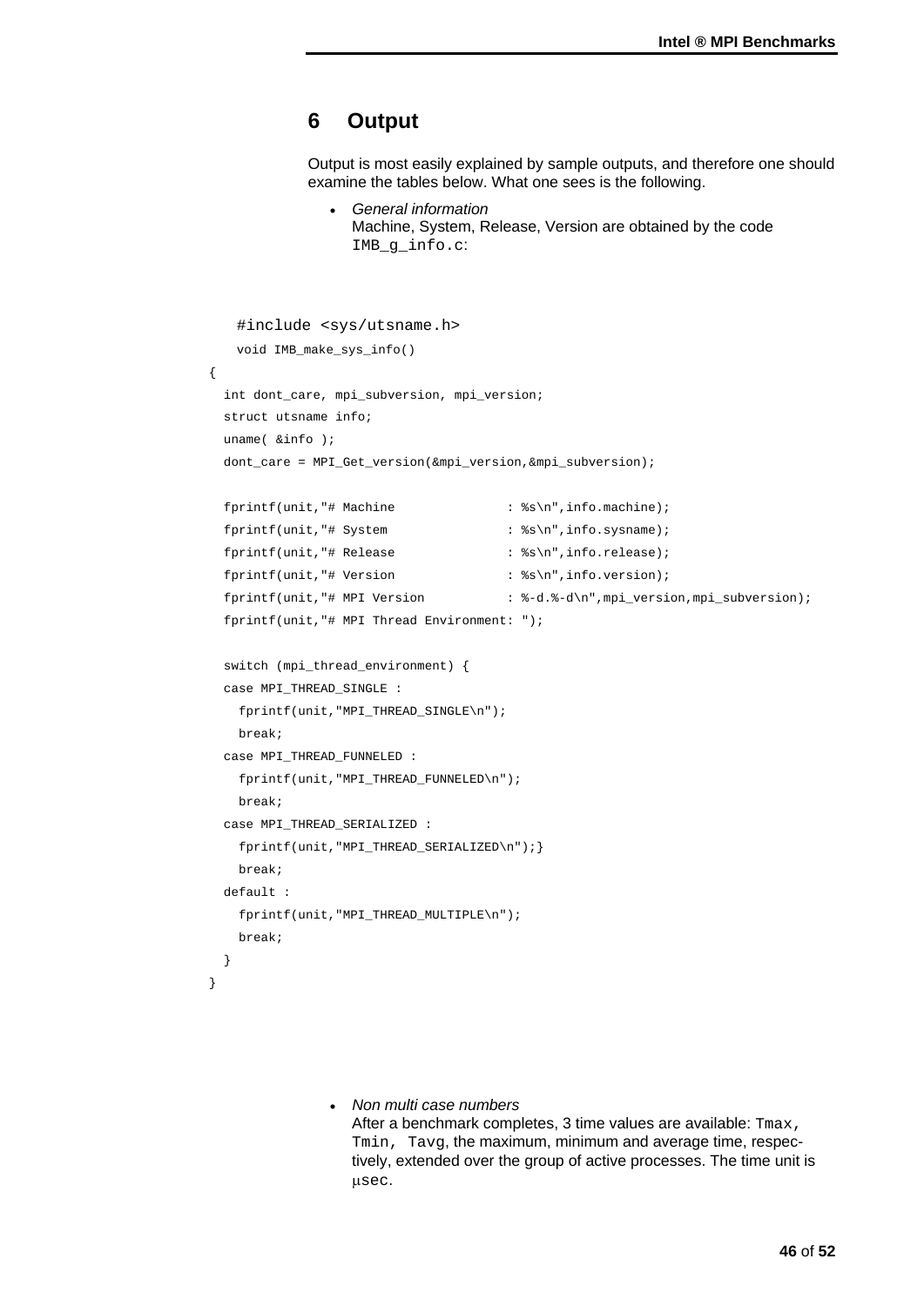# 6 Output

Output is most easily explained by sample outputs, and therefore one should examine the tables below. What one sees is the following.

- *General information*
  Machine, System, Release, Version are obtained by the code `IMB_g_info.c`:

```
#include <sys/utsname.h>
void IMB_make_sys_info()
{
  int dont_care, mpi_subversion, mpi_version;
  struct utsname info;
  uname( &info );
  dont_care = MPI_Get_version(&mpi_version,&mpi_subversion);

  fprintf(unit,"# Machine               : %s\n",info.machine);
  fprintf(unit,"# System                : %s\n",info.sysname);
  fprintf(unit,"# Release               : %s\n",info.release);
  fprintf(unit,"# Version               : %s\n",info.version);
  fprintf(unit,"# MPI Version           : %-d.%-d\n",mpi_version,mpi_subversion);
  fprintf(unit,"# MPI Thread Environment: ");

  switch (mpi_thread_environment) {
  case MPI_THREAD_SINGLE :
    fprintf(unit,"MPI_THREAD_SINGLE\n");
    break;
  case MPI_THREAD_FUNNELED :
    fprintf(unit,"MPI_THREAD_FUNNELED\n");
    break;
  case MPI_THREAD_SERIALIZED :
    fprintf(unit,"MPI_THREAD_SERIALIZED\n");}
    break;
  default :
    fprintf(unit,"MPI_THREAD_MULTIPLE\n");
    break;
  }
}
```

- *Non multi case numbers*
  After a benchmark completes, 3 time values are available: `Tmax`, `Tmin`, `Tavg`, the maximum, minimum and average time, respectively, extended over the group of active processes. The time unit is μsec.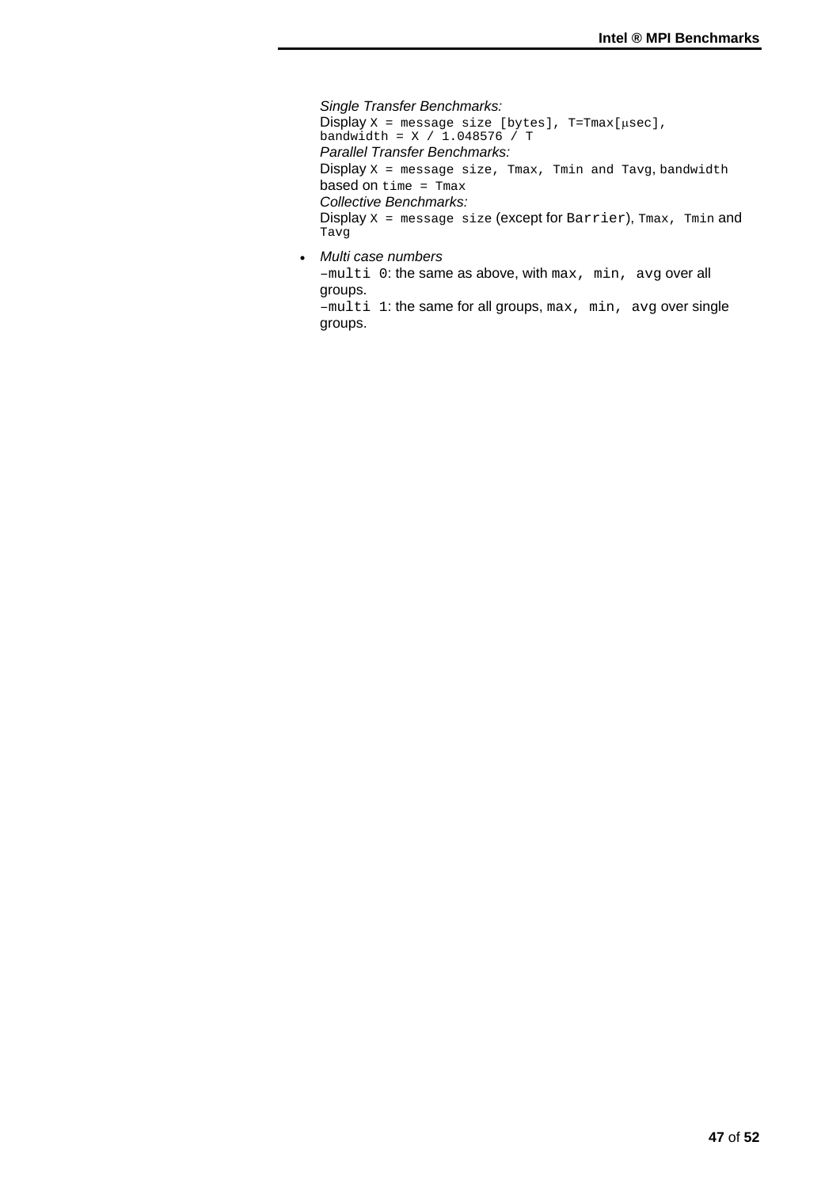*Single Transfer Benchmarks:*
Display `X = message size [bytes], T=Tmax[μsec], bandwidth = X / 1.048576 / T`
*Parallel Transfer Benchmarks:*
Display `X = message size, Tmax, Tmin and Tavg`, `bandwidth` based on `time = Tmax`
*Collective Benchmarks:*
Display `X = message size` (except for `Barrier`), `Tmax, Tmin` and `Tavg`

- *Multi case numbers*
  `–multi 0`: the same as above, with `max, min, avg` over all groups.
  `–multi 1`: the same for all groups, `max, min, avg` over single groups.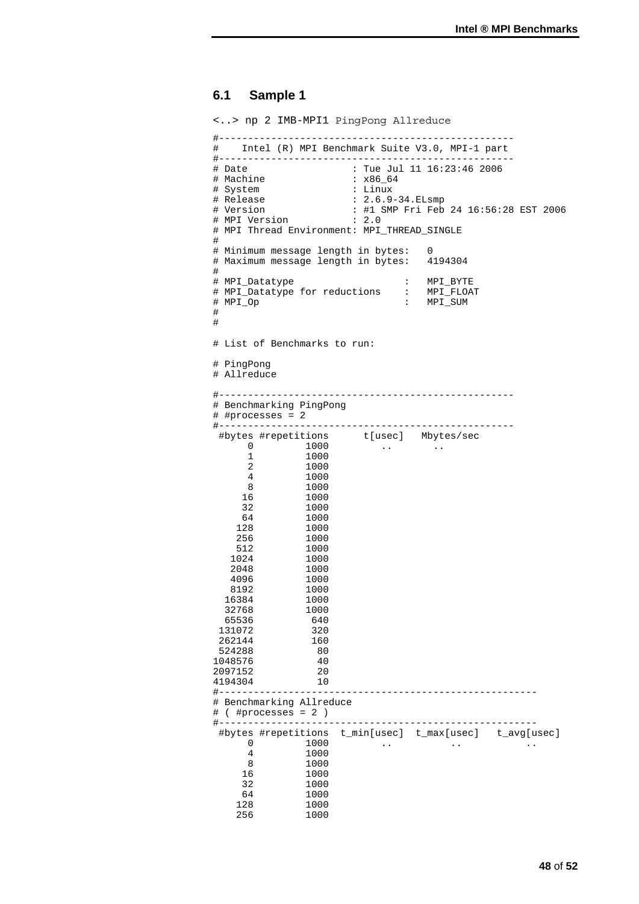## 6.1 Sample 1

```
<..> np 2 IMB-MPI1 PingPong Allreduce

#---------------------------------------------------
#    Intel (R) MPI Benchmark Suite V3.0, MPI-1 part
#---------------------------------------------------
# Date                  : Tue Jul 11 16:23:46 2006
# Machine               : x86_64
# System                : Linux
# Release               : 2.6.9-34.ELsmp
# Version               : #1 SMP Fri Feb 24 16:56:28 EST 2006
# MPI Version           : 2.0
# MPI Thread Environment: MPI_THREAD_SINGLE
#
# Minimum message length in bytes:   0
# Maximum message length in bytes:   4194304
#
# MPI_Datatype                   :   MPI_BYTE
# MPI_Datatype for reductions    :   MPI_FLOAT
# MPI_Op                         :   MPI_SUM
#
#

# List of Benchmarks to run:

# PingPong
# Allreduce

#---------------------------------------------------
# Benchmarking PingPong
# #processes = 2
#---------------------------------------------------
 #bytes #repetitions      t[usec]   Mbytes/sec
      0         1000         ..       ..
      1         1000
      2         1000
      4         1000
      8         1000
     16         1000
     32         1000
     64         1000
    128         1000
    256         1000
    512         1000
   1024         1000
   2048         1000
   4096         1000
   8192         1000
  16384         1000
  32768         1000
  65536          640
 131072          320
 262144          160
 524288           80
1048576           40
2097152           20
4194304           10
#-------------------------------------------------------
# Benchmarking Allreduce
# ( #processes = 2 )
#-------------------------------------------------------
 #bytes #repetitions  t_min[usec]  t_max[usec]   t_avg[usec]
      0         1000         ..          ..           ..
      4         1000
      8         1000
     16         1000
     32         1000
     64         1000
    128         1000
    256         1000
```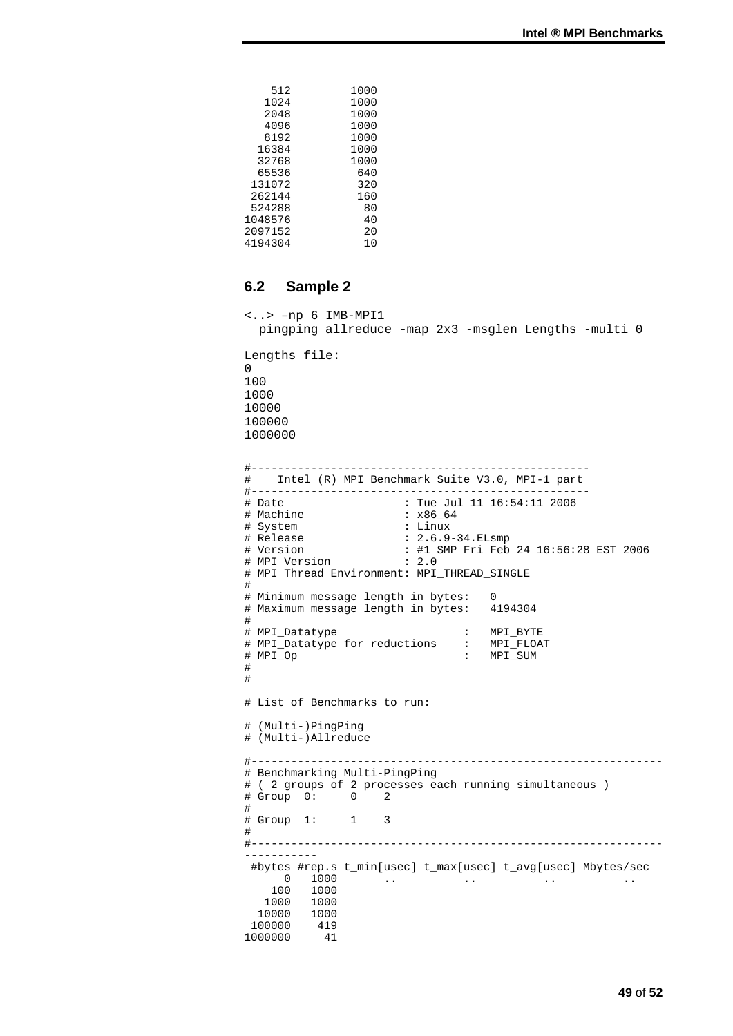```
    512         1000
   1024         1000
   2048         1000
   4096         1000
   8192         1000
  16384         1000
  32768         1000
  65536          640
 131072          320
 262144          160
 524288           80
1048576           40
2097152           20
4194304           10
```

## 6.2 Sample 2

```
<..> –np 6 IMB-MPI1
  pingping allreduce -map 2x3 -msglen Lengths -multi 0

Lengths file:
0
100
1000
10000
100000
1000000
```

```
#---------------------------------------------------
#    Intel (R) MPI Benchmark Suite V3.0, MPI-1 part
#---------------------------------------------------
# Date                  : Tue Jul 11 16:54:11 2006
# Machine               : x86_64
# System                : Linux
# Release               : 2.6.9-34.ELsmp
# Version               : #1 SMP Fri Feb 24 16:56:28 EST 2006
# MPI Version           : 2.0
# MPI Thread Environment: MPI_THREAD_SINGLE
#
# Minimum message length in bytes:   0
# Maximum message length in bytes:   4194304
#
# MPI_Datatype                   :   MPI_BYTE
# MPI_Datatype for reductions    :   MPI_FLOAT
# MPI_Op                         :   MPI_SUM
#
#

# List of Benchmarks to run:

# (Multi-)PingPing
# (Multi-)Allreduce

#-------------------------------------------------------------
# Benchmarking Multi-PingPing
# ( 2 groups of 2 processes each running simultaneous )
# Group  0:     0    2
#
# Group  1:     1    3
#
#-------------------------------------------------------------
-----------
 #bytes #rep.s t_min[usec] t_max[usec] t_avg[usec] Mbytes/sec
      0   1000       ..          ..          ..          ..
    100   1000
   1000   1000
  10000   1000
 100000    419
1000000     41
```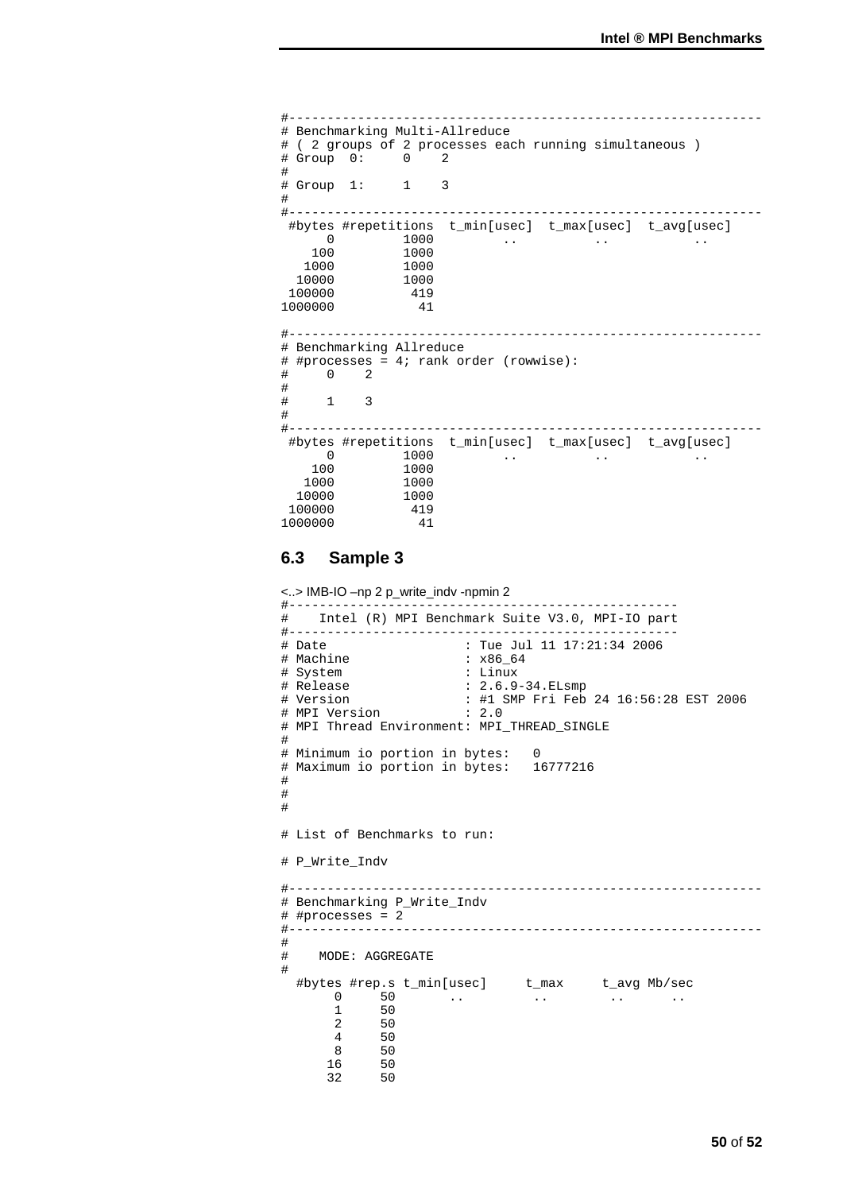```
#-----------------------------------------------------------------------------
# Benchmarking Multi-Allreduce
# ( 2 groups of 2 processes each running simultaneous )
# Group  0:     0    2
#
# Group  1:     1    3
#
#-----------------------------------------------------------------------------
 #bytes #repetitions  t_min[usec]  t_max[usec]  t_avg[usec]
      0         1000         ..          ..          ..
    100         1000
   1000         1000
  10000         1000
 100000          419
1000000           41

#-----------------------------------------------------------------------------
# Benchmarking Allreduce
# #processes = 4; rank order (rowwise):
#     0    2
#
#     1    3
#
#-----------------------------------------------------------------------------
 #bytes #repetitions  t_min[usec]  t_max[usec]  t_avg[usec]
      0         1000         ..          ..          ..
    100         1000
   1000         1000
  10000         1000
 100000          419
1000000           41
```

## 6.3 Sample 3

<..> IMB-IO –np 2 p_write_indv -npmin 2

```
#---------------------------------------------------
#    Intel (R) MPI Benchmark Suite V3.0, MPI-IO part
#---------------------------------------------------
# Date                  : Tue Jul 11 17:21:34 2006
# Machine               : x86_64
# System                : Linux
# Release               : 2.6.9-34.ELsmp
# Version               : #1 SMP Fri Feb 24 16:56:28 EST 2006
# MPI Version           : 2.0
# MPI Thread Environment: MPI_THREAD_SINGLE
#
# Minimum io portion in bytes:   0
# Maximum io portion in bytes:   16777216
#
#
#

# List of Benchmarks to run:

# P_Write_Indv

#-----------------------------------------------------------------------------
# Benchmarking P_Write_Indv
# #processes = 2
#-----------------------------------------------------------------------------
#
#    MODE: AGGREGATE
#
  #bytes #rep.s t_min[usec]     t_max     t_avg Mb/sec
       0     50       ..          ..        ..      ..
       1     50
       2     50
       4     50
       8     50
      16     50
      32     50
```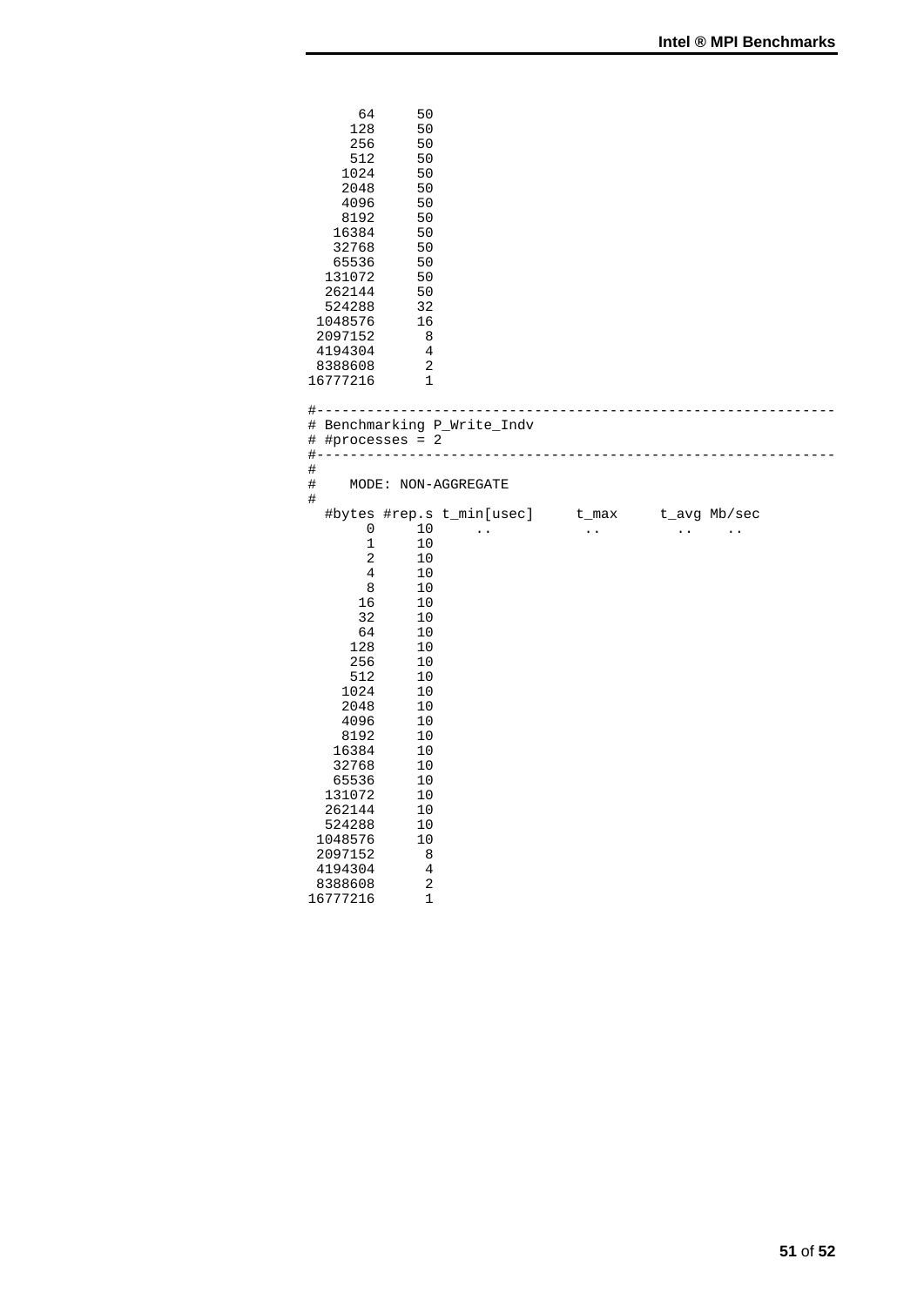```
       64      50
      128      50
      256      50
      512      50
     1024      50
     2048      50
     4096      50
     8192      50
    16384      50
    32768      50
    65536      50
   131072      50
   262144      50
   524288      32
  1048576      16
  2097152       8
  4194304       4
  8388608       2
 16777216       1

#-----------------------------------------------------------------------------
# Benchmarking P_Write_Indv
# #processes = 2
#-----------------------------------------------------------------------------
#
#    MODE: NON-AGGREGATE
#
  #bytes #rep.s t_min[usec]      t_max      t_avg Mb/sec
       0      10      ..           ..          ..     ..
       1      10
       2      10
       4      10
       8      10
      16      10
      32      10
      64      10
     128      10
     256      10
     512      10
    1024      10
    2048      10
    4096      10
    8192      10
   16384      10
   32768      10
   65536      10
  131072      10
  262144      10
  524288      10
 1048576      10
 2097152       8
 4194304       4
 8388608       2
16777216       1
```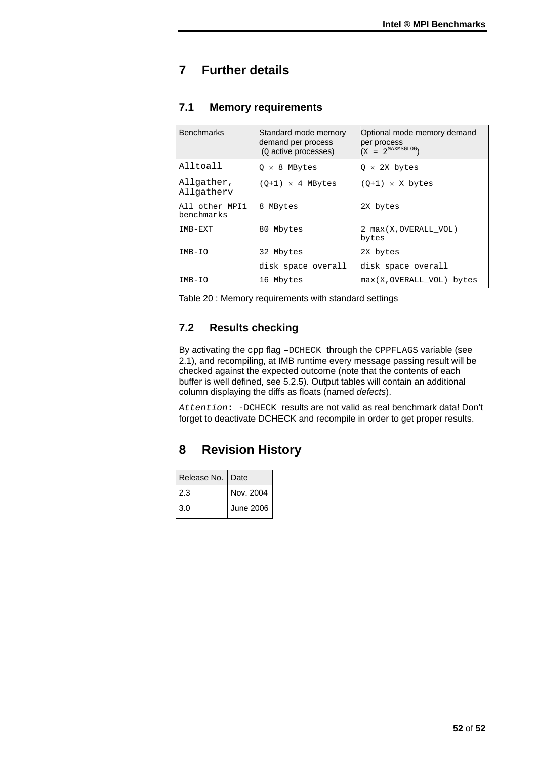# 7 Further details

## 7.1 Memory requirements

| Benchmarks | Standard mode memory demand per process (Q active processes) | Optional mode memory demand per process ($X = 2^{MAXMSGLOG}$) |
|---|---|---|
| Alltoall | Q × 8 MBytes | Q × 2X bytes |
| Allgather, Allgatherv | (Q+1) × 4 MBytes | (Q+1) × X bytes |
| All other MPI1 benchmarks | 8 MBytes | 2X bytes |
| IMB-EXT | 80 Mbytes | 2 max(X,OVERALL_VOL) bytes |
| IMB-IO | 32 Mbytes | 2X bytes |
| | disk space overall | disk space overall |
| IMB-IO | 16 Mbytes | max(X,OVERALL_VOL) bytes |

Table 20 : Memory requirements with standard settings

## 7.2 Results checking

By activating the `cpp` flag `–DCHECK` through the `CPPFLAGS` variable (see 2.1), and recompiling, at IMB runtime every message passing result will be checked against the expected outcome (note that the contents of each buffer is well defined, see 5.2.5). Output tables will contain an additional column displaying the diffs as floats (named *defects*).

*Attention*: `-DCHECK` results are not valid as real benchmark data! Don't forget to deactivate DCHECK and recompile in order to get proper results.

# 8 Revision History

| Release No. | Date |
|---|---|
| 2.3 | Nov. 2004 |
| 3.0 | June 2006 |